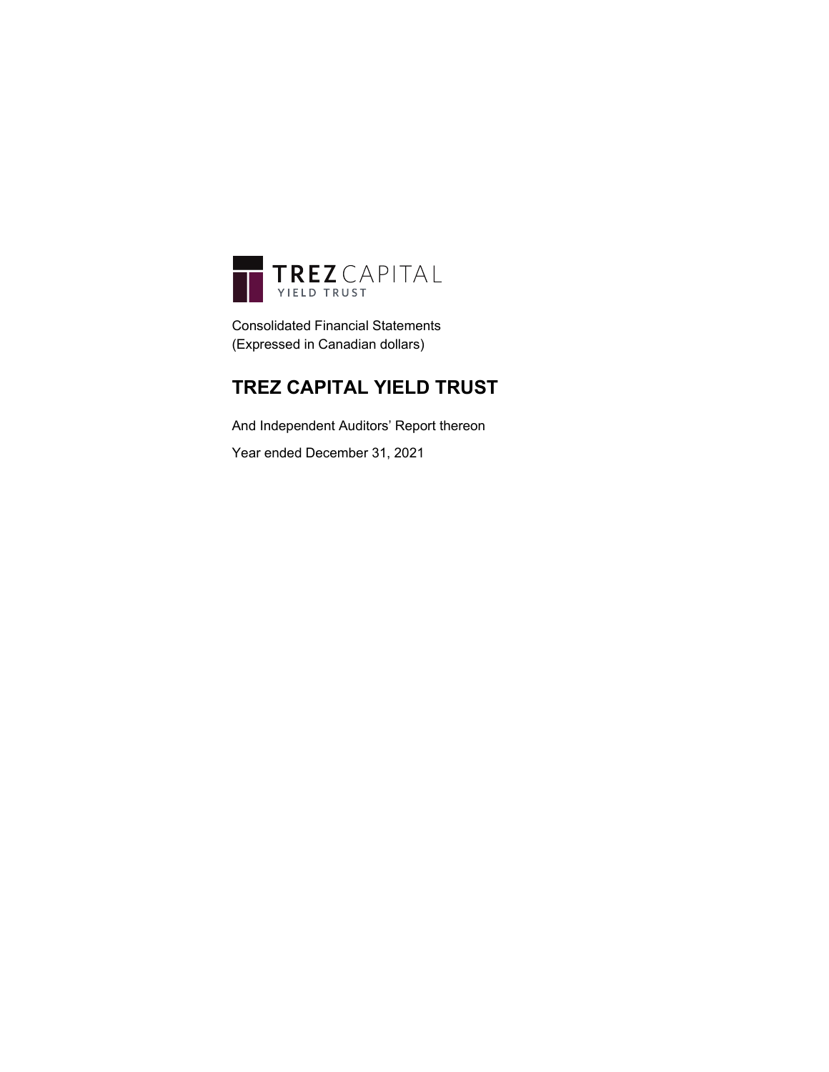TREZ CAPITAL
YIELD TRUST

Consolidated Financial Statements
(Expressed in Canadian dollars)

# TREZ CAPITAL YIELD TRUST

And Independent Auditors' Report thereon

Year ended December 31, 2021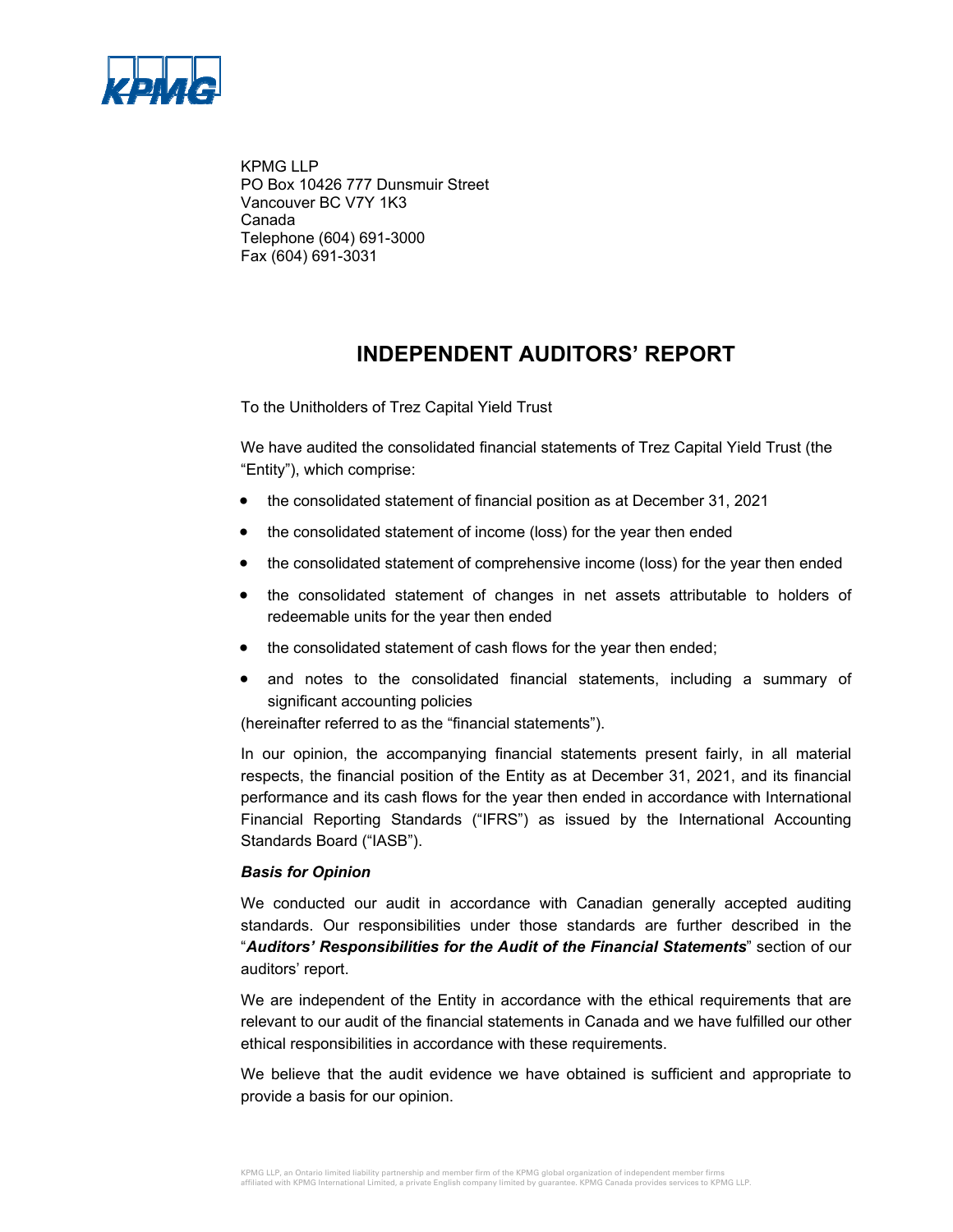KPMG LLP
PO Box 10426 777 Dunsmuir Street
Vancouver BC V7Y 1K3
Canada
Telephone (604) 691-3000
Fax (604) 691-3031

# INDEPENDENT AUDITORS' REPORT

To the Unitholders of Trez Capital Yield Trust

We have audited the consolidated financial statements of Trez Capital Yield Trust (the "Entity"), which comprise:

- the consolidated statement of financial position as at December 31, 2021
- the consolidated statement of income (loss) for the year then ended
- the consolidated statement of comprehensive income (loss) for the year then ended
- the consolidated statement of changes in net assets attributable to holders of redeemable units for the year then ended
- the consolidated statement of cash flows for the year then ended;
- and notes to the consolidated financial statements, including a summary of significant accounting policies

(hereinafter referred to as the "financial statements").

In our opinion, the accompanying financial statements present fairly, in all material respects, the financial position of the Entity as at December 31, 2021, and its financial performance and its cash flows for the year then ended in accordance with International Financial Reporting Standards ("IFRS") as issued by the International Accounting Standards Board ("IASB").

### *Basis for Opinion*

We conducted our audit in accordance with Canadian generally accepted auditing standards. Our responsibilities under those standards are further described in the "***Auditors' Responsibilities for the Audit of the Financial Statements***" section of our auditors' report.

We are independent of the Entity in accordance with the ethical requirements that are relevant to our audit of the financial statements in Canada and we have fulfilled our other ethical responsibilities in accordance with these requirements.

We believe that the audit evidence we have obtained is sufficient and appropriate to provide a basis for our opinion.

KPMG LLP, an Ontario limited liability partnership and member firm of the KPMG global organization of independent member firms affiliated with KPMG International Limited, a private English company limited by guarantee. KPMG Canada provides services to KPMG LLP.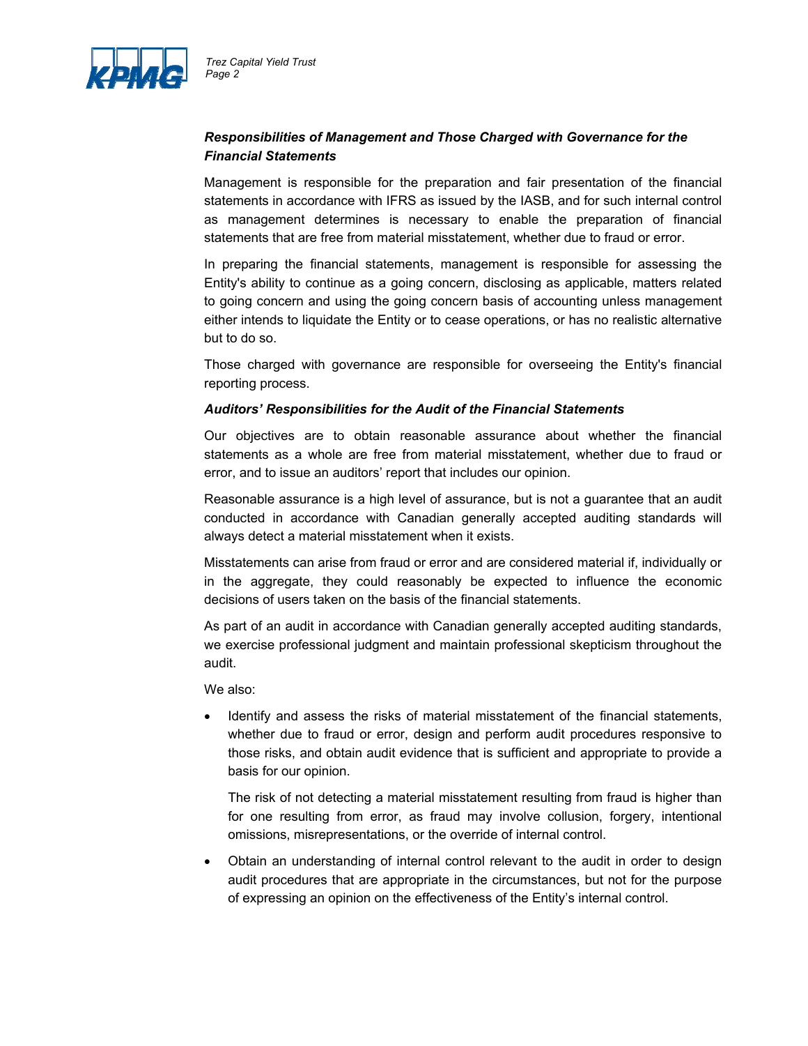***Responsibilities of Management and Those Charged with Governance for the Financial Statements***

Management is responsible for the preparation and fair presentation of the financial statements in accordance with IFRS as issued by the IASB, and for such internal control as management determines is necessary to enable the preparation of financial statements that are free from material misstatement, whether due to fraud or error.

In preparing the financial statements, management is responsible for assessing the Entity's ability to continue as a going concern, disclosing as applicable, matters related to going concern and using the going concern basis of accounting unless management either intends to liquidate the Entity or to cease operations, or has no realistic alternative but to do so.

Those charged with governance are responsible for overseeing the Entity's financial reporting process.

***Auditors' Responsibilities for the Audit of the Financial Statements***

Our objectives are to obtain reasonable assurance about whether the financial statements as a whole are free from material misstatement, whether due to fraud or error, and to issue an auditors' report that includes our opinion.

Reasonable assurance is a high level of assurance, but is not a guarantee that an audit conducted in accordance with Canadian generally accepted auditing standards will always detect a material misstatement when it exists.

Misstatements can arise from fraud or error and are considered material if, individually or in the aggregate, they could reasonably be expected to influence the economic decisions of users taken on the basis of the financial statements.

As part of an audit in accordance with Canadian generally accepted auditing standards, we exercise professional judgment and maintain professional skepticism throughout the audit.

We also:

- Identify and assess the risks of material misstatement of the financial statements, whether due to fraud or error, design and perform audit procedures responsive to those risks, and obtain audit evidence that is sufficient and appropriate to provide a basis for our opinion.

  The risk of not detecting a material misstatement resulting from fraud is higher than for one resulting from error, as fraud may involve collusion, forgery, intentional omissions, misrepresentations, or the override of internal control.

- Obtain an understanding of internal control relevant to the audit in order to design audit procedures that are appropriate in the circumstances, but not for the purpose of expressing an opinion on the effectiveness of the Entity's internal control.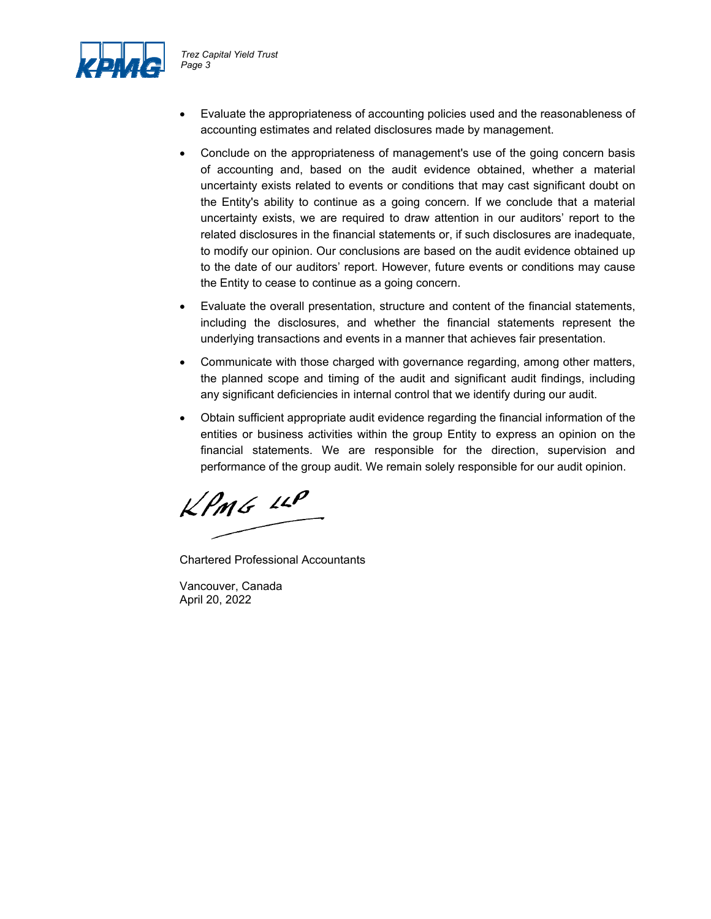- Evaluate the appropriateness of accounting policies used and the reasonableness of accounting estimates and related disclosures made by management.
- Conclude on the appropriateness of management's use of the going concern basis of accounting and, based on the audit evidence obtained, whether a material uncertainty exists related to events or conditions that may cast significant doubt on the Entity's ability to continue as a going concern. If we conclude that a material uncertainty exists, we are required to draw attention in our auditors' report to the related disclosures in the financial statements or, if such disclosures are inadequate, to modify our opinion. Our conclusions are based on the audit evidence obtained up to the date of our auditors' report. However, future events or conditions may cause the Entity to cease to continue as a going concern.
- Evaluate the overall presentation, structure and content of the financial statements, including the disclosures, and whether the financial statements represent the underlying transactions and events in a manner that achieves fair presentation.
- Communicate with those charged with governance regarding, among other matters, the planned scope and timing of the audit and significant audit findings, including any significant deficiencies in internal control that we identify during our audit.
- Obtain sufficient appropriate audit evidence regarding the financial information of the entities or business activities within the group Entity to express an opinion on the financial statements. We are responsible for the direction, supervision and performance of the group audit. We remain solely responsible for our audit opinion.

KPMG LLP

Chartered Professional Accountants

Vancouver, Canada
April 20, 2022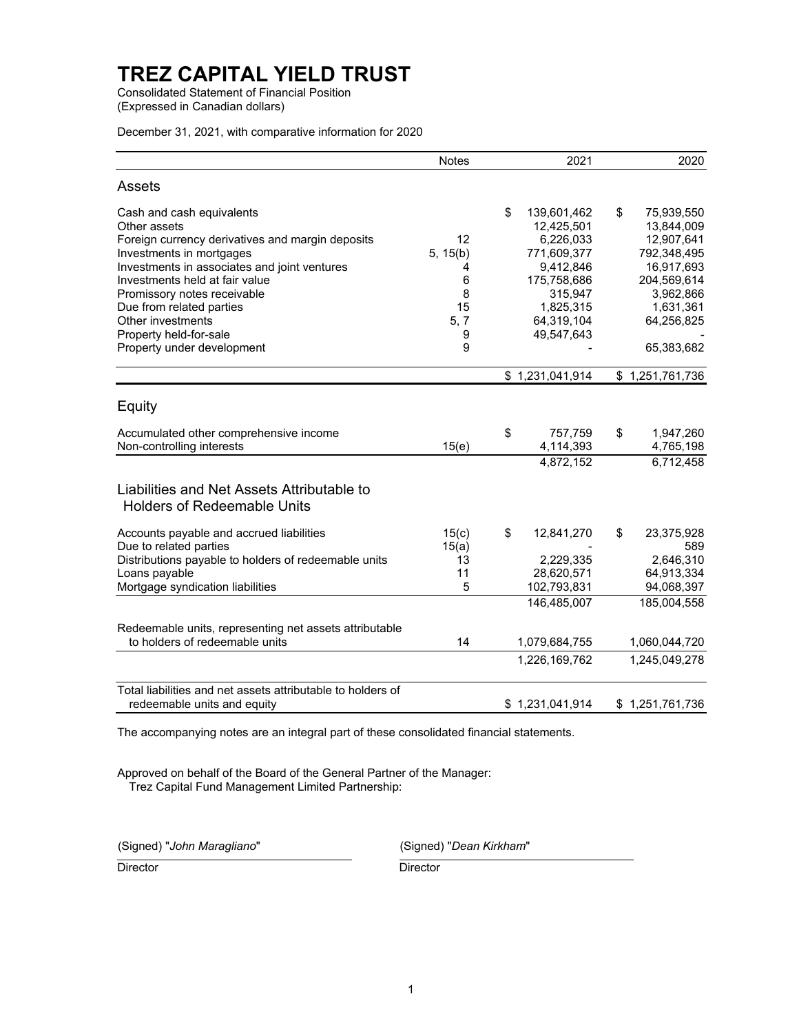# TREZ CAPITAL YIELD TRUST

Consolidated Statement of Financial Position
(Expressed in Canadian dollars)

December 31, 2021, with comparative information for 2020

| | Notes | 2021 | 2020 |
|---|---|---|---|
| **Assets** | | | |
| Cash and cash equivalents | | $ 139,601,462 | $ 75,939,550 |
| Other assets | | 12,425,501 | 13,844,009 |
| Foreign currency derivatives and margin deposits | 12 | 6,226,033 | 12,907,641 |
| Investments in mortgages | 5, 15(b) | 771,609,377 | 792,348,495 |
| Investments in associates and joint ventures | 4 | 9,412,846 | 16,917,693 |
| Investments held at fair value | 6 | 175,758,686 | 204,569,614 |
| Promissory notes receivable | 8 | 315,947 | 3,962,866 |
| Due from related parties | 15 | 1,825,315 | 1,631,361 |
| Other investments | 5, 7 | 64,319,104 | 64,256,825 |
| Property held-for-sale | 9 | 49,547,643 | - |
| Property under development | 9 | - | 65,383,682 |
| | | $ 1,231,041,914 | $ 1,251,761,736 |
| **Equity** | | | |
| Accumulated other comprehensive income | | $ 757,759 | $ 1,947,260 |
| Non-controlling interests | 15(e) | 4,114,393 | 4,765,198 |
| | | 4,872,152 | 6,712,458 |
| **Liabilities and Net Assets Attributable to Holders of Redeemable Units** | | | |
| Accounts payable and accrued liabilities | 15(c) | $ 12,841,270 | $ 23,375,928 |
| Due to related parties | 15(a) | - | 589 |
| Distributions payable to holders of redeemable units | 13 | 2,229,335 | 2,646,310 |
| Loans payable | 11 | 28,620,571 | 64,913,334 |
| Mortgage syndication liabilities | 5 | 102,793,831 | 94,068,397 |
| | | 146,485,007 | 185,004,558 |
| Redeemable units, representing net assets attributable to holders of redeemable units | 14 | 1,079,684,755 | 1,060,044,720 |
| | | 1,226,169,762 | 1,245,049,278 |
| Total liabilities and net assets attributable to holders of redeemable units and equity | | $ 1,231,041,914 | $ 1,251,761,736 |

The accompanying notes are an integral part of these consolidated financial statements.

Approved on behalf of the Board of the General Partner of the Manager:
Trez Capital Fund Management Limited Partnership:

(Signed) "*John Maragliano*"
Director

(Signed) "*Dean Kirkham*"
Director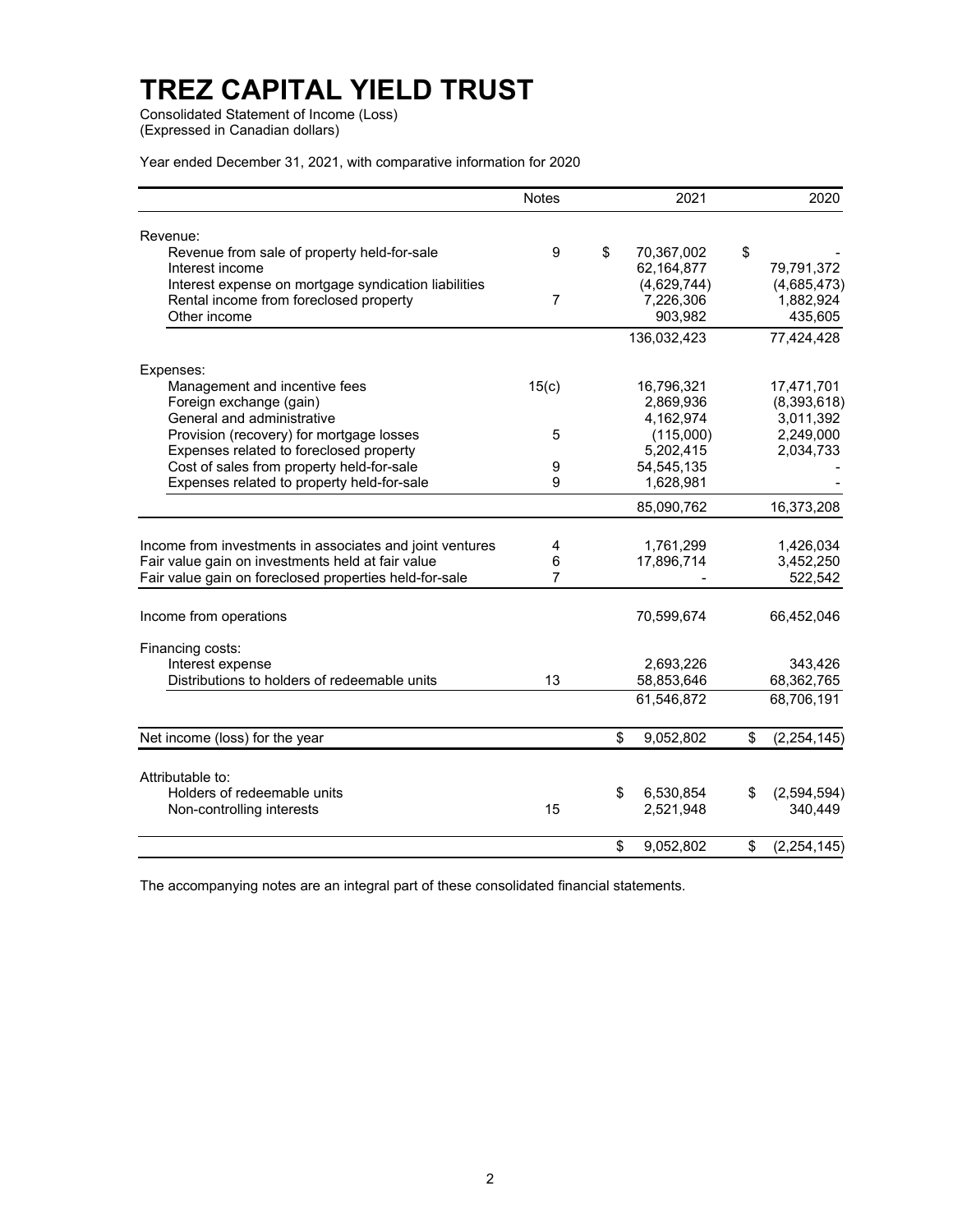# TREZ CAPITAL YIELD TRUST

Consolidated Statement of Income (Loss)
(Expressed in Canadian dollars)

Year ended December 31, 2021, with comparative information for 2020

| | Notes | 2021 | 2020 |
|---|---|---|---|
| Revenue: | | | |
| Revenue from sale of property held-for-sale | 9 | $ 70,367,002 | $ - |
| Interest income | | 62,164,877 | 79,791,372 |
| Interest expense on mortgage syndication liabilities | | (4,629,744) | (4,685,473) |
| Rental income from foreclosed property | 7 | 7,226,306 | 1,882,924 |
| Other income | | 903,982 | 435,605 |
| | | 136,032,423 | 77,424,428 |
| Expenses: | | | |
| Management and incentive fees | 15(c) | 16,796,321 | 17,471,701 |
| Foreign exchange (gain) | | 2,869,936 | (8,393,618) |
| General and administrative | | 4,162,974 | 3,011,392 |
| Provision (recovery) for mortgage losses | 5 | (115,000) | 2,249,000 |
| Expenses related to foreclosed property | | 5,202,415 | 2,034,733 |
| Cost of sales from property held-for-sale | 9 | 54,545,135 | - |
| Expenses related to property held-for-sale | 9 | 1,628,981 | - |
| | | 85,090,762 | 16,373,208 |
| Income from investments in associates and joint ventures | 4 | 1,761,299 | 1,426,034 |
| Fair value gain on investments held at fair value | 6 | 17,896,714 | 3,452,250 |
| Fair value gain on foreclosed properties held-for-sale | 7 | - | 522,542 |
| Income from operations | | 70,599,674 | 66,452,046 |
| Financing costs: | | | |
| Interest expense | | 2,693,226 | 343,426 |
| Distributions to holders of redeemable units | 13 | 58,853,646 | 68,362,765 |
| | | 61,546,872 | 68,706,191 |
| Net income (loss) for the year | | $ 9,052,802 | $ (2,254,145) |
| Attributable to: | | | |
| Holders of redeemable units | | $ 6,530,854 | $ (2,594,594) |
| Non-controlling interests | 15 | 2,521,948 | 340,449 |
| | | $ 9,052,802 | $ (2,254,145) |

The accompanying notes are an integral part of these consolidated financial statements.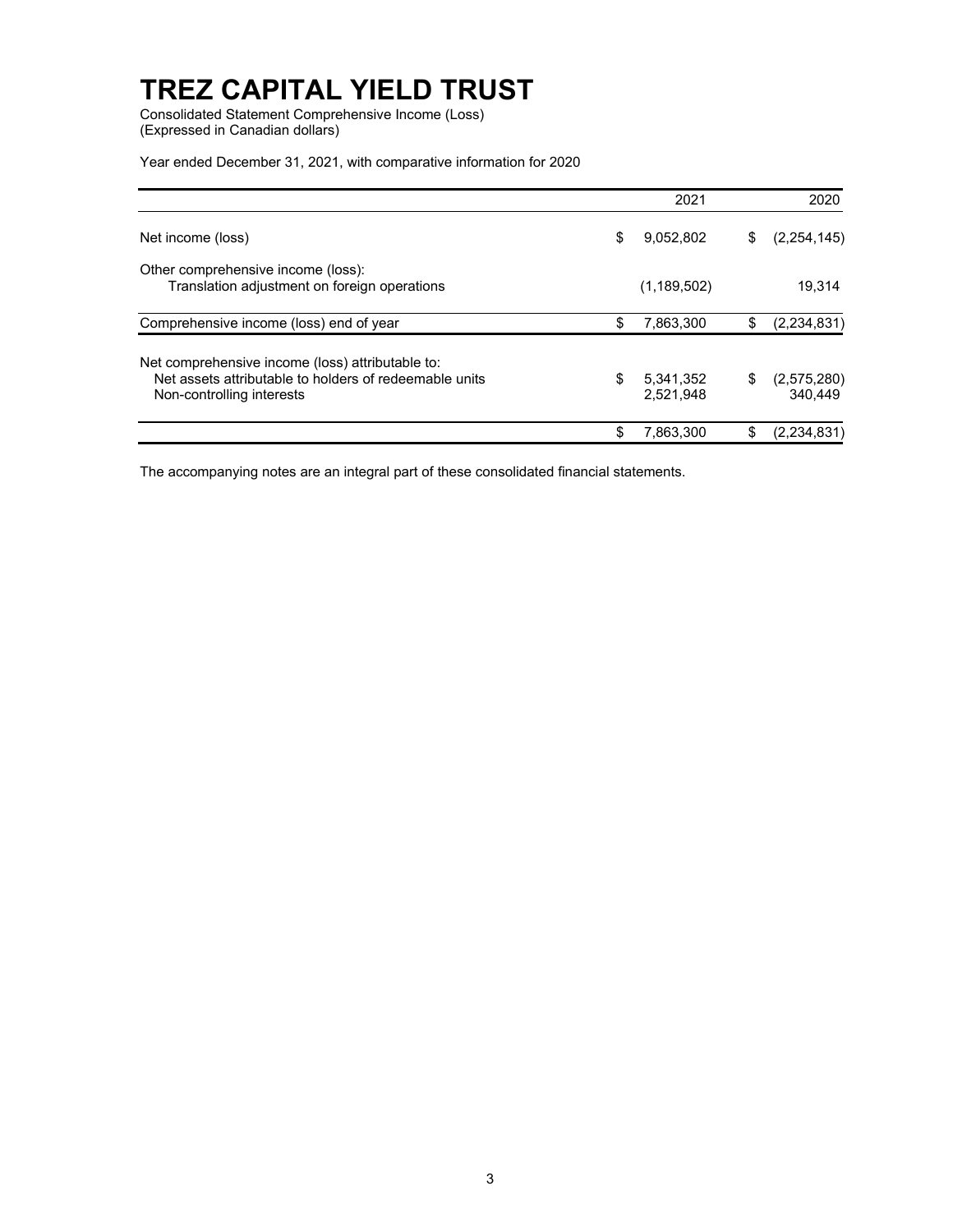# TREZ CAPITAL YIELD TRUST

Consolidated Statement Comprehensive Income (Loss)
(Expressed in Canadian dollars)

Year ended December 31, 2021, with comparative information for 2020

| | 2021 | 2020 |
|---|---|---|
| Net income (loss) | $ 9,052,802 | $ (2,254,145) |
| Other comprehensive income (loss): | | |
| Translation adjustment on foreign operations | (1,189,502) | 19,314 |
| Comprehensive income (loss) end of year | $ 7,863,300 | $ (2,234,831) |
| Net comprehensive income (loss) attributable to: | | |
| Net assets attributable to holders of redeemable units | $ 5,341,352 | $ (2,575,280) |
| Non-controlling interests | 2,521,948 | 340,449 |
| | $ 7,863,300 | $ (2,234,831) |

The accompanying notes are an integral part of these consolidated financial statements.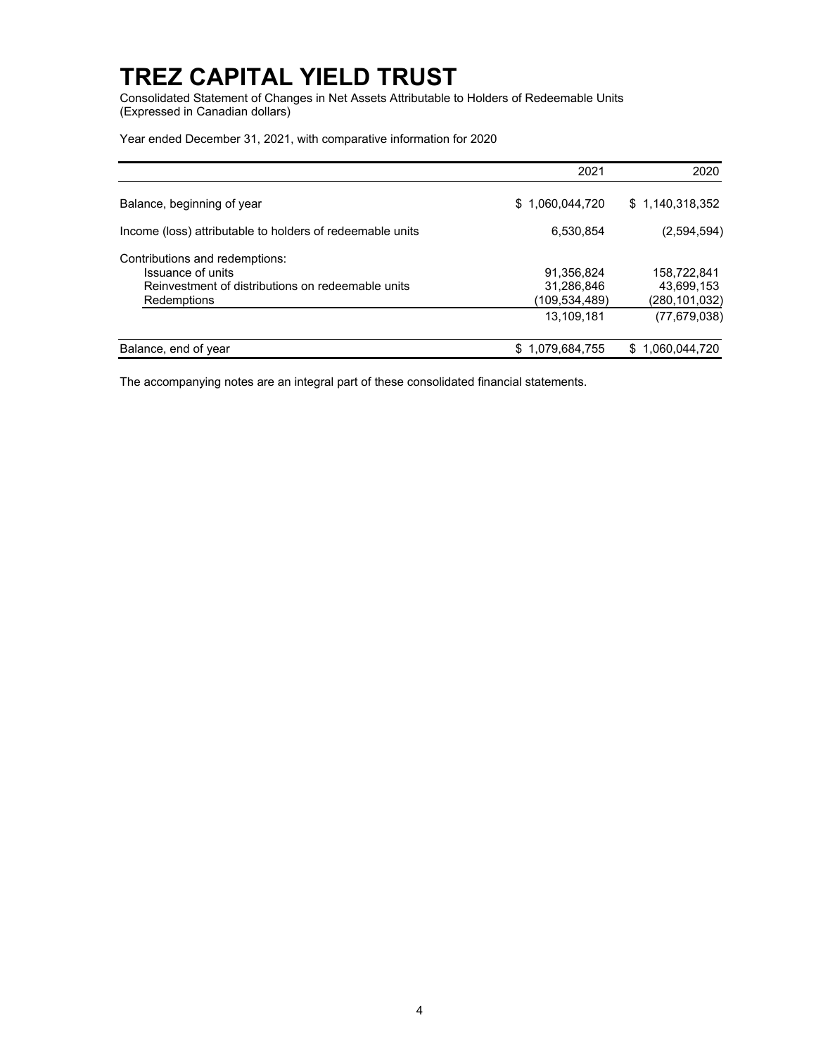# TREZ CAPITAL YIELD TRUST

Consolidated Statement of Changes in Net Assets Attributable to Holders of Redeemable Units
(Expressed in Canadian dollars)

Year ended December 31, 2021, with comparative information for 2020

| | 2021 | 2020 |
|---|---|---|
| Balance, beginning of year | $ 1,060,044,720 | $ 1,140,318,352 |
| Income (loss) attributable to holders of redeemable units | 6,530,854 | (2,594,594) |
| Contributions and redemptions: | | |
| Issuance of units | 91,356,824 | 158,722,841 |
| Reinvestment of distributions on redeemable units | 31,286,846 | 43,699,153 |
| Redemptions | (109,534,489) | (280,101,032) |
| | 13,109,181 | (77,679,038) |
| Balance, end of year | $ 1,079,684,755 | $ 1,060,044,720 |

The accompanying notes are an integral part of these consolidated financial statements.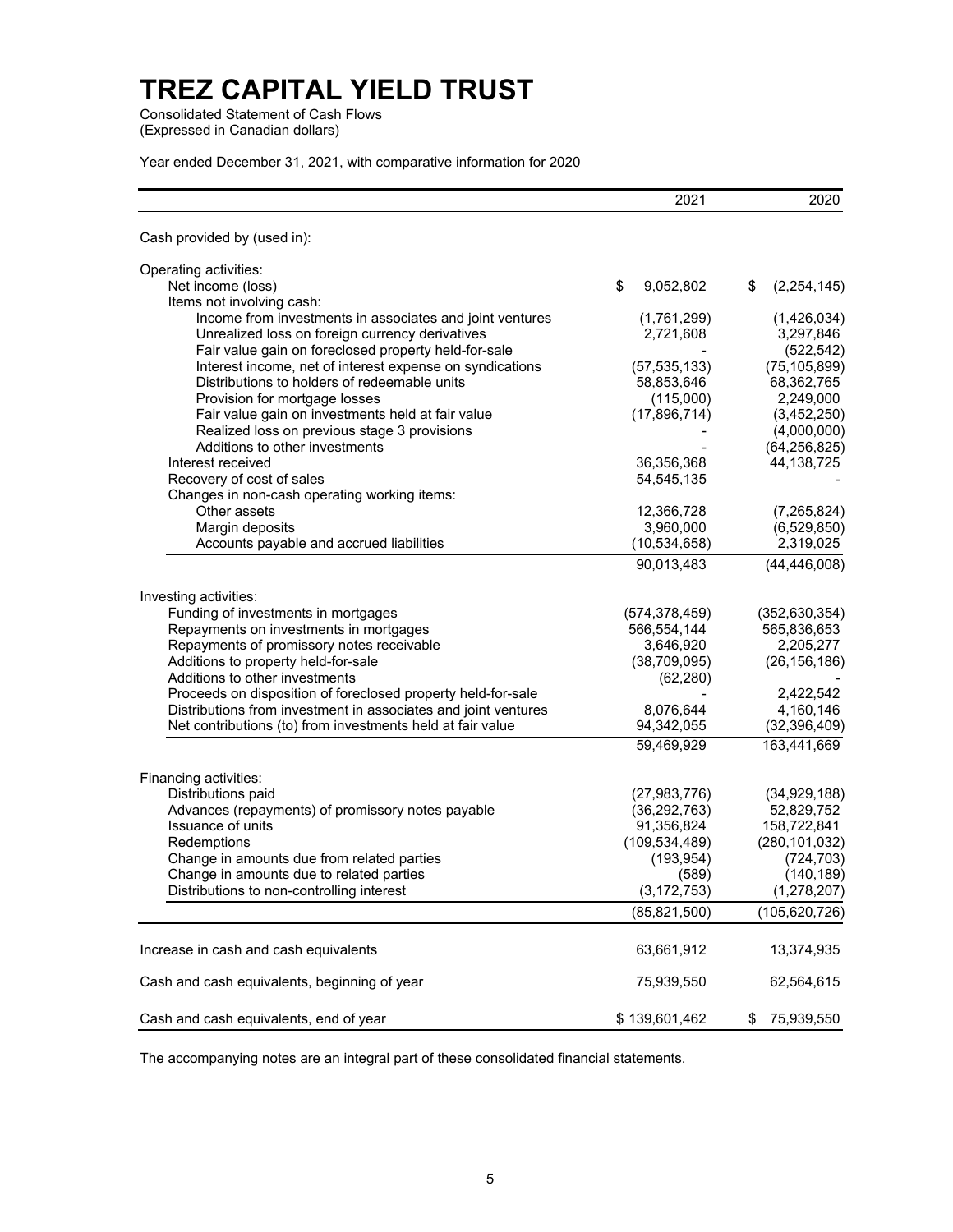# TREZ CAPITAL YIELD TRUST

Consolidated Statement of Cash Flows
(Expressed in Canadian dollars)

Year ended December 31, 2021, with comparative information for 2020

| | 2021 | 2020 |
|---|---|---|
| Cash provided by (used in): | | |
| Operating activities: | | |
| Net income (loss) | $ 9,052,802 | $ (2,254,145) |
| Items not involving cash: | | |
| Income from investments in associates and joint ventures | (1,761,299) | (1,426,034) |
| Unrealized loss on foreign currency derivatives | 2,721,608 | 3,297,846 |
| Fair value gain on foreclosed property held-for-sale | - | (522,542) |
| Interest income, net of interest expense on syndications | (57,535,133) | (75,105,899) |
| Distributions to holders of redeemable units | 58,853,646 | 68,362,765 |
| Provision for mortgage losses | (115,000) | 2,249,000 |
| Fair value gain on investments held at fair value | (17,896,714) | (3,452,250) |
| Realized loss on previous stage 3 provisions | - | (4,000,000) |
| Additions to other investments | - | (64,256,825) |
| Interest received | 36,356,368 | 44,138,725 |
| Recovery of cost of sales | 54,545,135 | - |
| Changes in non-cash operating working items: | | |
| Other assets | 12,366,728 | (7,265,824) |
| Margin deposits | 3,960,000 | (6,529,850) |
| Accounts payable and accrued liabilities | (10,534,658) | 2,319,025 |
| | 90,013,483 | (44,446,008) |
| Investing activities: | | |
| Funding of investments in mortgages | (574,378,459) | (352,630,354) |
| Repayments on investments in mortgages | 566,554,144 | 565,836,653 |
| Repayments of promissory notes receivable | 3,646,920 | 2,205,277 |
| Additions to property held-for-sale | (38,709,095) | (26,156,186) |
| Additions to other investments | (62,280) | - |
| Proceeds on disposition of foreclosed property held-for-sale | - | 2,422,542 |
| Distributions from investment in associates and joint ventures | 8,076,644 | 4,160,146 |
| Net contributions (to) from investments held at fair value | 94,342,055 | (32,396,409) |
| | 59,469,929 | 163,441,669 |
| Financing activities: | | |
| Distributions paid | (27,983,776) | (34,929,188) |
| Advances (repayments) of promissory notes payable | (36,292,763) | 52,829,752 |
| Issuance of units | 91,356,824 | 158,722,841 |
| Redemptions | (109,534,489) | (280,101,032) |
| Change in amounts due from related parties | (193,954) | (724,703) |
| Change in amounts due to related parties | (589) | (140,189) |
| Distributions to non-controlling interest | (3,172,753) | (1,278,207) |
| | (85,821,500) | (105,620,726) |
| Increase in cash and cash equivalents | 63,661,912 | 13,374,935 |
| Cash and cash equivalents, beginning of year | 75,939,550 | 62,564,615 |
| Cash and cash equivalents, end of year | $ 139,601,462 | $ 75,939,550 |

The accompanying notes are an integral part of these consolidated financial statements.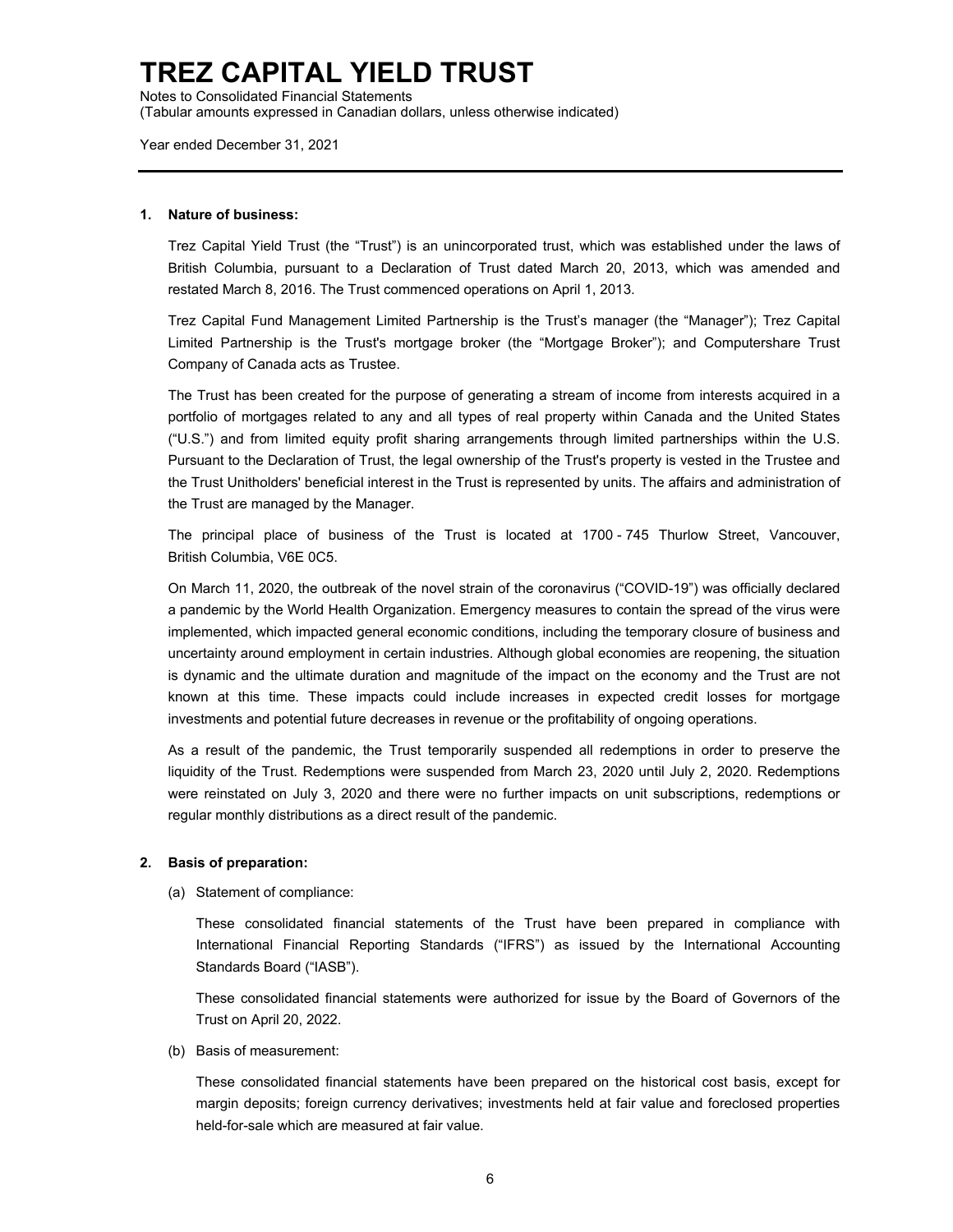# TREZ CAPITAL YIELD TRUST

Notes to Consolidated Financial Statements
(Tabular amounts expressed in Canadian dollars, unless otherwise indicated)

Year ended December 31, 2021

## 1. Nature of business:

Trez Capital Yield Trust (the "Trust") is an unincorporated trust, which was established under the laws of British Columbia, pursuant to a Declaration of Trust dated March 20, 2013, which was amended and restated March 8, 2016. The Trust commenced operations on April 1, 2013.

Trez Capital Fund Management Limited Partnership is the Trust's manager (the "Manager"); Trez Capital Limited Partnership is the Trust's mortgage broker (the "Mortgage Broker"); and Computershare Trust Company of Canada acts as Trustee.

The Trust has been created for the purpose of generating a stream of income from interests acquired in a portfolio of mortgages related to any and all types of real property within Canada and the United States ("U.S.") and from limited equity profit sharing arrangements through limited partnerships within the U.S. Pursuant to the Declaration of Trust, the legal ownership of the Trust's property is vested in the Trustee and the Trust Unitholders' beneficial interest in the Trust is represented by units. The affairs and administration of the Trust are managed by the Manager.

The principal place of business of the Trust is located at 1700 - 745 Thurlow Street, Vancouver, British Columbia, V6E 0C5.

On March 11, 2020, the outbreak of the novel strain of the coronavirus ("COVID-19") was officially declared a pandemic by the World Health Organization. Emergency measures to contain the spread of the virus were implemented, which impacted general economic conditions, including the temporary closure of business and uncertainty around employment in certain industries. Although global economies are reopening, the situation is dynamic and the ultimate duration and magnitude of the impact on the economy and the Trust are not known at this time. These impacts could include increases in expected credit losses for mortgage investments and potential future decreases in revenue or the profitability of ongoing operations.

As a result of the pandemic, the Trust temporarily suspended all redemptions in order to preserve the liquidity of the Trust. Redemptions were suspended from March 23, 2020 until July 2, 2020. Redemptions were reinstated on July 3, 2020 and there were no further impacts on unit subscriptions, redemptions or regular monthly distributions as a direct result of the pandemic.

## 2. Basis of preparation:

(a) Statement of compliance:

These consolidated financial statements of the Trust have been prepared in compliance with International Financial Reporting Standards ("IFRS") as issued by the International Accounting Standards Board ("IASB").

These consolidated financial statements were authorized for issue by the Board of Governors of the Trust on April 20, 2022.

(b) Basis of measurement:

These consolidated financial statements have been prepared on the historical cost basis, except for margin deposits; foreign currency derivatives; investments held at fair value and foreclosed properties held-for-sale which are measured at fair value.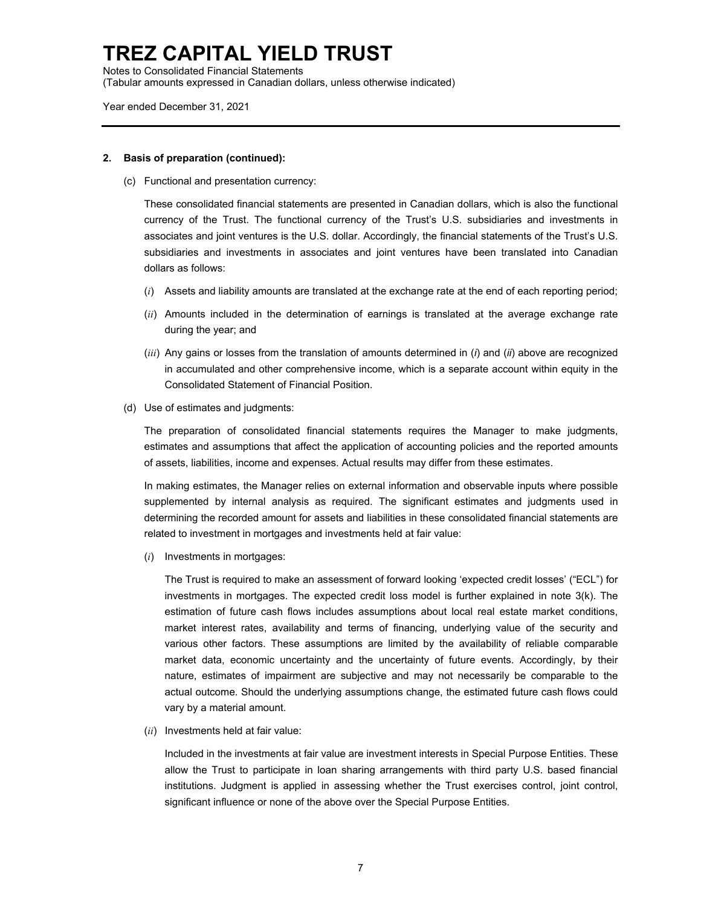# TREZ CAPITAL YIELD TRUST

Notes to Consolidated Financial Statements
(Tabular amounts expressed in Canadian dollars, unless otherwise indicated)

Year ended December 31, 2021

---

**2. Basis of preparation (continued):**

(c) Functional and presentation currency:

These consolidated financial statements are presented in Canadian dollars, which is also the functional currency of the Trust. The functional currency of the Trust's U.S. subsidiaries and investments in associates and joint ventures is the U.S. dollar. Accordingly, the financial statements of the Trust's U.S. subsidiaries and investments in associates and joint ventures have been translated into Canadian dollars as follows:

(*i*) Assets and liability amounts are translated at the exchange rate at the end of each reporting period;

(*ii*) Amounts included in the determination of earnings is translated at the average exchange rate during the year; and

(*iii*) Any gains or losses from the translation of amounts determined in (*i*) and (*ii*) above are recognized in accumulated and other comprehensive income, which is a separate account within equity in the Consolidated Statement of Financial Position.

(d) Use of estimates and judgments:

The preparation of consolidated financial statements requires the Manager to make judgments, estimates and assumptions that affect the application of accounting policies and the reported amounts of assets, liabilities, income and expenses. Actual results may differ from these estimates.

In making estimates, the Manager relies on external information and observable inputs where possible supplemented by internal analysis as required. The significant estimates and judgments used in determining the recorded amount for assets and liabilities in these consolidated financial statements are related to investment in mortgages and investments held at fair value:

(*i*) Investments in mortgages:

The Trust is required to make an assessment of forward looking 'expected credit losses' ("ECL") for investments in mortgages. The expected credit loss model is further explained in note 3(k). The estimation of future cash flows includes assumptions about local real estate market conditions, market interest rates, availability and terms of financing, underlying value of the security and various other factors. These assumptions are limited by the availability of reliable comparable market data, economic uncertainty and the uncertainty of future events. Accordingly, by their nature, estimates of impairment are subjective and may not necessarily be comparable to the actual outcome. Should the underlying assumptions change, the estimated future cash flows could vary by a material amount.

(*ii*) Investments held at fair value:

Included in the investments at fair value are investment interests in Special Purpose Entities. These allow the Trust to participate in loan sharing arrangements with third party U.S. based financial institutions. Judgment is applied in assessing whether the Trust exercises control, joint control, significant influence or none of the above over the Special Purpose Entities.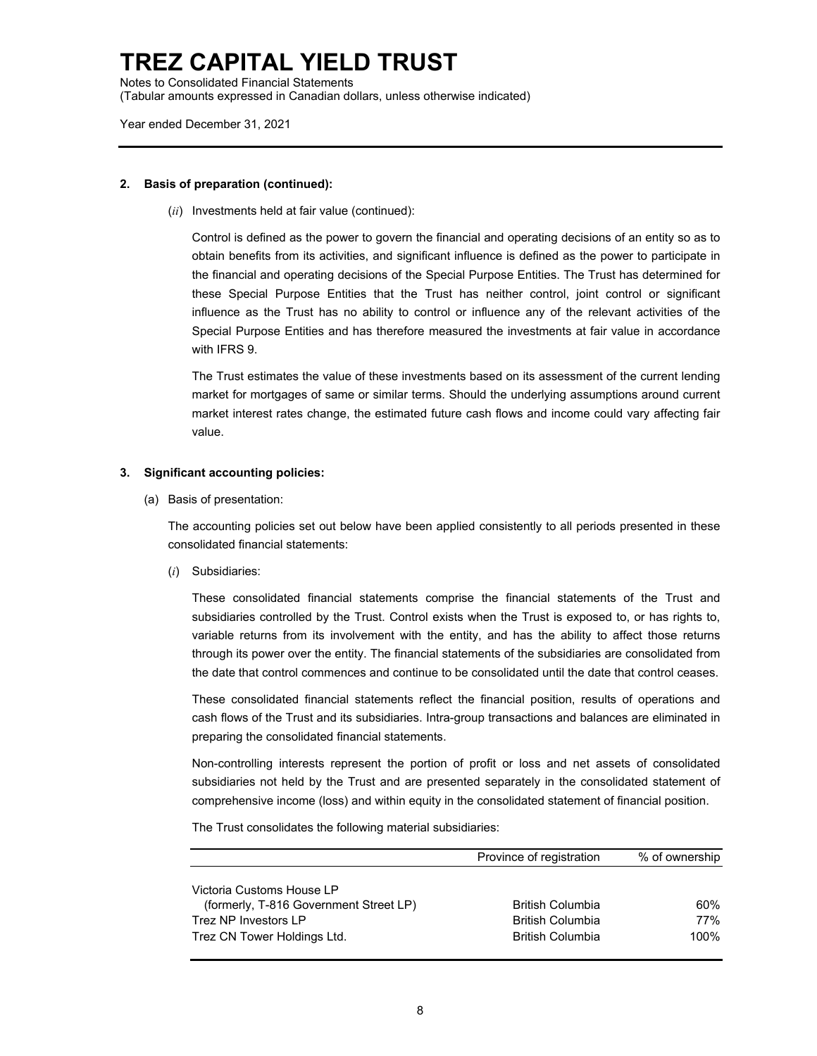## 2. Basis of preparation (continued):

(*ii*) Investments held at fair value (continued):

Control is defined as the power to govern the financial and operating decisions of an entity so as to obtain benefits from its activities, and significant influence is defined as the power to participate in the financial and operating decisions of the Special Purpose Entities. The Trust has determined for these Special Purpose Entities that the Trust has neither control, joint control or significant influence as the Trust has no ability to control or influence any of the relevant activities of the Special Purpose Entities and has therefore measured the investments at fair value in accordance with IFRS 9.

The Trust estimates the value of these investments based on its assessment of the current lending market for mortgages of same or similar terms. Should the underlying assumptions around current market interest rates change, the estimated future cash flows and income could vary affecting fair value.

## 3. Significant accounting policies:

(a) Basis of presentation:

The accounting policies set out below have been applied consistently to all periods presented in these consolidated financial statements:

(*i*) Subsidiaries:

These consolidated financial statements comprise the financial statements of the Trust and subsidiaries controlled by the Trust. Control exists when the Trust is exposed to, or has rights to, variable returns from its involvement with the entity, and has the ability to affect those returns through its power over the entity. The financial statements of the subsidiaries are consolidated from the date that control commences and continue to be consolidated until the date that control ceases.

These consolidated financial statements reflect the financial position, results of operations and cash flows of the Trust and its subsidiaries. Intra-group transactions and balances are eliminated in preparing the consolidated financial statements.

Non-controlling interests represent the portion of profit or loss and net assets of consolidated subsidiaries not held by the Trust and are presented separately in the consolidated statement of comprehensive income (loss) and within equity in the consolidated statement of financial position.

The Trust consolidates the following material subsidiaries:

| | Province of registration | % of ownership |
|---|---|---|
| Victoria Customs House LP (formerly, T-816 Government Street LP) | British Columbia | 60% |
| Trez NP Investors LP | British Columbia | 77% |
| Trez CN Tower Holdings Ltd. | British Columbia | 100% |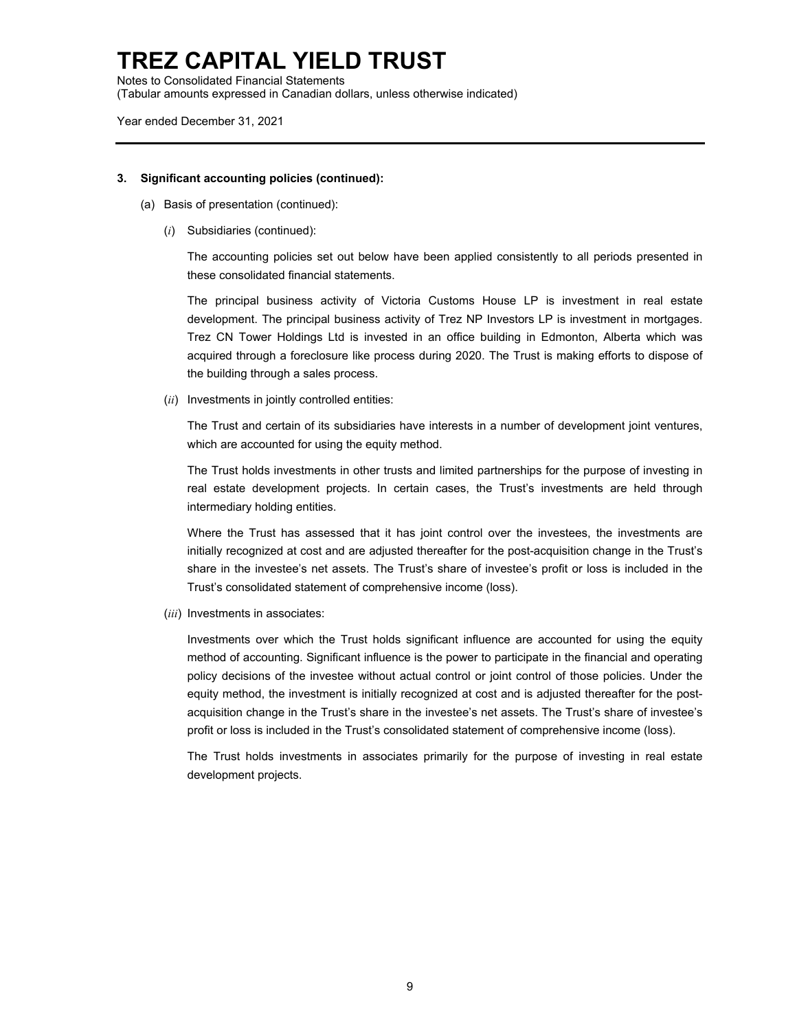### 3. Significant accounting policies (continued):

(a) Basis of presentation (continued):

(*i*) Subsidiaries (continued):

The accounting policies set out below have been applied consistently to all periods presented in these consolidated financial statements.

The principal business activity of Victoria Customs House LP is investment in real estate development. The principal business activity of Trez NP Investors LP is investment in mortgages. Trez CN Tower Holdings Ltd is invested in an office building in Edmonton, Alberta which was acquired through a foreclosure like process during 2020. The Trust is making efforts to dispose of the building through a sales process.

(*ii*) Investments in jointly controlled entities:

The Trust and certain of its subsidiaries have interests in a number of development joint ventures, which are accounted for using the equity method.

The Trust holds investments in other trusts and limited partnerships for the purpose of investing in real estate development projects. In certain cases, the Trust's investments are held through intermediary holding entities.

Where the Trust has assessed that it has joint control over the investees, the investments are initially recognized at cost and are adjusted thereafter for the post-acquisition change in the Trust's share in the investee's net assets. The Trust's share of investee's profit or loss is included in the Trust's consolidated statement of comprehensive income (loss).

(*iii*) Investments in associates:

Investments over which the Trust holds significant influence are accounted for using the equity method of accounting. Significant influence is the power to participate in the financial and operating policy decisions of the investee without actual control or joint control of those policies. Under the equity method, the investment is initially recognized at cost and is adjusted thereafter for the post-acquisition change in the Trust's share in the investee's net assets. The Trust's share of investee's profit or loss is included in the Trust's consolidated statement of comprehensive income (loss).

The Trust holds investments in associates primarily for the purpose of investing in real estate development projects.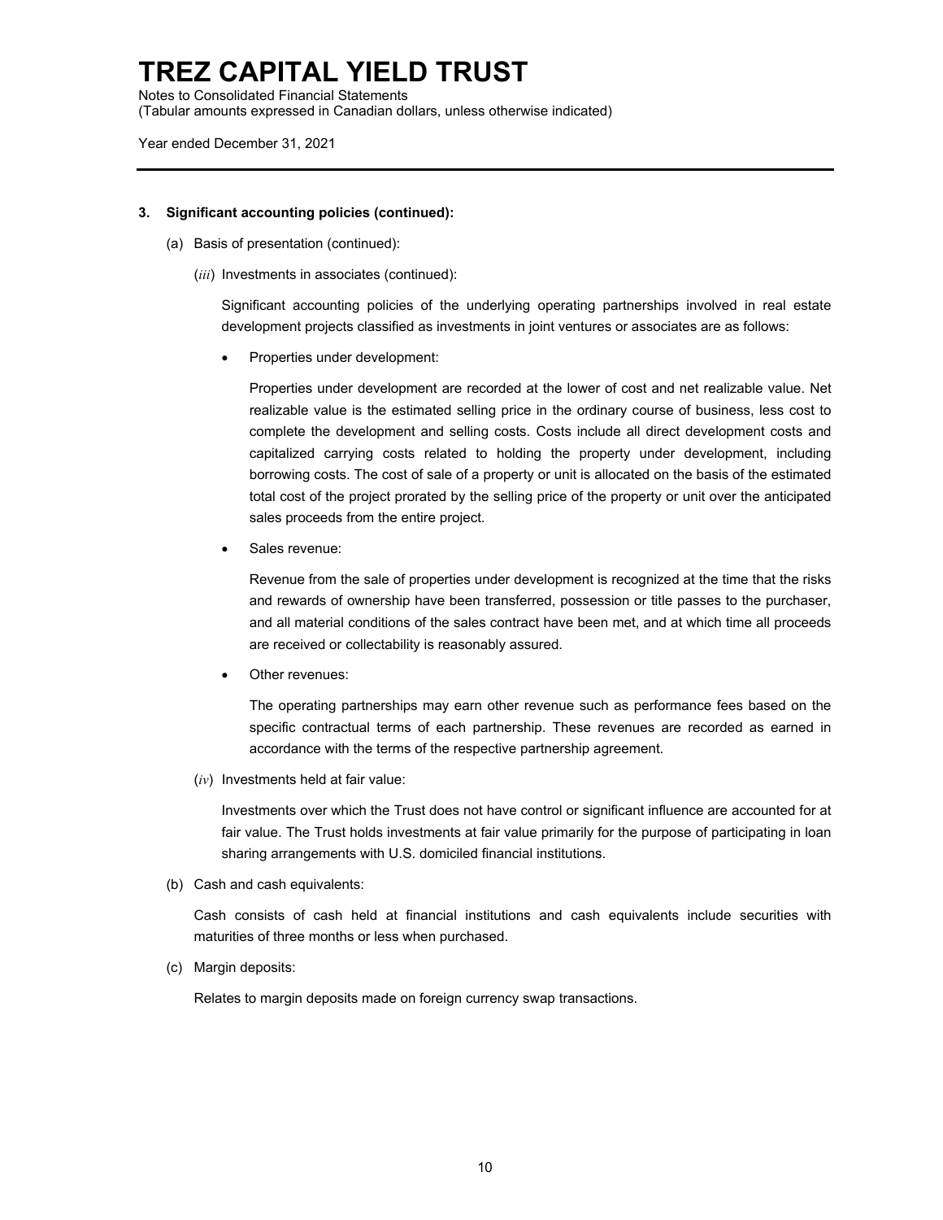### 3. Significant accounting policies (continued):

(a) Basis of presentation (continued):

(*iii*) Investments in associates (continued):

Significant accounting policies of the underlying operating partnerships involved in real estate development projects classified as investments in joint ventures or associates are as follows:

- Properties under development:

  Properties under development are recorded at the lower of cost and net realizable value. Net realizable value is the estimated selling price in the ordinary course of business, less cost to complete the development and selling costs. Costs include all direct development costs and capitalized carrying costs related to holding the property under development, including borrowing costs. The cost of sale of a property or unit is allocated on the basis of the estimated total cost of the project prorated by the selling price of the property or unit over the anticipated sales proceeds from the entire project.

- Sales revenue:

  Revenue from the sale of properties under development is recognized at the time that the risks and rewards of ownership have been transferred, possession or title passes to the purchaser, and all material conditions of the sales contract have been met, and at which time all proceeds are received or collectability is reasonably assured.

- Other revenues:

  The operating partnerships may earn other revenue such as performance fees based on the specific contractual terms of each partnership. These revenues are recorded as earned in accordance with the terms of the respective partnership agreement.

(*iv*) Investments held at fair value:

Investments over which the Trust does not have control or significant influence are accounted for at fair value. The Trust holds investments at fair value primarily for the purpose of participating in loan sharing arrangements with U.S. domiciled financial institutions.

(b) Cash and cash equivalents:

Cash consists of cash held at financial institutions and cash equivalents include securities with maturities of three months or less when purchased.

(c) Margin deposits:

Relates to margin deposits made on foreign currency swap transactions.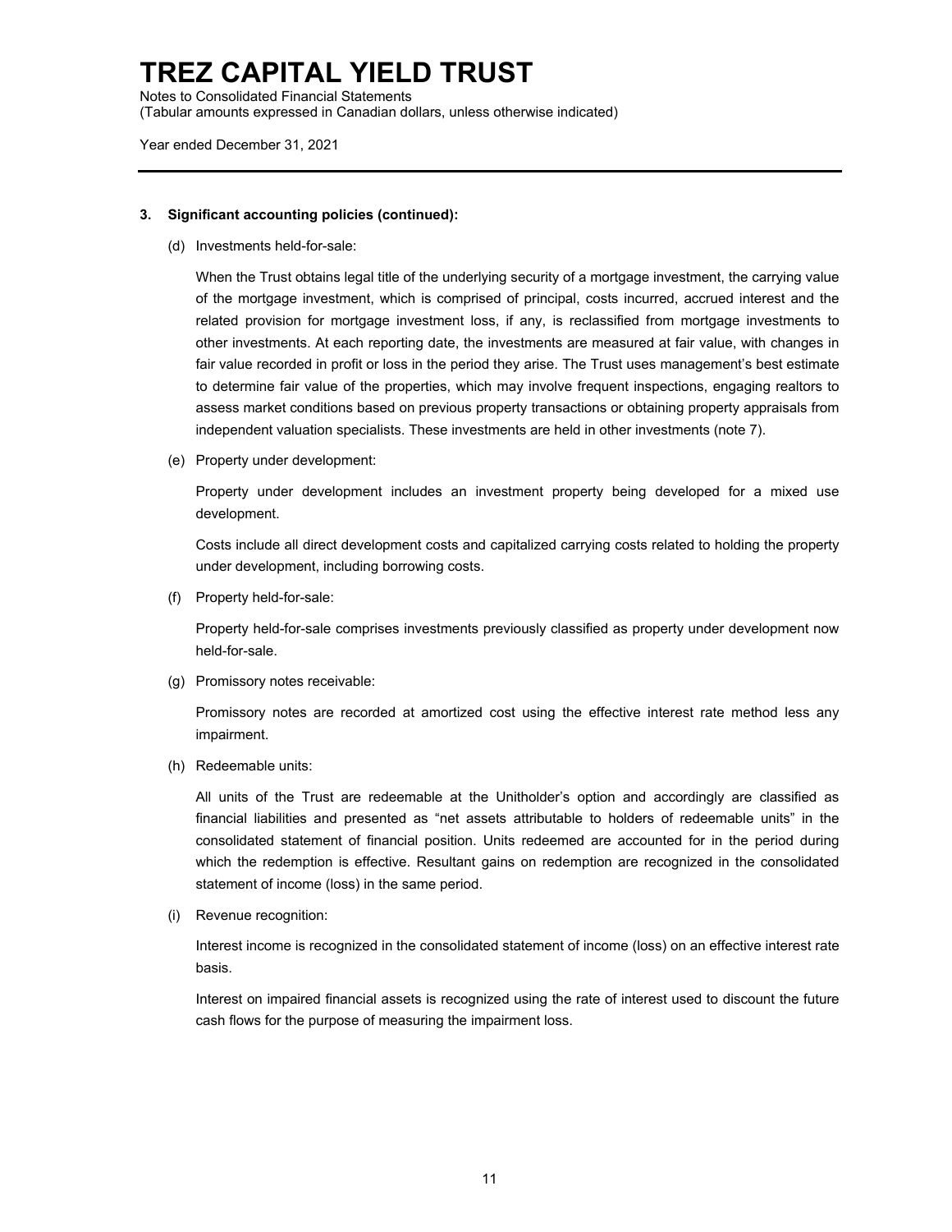### 3. Significant accounting policies (continued):

(d) Investments held-for-sale:

When the Trust obtains legal title of the underlying security of a mortgage investment, the carrying value of the mortgage investment, which is comprised of principal, costs incurred, accrued interest and the related provision for mortgage investment loss, if any, is reclassified from mortgage investments to other investments. At each reporting date, the investments are measured at fair value, with changes in fair value recorded in profit or loss in the period they arise. The Trust uses management's best estimate to determine fair value of the properties, which may involve frequent inspections, engaging realtors to assess market conditions based on previous property transactions or obtaining property appraisals from independent valuation specialists. These investments are held in other investments (note 7).

(e) Property under development:

Property under development includes an investment property being developed for a mixed use development.

Costs include all direct development costs and capitalized carrying costs related to holding the property under development, including borrowing costs.

(f) Property held-for-sale:

Property held-for-sale comprises investments previously classified as property under development now held-for-sale.

(g) Promissory notes receivable:

Promissory notes are recorded at amortized cost using the effective interest rate method less any impairment.

(h) Redeemable units:

All units of the Trust are redeemable at the Unitholder's option and accordingly are classified as financial liabilities and presented as "net assets attributable to holders of redeemable units" in the consolidated statement of financial position. Units redeemed are accounted for in the period during which the redemption is effective. Resultant gains on redemption are recognized in the consolidated statement of income (loss) in the same period.

(i) Revenue recognition:

Interest income is recognized in the consolidated statement of income (loss) on an effective interest rate basis.

Interest on impaired financial assets is recognized using the rate of interest used to discount the future cash flows for the purpose of measuring the impairment loss.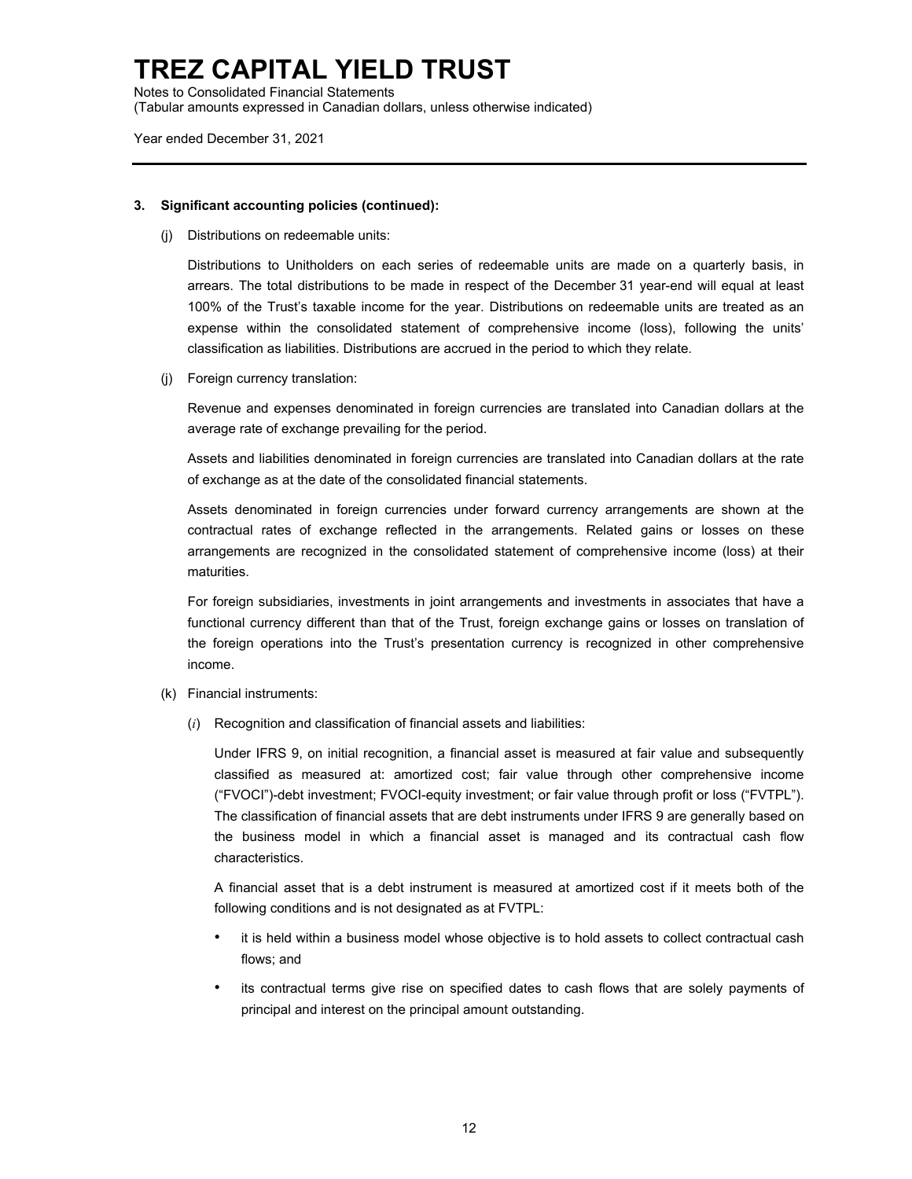### 3. Significant accounting policies (continued):

(j) Distributions on redeemable units:

Distributions to Unitholders on each series of redeemable units are made on a quarterly basis, in arrears. The total distributions to be made in respect of the December 31 year-end will equal at least 100% of the Trust's taxable income for the year. Distributions on redeemable units are treated as an expense within the consolidated statement of comprehensive income (loss), following the units' classification as liabilities. Distributions are accrued in the period to which they relate.

(j) Foreign currency translation:

Revenue and expenses denominated in foreign currencies are translated into Canadian dollars at the average rate of exchange prevailing for the period.

Assets and liabilities denominated in foreign currencies are translated into Canadian dollars at the rate of exchange as at the date of the consolidated financial statements.

Assets denominated in foreign currencies under forward currency arrangements are shown at the contractual rates of exchange reflected in the arrangements. Related gains or losses on these arrangements are recognized in the consolidated statement of comprehensive income (loss) at their maturities.

For foreign subsidiaries, investments in joint arrangements and investments in associates that have a functional currency different than that of the Trust, foreign exchange gains or losses on translation of the foreign operations into the Trust's presentation currency is recognized in other comprehensive income.

(k) Financial instruments:

(*i*) Recognition and classification of financial assets and liabilities:

Under IFRS 9, on initial recognition, a financial asset is measured at fair value and subsequently classified as measured at: amortized cost; fair value through other comprehensive income ("FVOCI")-debt investment; FVOCI-equity investment; or fair value through profit or loss ("FVTPL"). The classification of financial assets that are debt instruments under IFRS 9 are generally based on the business model in which a financial asset is managed and its contractual cash flow characteristics.

A financial asset that is a debt instrument is measured at amortized cost if it meets both of the following conditions and is not designated as at FVTPL:

- it is held within a business model whose objective is to hold assets to collect contractual cash flows; and
- its contractual terms give rise on specified dates to cash flows that are solely payments of principal and interest on the principal amount outstanding.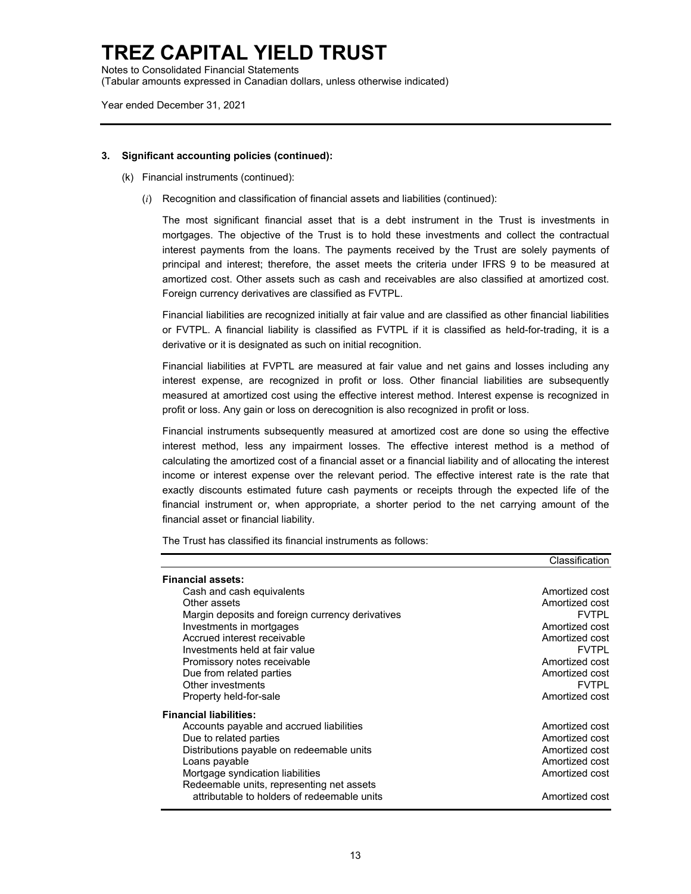# TREZ CAPITAL YIELD TRUST

Notes to Consolidated Financial Statements
(Tabular amounts expressed in Canadian dollars, unless otherwise indicated)

Year ended December 31, 2021

**3. Significant accounting policies (continued):**

(k) Financial instruments (continued):

(*i*) Recognition and classification of financial assets and liabilities (continued):

The most significant financial asset that is a debt instrument in the Trust is investments in mortgages. The objective of the Trust is to hold these investments and collect the contractual interest payments from the loans. The payments received by the Trust are solely payments of principal and interest; therefore, the asset meets the criteria under IFRS 9 to be measured at amortized cost. Other assets such as cash and receivables are also classified at amortized cost. Foreign currency derivatives are classified as FVTPL.

Financial liabilities are recognized initially at fair value and are classified as other financial liabilities or FVTPL. A financial liability is classified as FVTPL if it is classified as held-for-trading, it is a derivative or it is designated as such on initial recognition.

Financial liabilities at FVPTL are measured at fair value and net gains and losses including any interest expense, are recognized in profit or loss. Other financial liabilities are subsequently measured at amortized cost using the effective interest method. Interest expense is recognized in profit or loss. Any gain or loss on derecognition is also recognized in profit or loss.

Financial instruments subsequently measured at amortized cost are done so using the effective interest method, less any impairment losses. The effective interest method is a method of calculating the amortized cost of a financial asset or a financial liability and of allocating the interest income or interest expense over the relevant period. The effective interest rate is the rate that exactly discounts estimated future cash payments or receipts through the expected life of the financial instrument or, when appropriate, a shorter period to the net carrying amount of the financial asset or financial liability.

The Trust has classified its financial instruments as follows:

| | Classification |
|---|---|
| **Financial assets:** | |
| Cash and cash equivalents | Amortized cost |
| Other assets | Amortized cost |
| Margin deposits and foreign currency derivatives | FVTPL |
| Investments in mortgages | Amortized cost |
| Accrued interest receivable | Amortized cost |
| Investments held at fair value | FVTPL |
| Promissory notes receivable | Amortized cost |
| Due from related parties | Amortized cost |
| Other investments | FVTPL |
| Property held-for-sale | Amortized cost |
| **Financial liabilities:** | |
| Accounts payable and accrued liabilities | Amortized cost |
| Due to related parties | Amortized cost |
| Distributions payable on redeemable units | Amortized cost |
| Loans payable | Amortized cost |
| Mortgage syndication liabilities | Amortized cost |
| Redeemable units, representing net assets attributable to holders of redeemable units | Amortized cost |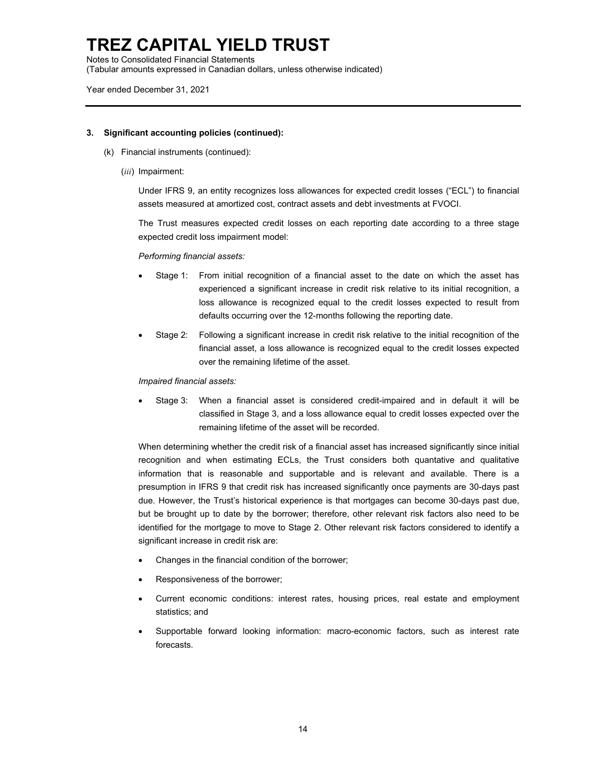## 3. Significant accounting policies (continued):

(k) Financial instruments (continued):

(*iii*) Impairment:

Under IFRS 9, an entity recognizes loss allowances for expected credit losses ("ECL") to financial assets measured at amortized cost, contract assets and debt investments at FVOCI.

The Trust measures expected credit losses on each reporting date according to a three stage expected credit loss impairment model:

*Performing financial assets:*

- Stage 1: From initial recognition of a financial asset to the date on which the asset has experienced a significant increase in credit risk relative to its initial recognition, a loss allowance is recognized equal to the credit losses expected to result from defaults occurring over the 12-months following the reporting date.
- Stage 2: Following a significant increase in credit risk relative to the initial recognition of the financial asset, a loss allowance is recognized equal to the credit losses expected over the remaining lifetime of the asset.

*Impaired financial assets:*

- Stage 3: When a financial asset is considered credit-impaired and in default it will be classified in Stage 3, and a loss allowance equal to credit losses expected over the remaining lifetime of the asset will be recorded.

When determining whether the credit risk of a financial asset has increased significantly since initial recognition and when estimating ECLs, the Trust considers both quantative and qualitative information that is reasonable and supportable and is relevant and available. There is a presumption in IFRS 9 that credit risk has increased significantly once payments are 30-days past due. However, the Trust's historical experience is that mortgages can become 30-days past due, but be brought up to date by the borrower; therefore, other relevant risk factors also need to be identified for the mortgage to move to Stage 2. Other relevant risk factors considered to identify a significant increase in credit risk are:

- Changes in the financial condition of the borrower;
- Responsiveness of the borrower;
- Current economic conditions: interest rates, housing prices, real estate and employment statistics; and
- Supportable forward looking information: macro-economic factors, such as interest rate forecasts.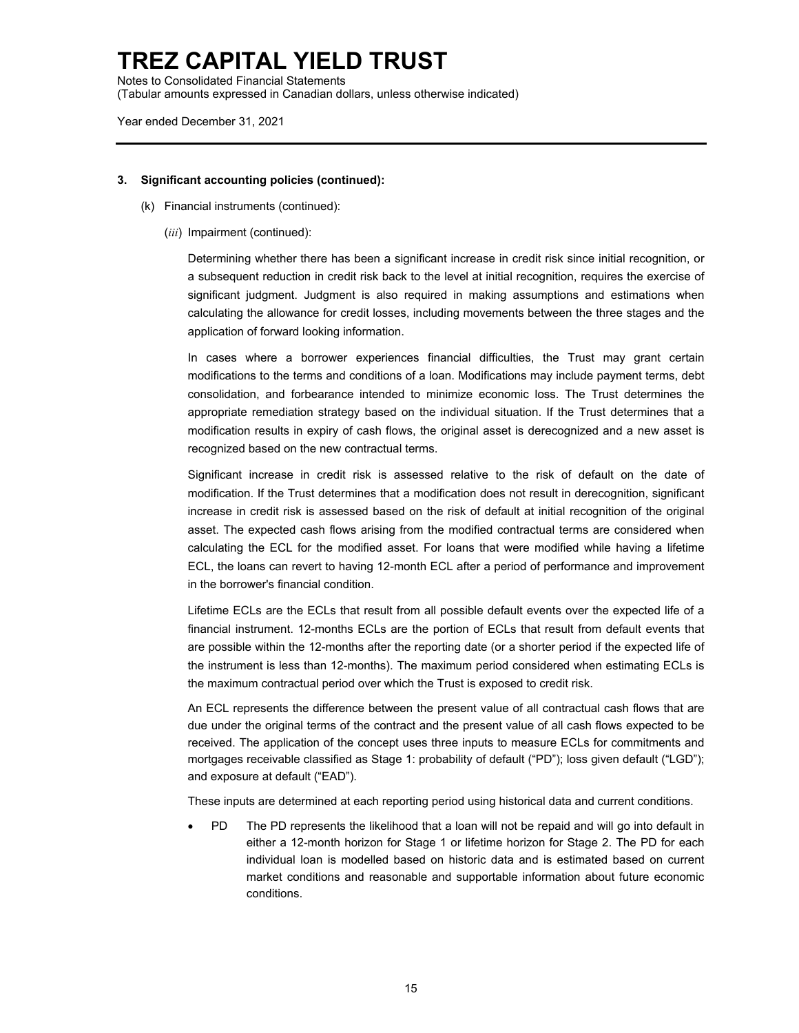### 3. Significant accounting policies (continued):

(k) Financial instruments (continued):

(*iii*) Impairment (continued):

Determining whether there has been a significant increase in credit risk since initial recognition, or a subsequent reduction in credit risk back to the level at initial recognition, requires the exercise of significant judgment. Judgment is also required in making assumptions and estimations when calculating the allowance for credit losses, including movements between the three stages and the application of forward looking information.

In cases where a borrower experiences financial difficulties, the Trust may grant certain modifications to the terms and conditions of a loan. Modifications may include payment terms, debt consolidation, and forbearance intended to minimize economic loss. The Trust determines the appropriate remediation strategy based on the individual situation. If the Trust determines that a modification results in expiry of cash flows, the original asset is derecognized and a new asset is recognized based on the new contractual terms.

Significant increase in credit risk is assessed relative to the risk of default on the date of modification. If the Trust determines that a modification does not result in derecognition, significant increase in credit risk is assessed based on the risk of default at initial recognition of the original asset. The expected cash flows arising from the modified contractual terms are considered when calculating the ECL for the modified asset. For loans that were modified while having a lifetime ECL, the loans can revert to having 12-month ECL after a period of performance and improvement in the borrower's financial condition.

Lifetime ECLs are the ECLs that result from all possible default events over the expected life of a financial instrument. 12-months ECLs are the portion of ECLs that result from default events that are possible within the 12-months after the reporting date (or a shorter period if the expected life of the instrument is less than 12-months). The maximum period considered when estimating ECLs is the maximum contractual period over which the Trust is exposed to credit risk.

An ECL represents the difference between the present value of all contractual cash flows that are due under the original terms of the contract and the present value of all cash flows expected to be received. The application of the concept uses three inputs to measure ECLs for commitments and mortgages receivable classified as Stage 1: probability of default ("PD"); loss given default ("LGD"); and exposure at default ("EAD").

These inputs are determined at each reporting period using historical data and current conditions.

- PD The PD represents the likelihood that a loan will not be repaid and will go into default in either a 12-month horizon for Stage 1 or lifetime horizon for Stage 2. The PD for each individual loan is modelled based on historic data and is estimated based on current market conditions and reasonable and supportable information about future economic conditions.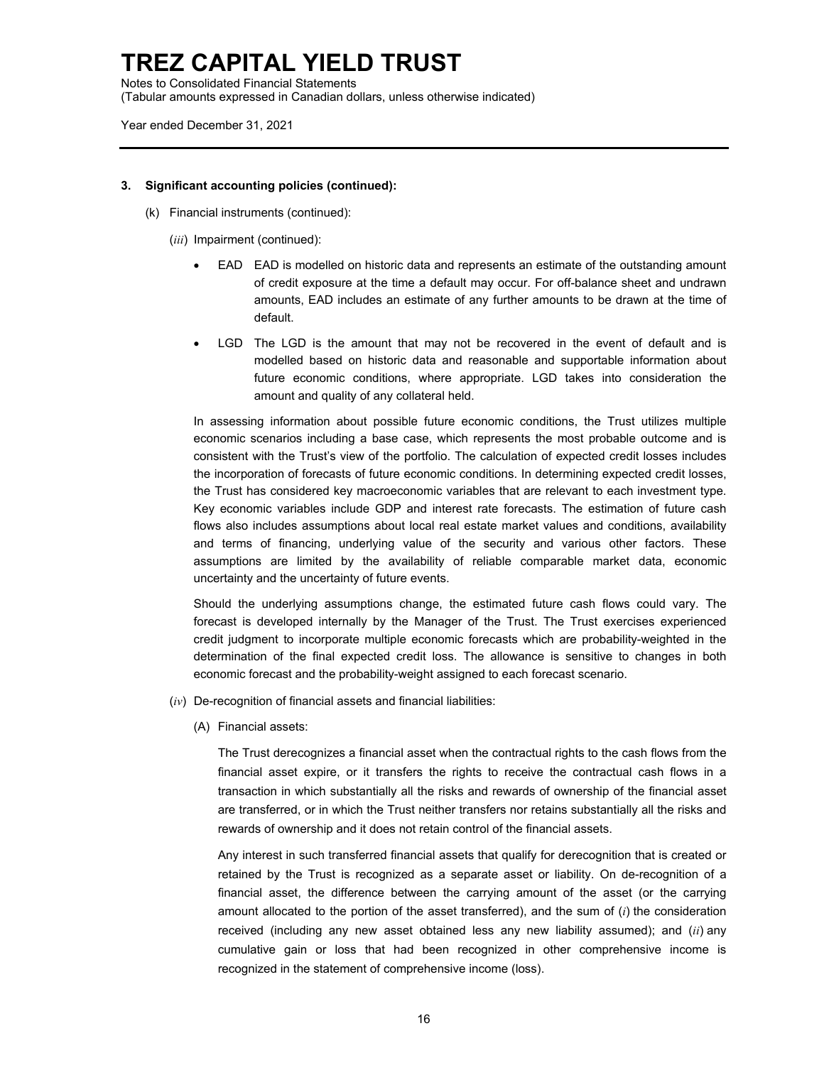### 3. Significant accounting policies (continued):

(k) Financial instruments (continued):

(*iii*) Impairment (continued):

- EAD EAD is modelled on historic data and represents an estimate of the outstanding amount of credit exposure at the time a default may occur. For off-balance sheet and undrawn amounts, EAD includes an estimate of any further amounts to be drawn at the time of default.
- LGD The LGD is the amount that may not be recovered in the event of default and is modelled based on historic data and reasonable and supportable information about future economic conditions, where appropriate. LGD takes into consideration the amount and quality of any collateral held.

In assessing information about possible future economic conditions, the Trust utilizes multiple economic scenarios including a base case, which represents the most probable outcome and is consistent with the Trust's view of the portfolio. The calculation of expected credit losses includes the incorporation of forecasts of future economic conditions. In determining expected credit losses, the Trust has considered key macroeconomic variables that are relevant to each investment type. Key economic variables include GDP and interest rate forecasts. The estimation of future cash flows also includes assumptions about local real estate market values and conditions, availability and terms of financing, underlying value of the security and various other factors. These assumptions are limited by the availability of reliable comparable market data, economic uncertainty and the uncertainty of future events.

Should the underlying assumptions change, the estimated future cash flows could vary. The forecast is developed internally by the Manager of the Trust. The Trust exercises experienced credit judgment to incorporate multiple economic forecasts which are probability-weighted in the determination of the final expected credit loss. The allowance is sensitive to changes in both economic forecast and the probability-weight assigned to each forecast scenario.

(*iv*) De-recognition of financial assets and financial liabilities:

(A) Financial assets:

The Trust derecognizes a financial asset when the contractual rights to the cash flows from the financial asset expire, or it transfers the rights to receive the contractual cash flows in a transaction in which substantially all the risks and rewards of ownership of the financial asset are transferred, or in which the Trust neither transfers nor retains substantially all the risks and rewards of ownership and it does not retain control of the financial assets.

Any interest in such transferred financial assets that qualify for derecognition that is created or retained by the Trust is recognized as a separate asset or liability. On de-recognition of a financial asset, the difference between the carrying amount of the asset (or the carrying amount allocated to the portion of the asset transferred), and the sum of (*i*) the consideration received (including any new asset obtained less any new liability assumed); and (*ii*) any cumulative gain or loss that had been recognized in other comprehensive income is recognized in the statement of comprehensive income (loss).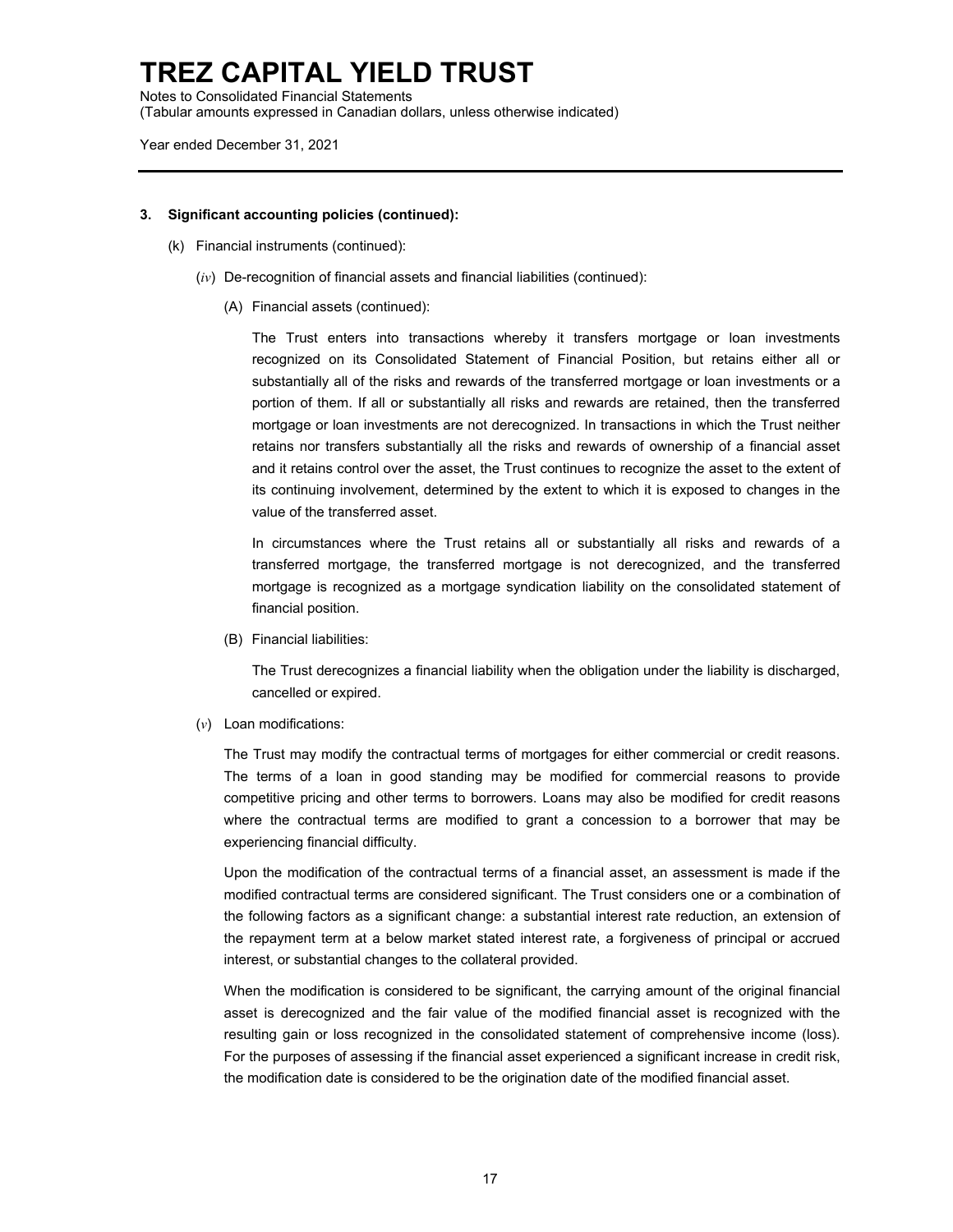### 3. Significant accounting policies (continued):

(k) Financial instruments (continued):

(*iv*) De-recognition of financial assets and financial liabilities (continued):

(A) Financial assets (continued):

The Trust enters into transactions whereby it transfers mortgage or loan investments recognized on its Consolidated Statement of Financial Position, but retains either all or substantially all of the risks and rewards of the transferred mortgage or loan investments or a portion of them. If all or substantially all risks and rewards are retained, then the transferred mortgage or loan investments are not derecognized. In transactions in which the Trust neither retains nor transfers substantially all the risks and rewards of ownership of a financial asset and it retains control over the asset, the Trust continues to recognize the asset to the extent of its continuing involvement, determined by the extent to which it is exposed to changes in the value of the transferred asset.

In circumstances where the Trust retains all or substantially all risks and rewards of a transferred mortgage, the transferred mortgage is not derecognized, and the transferred mortgage is recognized as a mortgage syndication liability on the consolidated statement of financial position.

(B) Financial liabilities:

The Trust derecognizes a financial liability when the obligation under the liability is discharged, cancelled or expired.

(*v*) Loan modifications:

The Trust may modify the contractual terms of mortgages for either commercial or credit reasons. The terms of a loan in good standing may be modified for commercial reasons to provide competitive pricing and other terms to borrowers. Loans may also be modified for credit reasons where the contractual terms are modified to grant a concession to a borrower that may be experiencing financial difficulty.

Upon the modification of the contractual terms of a financial asset, an assessment is made if the modified contractual terms are considered significant. The Trust considers one or a combination of the following factors as a significant change: a substantial interest rate reduction, an extension of the repayment term at a below market stated interest rate, a forgiveness of principal or accrued interest, or substantial changes to the collateral provided.

When the modification is considered to be significant, the carrying amount of the original financial asset is derecognized and the fair value of the modified financial asset is recognized with the resulting gain or loss recognized in the consolidated statement of comprehensive income (loss). For the purposes of assessing if the financial asset experienced a significant increase in credit risk, the modification date is considered to be the origination date of the modified financial asset.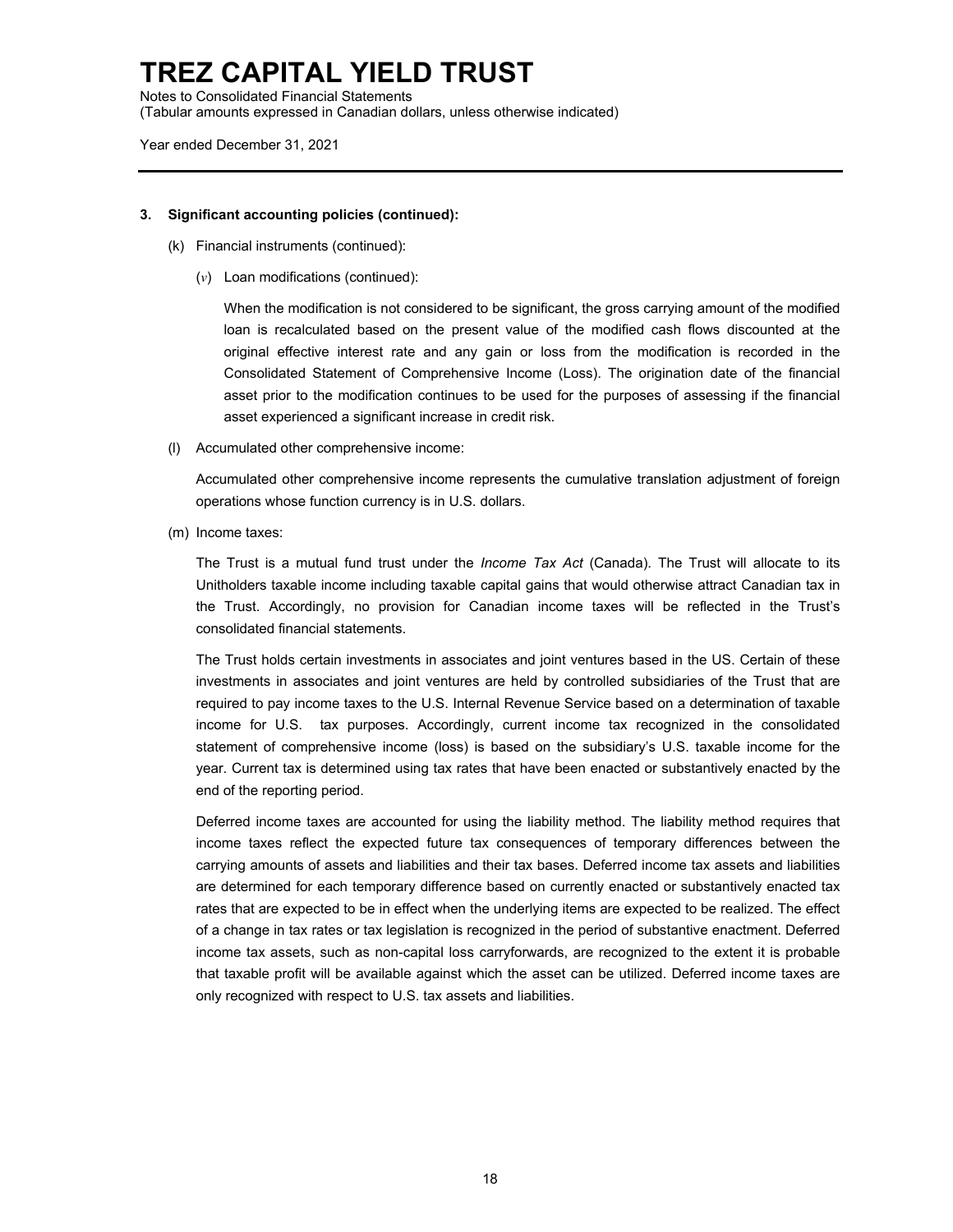## 3. Significant accounting policies (continued):

(k) Financial instruments (continued):

(*v*) Loan modifications (continued):

When the modification is not considered to be significant, the gross carrying amount of the modified loan is recalculated based on the present value of the modified cash flows discounted at the original effective interest rate and any gain or loss from the modification is recorded in the Consolidated Statement of Comprehensive Income (Loss). The origination date of the financial asset prior to the modification continues to be used for the purposes of assessing if the financial asset experienced a significant increase in credit risk.

(l) Accumulated other comprehensive income:

Accumulated other comprehensive income represents the cumulative translation adjustment of foreign operations whose function currency is in U.S. dollars.

(m) Income taxes:

The Trust is a mutual fund trust under the *Income Tax Act* (Canada). The Trust will allocate to its Unitholders taxable income including taxable capital gains that would otherwise attract Canadian tax in the Trust. Accordingly, no provision for Canadian income taxes will be reflected in the Trust's consolidated financial statements.

The Trust holds certain investments in associates and joint ventures based in the US. Certain of these investments in associates and joint ventures are held by controlled subsidiaries of the Trust that are required to pay income taxes to the U.S. Internal Revenue Service based on a determination of taxable income for U.S. tax purposes. Accordingly, current income tax recognized in the consolidated statement of comprehensive income (loss) is based on the subsidiary's U.S. taxable income for the year. Current tax is determined using tax rates that have been enacted or substantively enacted by the end of the reporting period.

Deferred income taxes are accounted for using the liability method. The liability method requires that income taxes reflect the expected future tax consequences of temporary differences between the carrying amounts of assets and liabilities and their tax bases. Deferred income tax assets and liabilities are determined for each temporary difference based on currently enacted or substantively enacted tax rates that are expected to be in effect when the underlying items are expected to be realized. The effect of a change in tax rates or tax legislation is recognized in the period of substantive enactment. Deferred income tax assets, such as non-capital loss carryforwards, are recognized to the extent it is probable that taxable profit will be available against which the asset can be utilized. Deferred income taxes are only recognized with respect to U.S. tax assets and liabilities.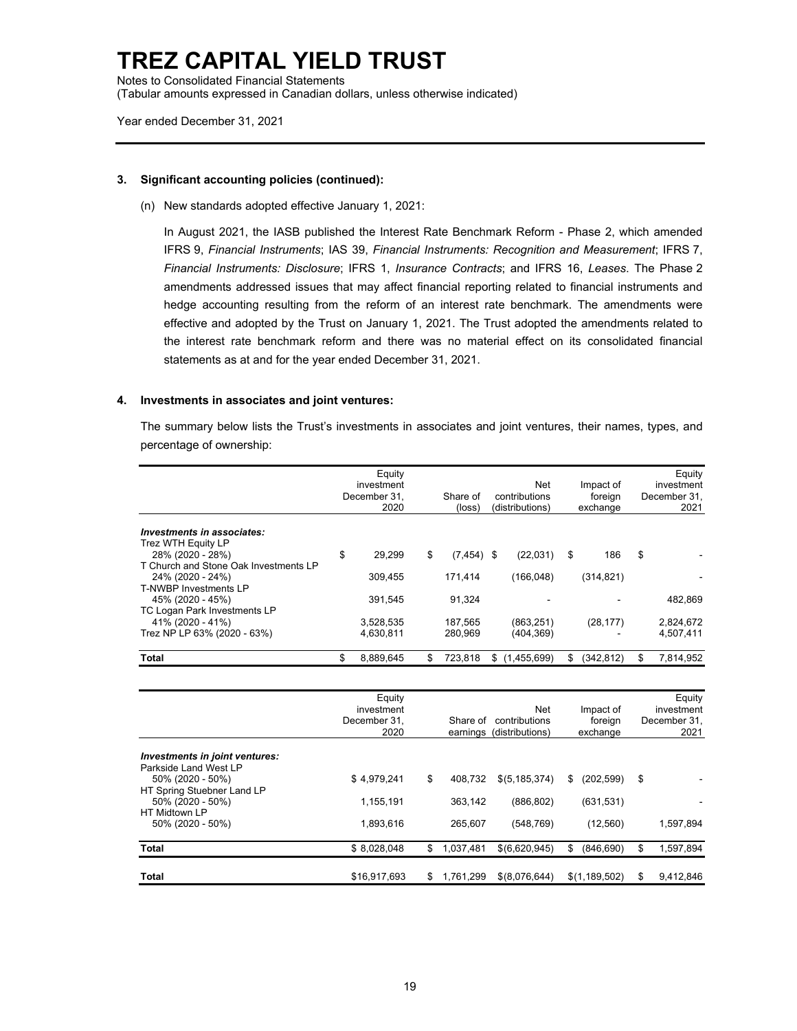# TREZ CAPITAL YIELD TRUST

Notes to Consolidated Financial Statements
(Tabular amounts expressed in Canadian dollars, unless otherwise indicated)

Year ended December 31, 2021

**3. Significant accounting policies (continued):**

(n) New standards adopted effective January 1, 2021:

In August 2021, the IASB published the Interest Rate Benchmark Reform - Phase 2, which amended IFRS 9, *Financial Instruments*; IAS 39, *Financial Instruments: Recognition and Measurement*; IFRS 7, *Financial Instruments: Disclosure*; IFRS 1, *Insurance Contracts*; and IFRS 16, *Leases*. The Phase 2 amendments addressed issues that may affect financial reporting related to financial instruments and hedge accounting resulting from the reform of an interest rate benchmark. The amendments were effective and adopted by the Trust on January 1, 2021. The Trust adopted the amendments related to the interest rate benchmark reform and there was no material effect on its consolidated financial statements as at and for the year ended December 31, 2021.

**4. Investments in associates and joint ventures:**

The summary below lists the Trust's investments in associates and joint ventures, their names, types, and percentage of ownership:

| | Equity investment December 31, 2020 | Share of (loss) | Net contributions (distributions) | Impact of foreign exchange | Equity investment December 31, 2021 |
|---|---|---|---|---|---|
| ***Investments in associates:*** | | | | | |
| Trez WTH Equity LP 28% (2020 - 28%) | $ 29,299 | $ (7,454) | $ (22,031) | $ 186 | $ - |
| T Church and Stone Oak Investments LP 24% (2020 - 24%) | 309,455 | 171,414 | (166,048) | (314,821) | - |
| T-NWBP Investments LP 45% (2020 - 45%) | 391,545 | 91,324 | - | - | 482,869 |
| TC Logan Park Investments LP 41% (2020 - 41%) | 3,528,535 | 187,565 | (863,251) | (28,177) | 2,824,672 |
| Trez NP LP 63% (2020 - 63%) | 4,630,811 | 280,969 | (404,369) | - | 4,507,411 |
| **Total** | $ 8,889,645 | $ 723,818 | $ (1,455,699) | $ (342,812) | $ 7,814,952 |

| | Equity investment December 31, 2020 | Share of earnings | Net contributions (distributions) | Impact of foreign exchange | Equity investment December 31, 2021 |
|---|---|---|---|---|---|
| ***Investments in joint ventures:*** | | | | | |
| Parkside Land West LP 50% (2020 - 50%) | $ 4,979,241 | $ 408,732 | $(5,185,374) | $ (202,599) | $ - |
| HT Spring Stuebner Land LP 50% (2020 - 50%) | 1,155,191 | 363,142 | (886,802) | (631,531) | - |
| HT Midtown LP 50% (2020 - 50%) | 1,893,616 | 265,607 | (548,769) | (12,560) | 1,597,894 |
| **Total** | $ 8,028,048 | $ 1,037,481 | $(6,620,945) | $ (846,690) | $ 1,597,894 |
| **Total** | $16,917,693 | $ 1,761,299 | $(8,076,644) | $(1,189,502) | $ 9,412,846 |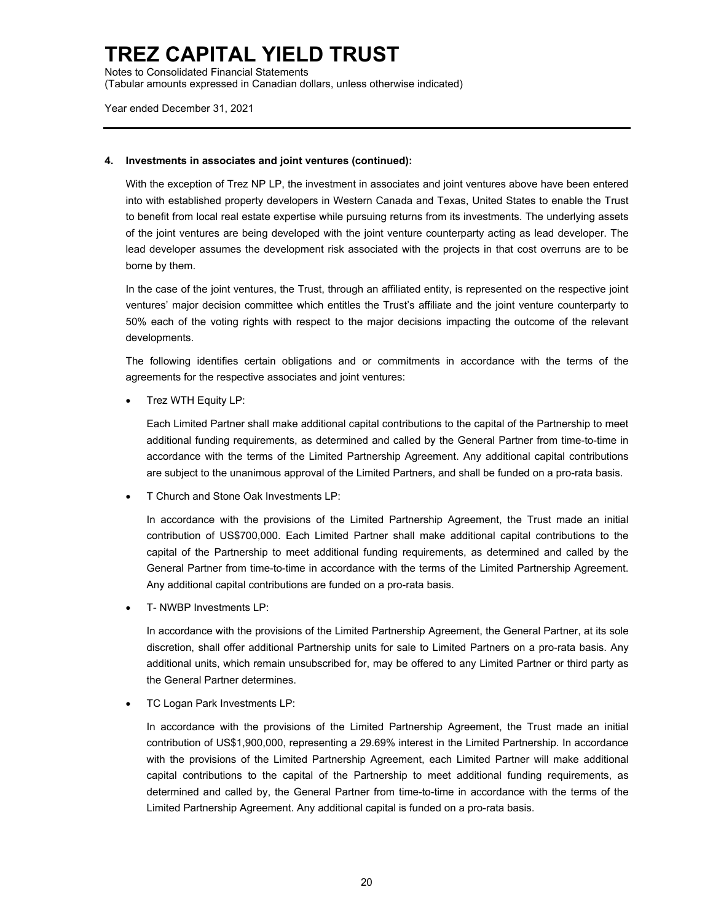# TREZ CAPITAL YIELD TRUST

Notes to Consolidated Financial Statements
(Tabular amounts expressed in Canadian dollars, unless otherwise indicated)

Year ended December 31, 2021

**4. Investments in associates and joint ventures (continued):**

With the exception of Trez NP LP, the investment in associates and joint ventures above have been entered into with established property developers in Western Canada and Texas, United States to enable the Trust to benefit from local real estate expertise while pursuing returns from its investments. The underlying assets of the joint ventures are being developed with the joint venture counterparty acting as lead developer. The lead developer assumes the development risk associated with the projects in that cost overruns are to be borne by them.

In the case of the joint ventures, the Trust, through an affiliated entity, is represented on the respective joint ventures' major decision committee which entitles the Trust's affiliate and the joint venture counterparty to 50% each of the voting rights with respect to the major decisions impacting the outcome of the relevant developments.

The following identifies certain obligations and or commitments in accordance with the terms of the agreements for the respective associates and joint ventures:

- Trez WTH Equity LP:

  Each Limited Partner shall make additional capital contributions to the capital of the Partnership to meet additional funding requirements, as determined and called by the General Partner from time-to-time in accordance with the terms of the Limited Partnership Agreement. Any additional capital contributions are subject to the unanimous approval of the Limited Partners, and shall be funded on a pro-rata basis.

- T Church and Stone Oak Investments LP:

  In accordance with the provisions of the Limited Partnership Agreement, the Trust made an initial contribution of US$700,000. Each Limited Partner shall make additional capital contributions to the capital of the Partnership to meet additional funding requirements, as determined and called by the General Partner from time-to-time in accordance with the terms of the Limited Partnership Agreement. Any additional capital contributions are funded on a pro-rata basis.

- T- NWBP Investments LP:

  In accordance with the provisions of the Limited Partnership Agreement, the General Partner, at its sole discretion, shall offer additional Partnership units for sale to Limited Partners on a pro-rata basis. Any additional units, which remain unsubscribed for, may be offered to any Limited Partner or third party as the General Partner determines.

- TC Logan Park Investments LP:

  In accordance with the provisions of the Limited Partnership Agreement, the Trust made an initial contribution of US$1,900,000, representing a 29.69% interest in the Limited Partnership. In accordance with the provisions of the Limited Partnership Agreement, each Limited Partner will make additional capital contributions to the capital of the Partnership to meet additional funding requirements, as determined and called by, the General Partner from time-to-time in accordance with the terms of the Limited Partnership Agreement. Any additional capital is funded on a pro-rata basis.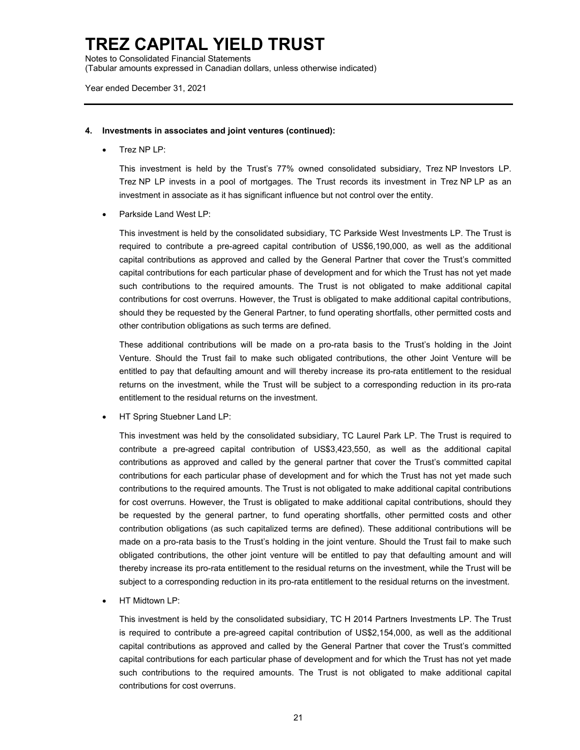**4. Investments in associates and joint ventures (continued):**

- Trez NP LP:

  This investment is held by the Trust's 77% owned consolidated subsidiary, Trez NP Investors LP. Trez NP LP invests in a pool of mortgages. The Trust records its investment in Trez NP LP as an investment in associate as it has significant influence but not control over the entity.

- Parkside Land West LP:

  This investment is held by the consolidated subsidiary, TC Parkside West Investments LP. The Trust is required to contribute a pre-agreed capital contribution of US$6,190,000, as well as the additional capital contributions as approved and called by the General Partner that cover the Trust's committed capital contributions for each particular phase of development and for which the Trust has not yet made such contributions to the required amounts. The Trust is not obligated to make additional capital contributions for cost overruns. However, the Trust is obligated to make additional capital contributions, should they be requested by the General Partner, to fund operating shortfalls, other permitted costs and other contribution obligations as such terms are defined.

  These additional contributions will be made on a pro-rata basis to the Trust's holding in the Joint Venture. Should the Trust fail to make such obligated contributions, the other Joint Venture will be entitled to pay that defaulting amount and will thereby increase its pro-rata entitlement to the residual returns on the investment, while the Trust will be subject to a corresponding reduction in its pro-rata entitlement to the residual returns on the investment.

- HT Spring Stuebner Land LP:

  This investment was held by the consolidated subsidiary, TC Laurel Park LP. The Trust is required to contribute a pre-agreed capital contribution of US$3,423,550, as well as the additional capital contributions as approved and called by the general partner that cover the Trust's committed capital contributions for each particular phase of development and for which the Trust has not yet made such contributions to the required amounts. The Trust is not obligated to make additional capital contributions for cost overruns. However, the Trust is obligated to make additional capital contributions, should they be requested by the general partner, to fund operating shortfalls, other permitted costs and other contribution obligations (as such capitalized terms are defined). These additional contributions will be made on a pro-rata basis to the Trust's holding in the joint venture. Should the Trust fail to make such obligated contributions, the other joint venture will be entitled to pay that defaulting amount and will thereby increase its pro-rata entitlement to the residual returns on the investment, while the Trust will be subject to a corresponding reduction in its pro-rata entitlement to the residual returns on the investment.

- HT Midtown LP:

  This investment is held by the consolidated subsidiary, TC H 2014 Partners Investments LP. The Trust is required to contribute a pre-agreed capital contribution of US$2,154,000, as well as the additional capital contributions as approved and called by the General Partner that cover the Trust's committed capital contributions for each particular phase of development and for which the Trust has not yet made such contributions to the required amounts. The Trust is not obligated to make additional capital contributions for cost overruns.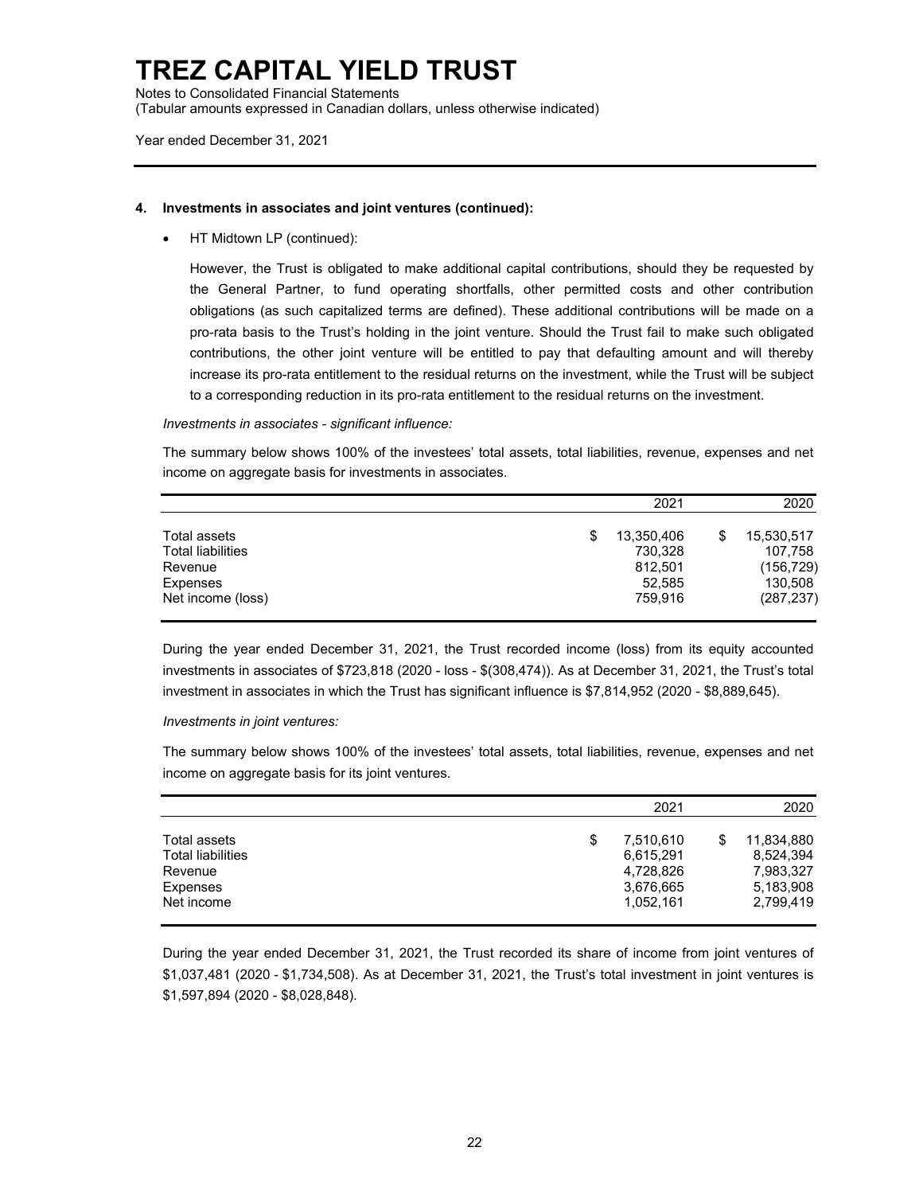### 4. Investments in associates and joint ventures (continued):

- HT Midtown LP (continued):

  However, the Trust is obligated to make additional capital contributions, should they be requested by the General Partner, to fund operating shortfalls, other permitted costs and other contribution obligations (as such capitalized terms are defined). These additional contributions will be made on a pro-rata basis to the Trust's holding in the joint venture. Should the Trust fail to make such obligated contributions, the other joint venture will be entitled to pay that defaulting amount and will thereby increase its pro-rata entitlement to the residual returns on the investment, while the Trust will be subject to a corresponding reduction in its pro-rata entitlement to the residual returns on the investment.

*Investments in associates - significant influence:*

The summary below shows 100% of the investees' total assets, total liabilities, revenue, expenses and net income on aggregate basis for investments in associates.

| | 2021 | 2020 |
|---|---|---|
| Total assets | $ 13,350,406 | $ 15,530,517 |
| Total liabilities | 730,328 | 107,758 |
| Revenue | 812,501 | (156,729) |
| Expenses | 52,585 | 130,508 |
| Net income (loss) | 759,916 | (287,237) |

During the year ended December 31, 2021, the Trust recorded income (loss) from its equity accounted investments in associates of $723,818 (2020 - loss - $(308,474)). As at December 31, 2021, the Trust's total investment in associates in which the Trust has significant influence is $7,814,952 (2020 - $8,889,645).

*Investments in joint ventures:*

The summary below shows 100% of the investees' total assets, total liabilities, revenue, expenses and net income on aggregate basis for its joint ventures.

| | 2021 | 2020 |
|---|---|---|
| Total assets | $ 7,510,610 | $ 11,834,880 |
| Total liabilities | 6,615,291 | 8,524,394 |
| Revenue | 4,728,826 | 7,983,327 |
| Expenses | 3,676,665 | 5,183,908 |
| Net income | 1,052,161 | 2,799,419 |

During the year ended December 31, 2021, the Trust recorded its share of income from joint ventures of $1,037,481 (2020 - $1,734,508). As at December 31, 2021, the Trust's total investment in joint ventures is $1,597,894 (2020 - $8,028,848).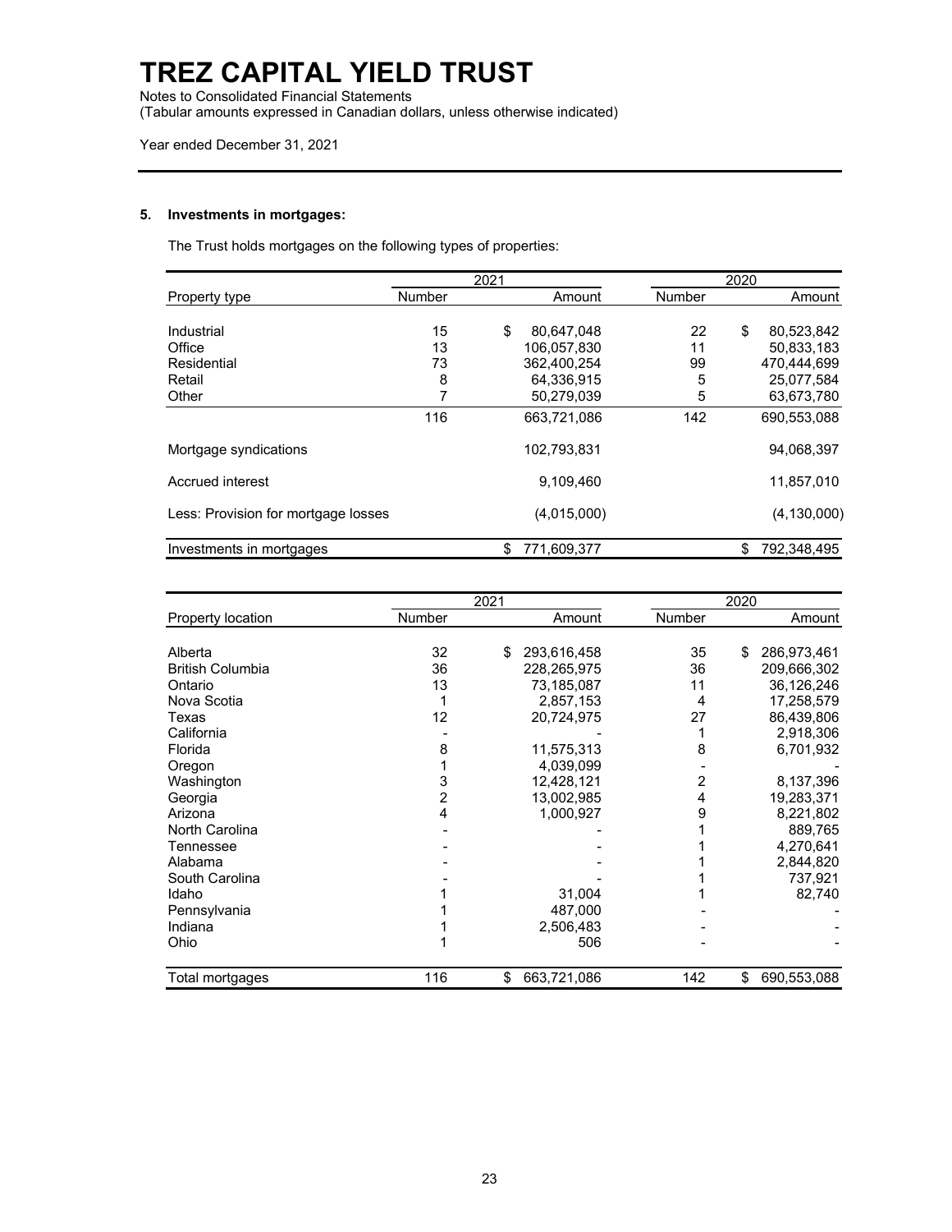# TREZ CAPITAL YIELD TRUST

Notes to Consolidated Financial Statements
(Tabular amounts expressed in Canadian dollars, unless otherwise indicated)

Year ended December 31, 2021

### 5. Investments in mortgages:

The Trust holds mortgages on the following types of properties:

| | 2021 | | 2020 | |
|---|---|---|---|---|
| Property type | Number | Amount | Number | Amount |
| Industrial | 15 | $ 80,647,048 | 22 | $ 80,523,842 |
| Office | 13 | 106,057,830 | 11 | 50,833,183 |
| Residential | 73 | 362,400,254 | 99 | 470,444,699 |
| Retail | 8 | 64,336,915 | 5 | 25,077,584 |
| Other | 7 | 50,279,039 | 5 | 63,673,780 |
| | 116 | 663,721,086 | 142 | 690,553,088 |
| Mortgage syndications | | 102,793,831 | | 94,068,397 |
| Accrued interest | | 9,109,460 | | 11,857,010 |
| Less: Provision for mortgage losses | | (4,015,000) | | (4,130,000) |
| Investments in mortgages | | $ 771,609,377 | | $ 792,348,495 |

| | 2021 | | 2020 | |
|---|---|---|---|---|
| Property location | Number | Amount | Number | Amount |
| Alberta | 32 | $ 293,616,458 | 35 | $ 286,973,461 |
| British Columbia | 36 | 228,265,975 | 36 | 209,666,302 |
| Ontario | 13 | 73,185,087 | 11 | 36,126,246 |
| Nova Scotia | 1 | 2,857,153 | 4 | 17,258,579 |
| Texas | 12 | 20,724,975 | 27 | 86,439,806 |
| California | - | - | 1 | 2,918,306 |
| Florida | 8 | 11,575,313 | 8 | 6,701,932 |
| Oregon | 1 | 4,039,099 | - | - |
| Washington | 3 | 12,428,121 | 2 | 8,137,396 |
| Georgia | 2 | 13,002,985 | 4 | 19,283,371 |
| Arizona | 4 | 1,000,927 | 9 | 8,221,802 |
| North Carolina | - | - | 1 | 889,765 |
| Tennessee | - | - | 1 | 4,270,641 |
| Alabama | - | - | 1 | 2,844,820 |
| South Carolina | - | - | 1 | 737,921 |
| Idaho | 1 | 31,004 | 1 | 82,740 |
| Pennsylvania | 1 | 487,000 | - | - |
| Indiana | 1 | 2,506,483 | - | - |
| Ohio | 1 | 506 | - | - |
| Total mortgages | 116 | $ 663,721,086 | 142 | $ 690,553,088 |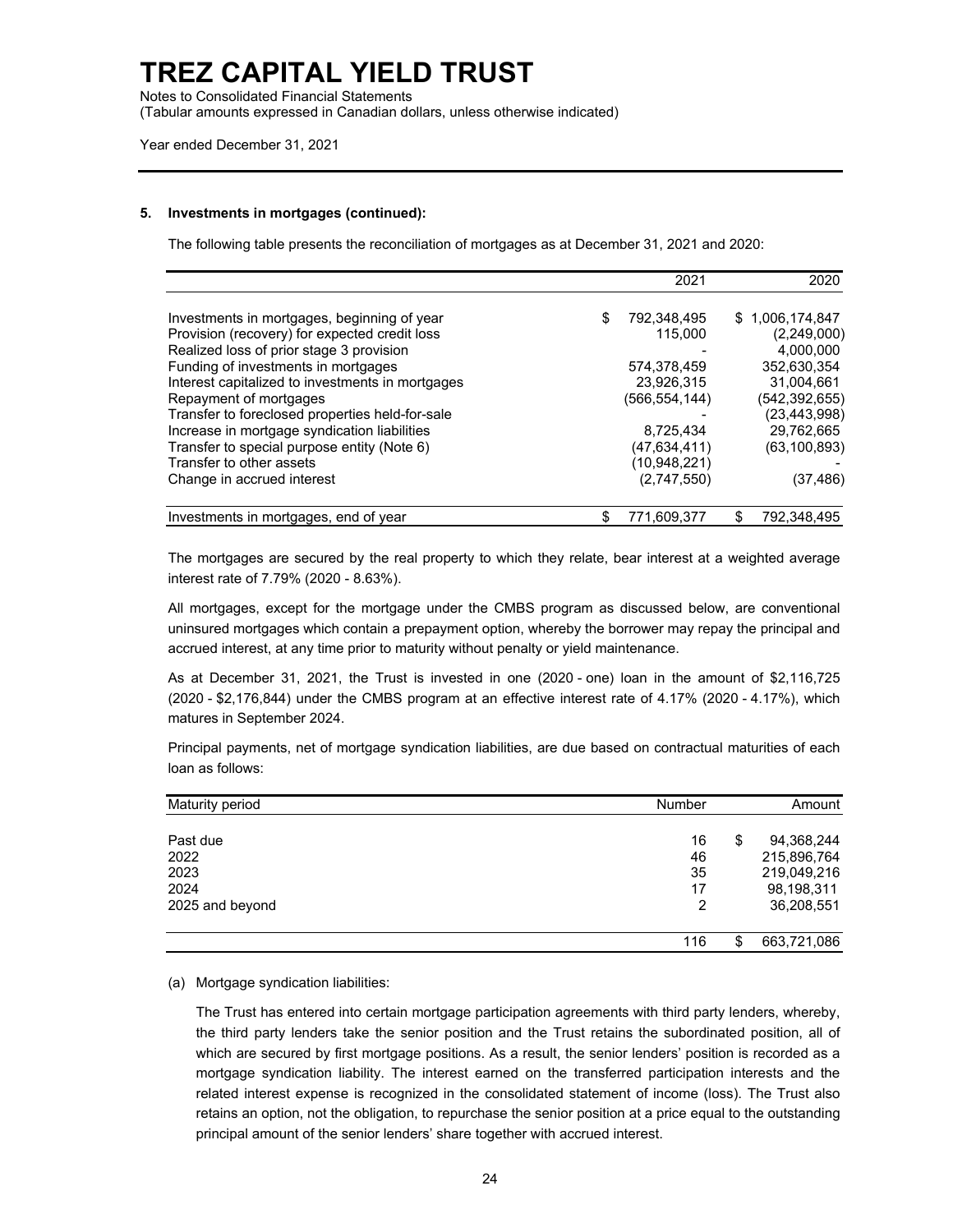# TREZ CAPITAL YIELD TRUST

Notes to Consolidated Financial Statements
(Tabular amounts expressed in Canadian dollars, unless otherwise indicated)

Year ended December 31, 2021

## 5. Investments in mortgages (continued):

The following table presents the reconciliation of mortgages as at December 31, 2021 and 2020:

| | 2021 | 2020 |
|---|---|---|
| Investments in mortgages, beginning of year | $ 792,348,495 | $ 1,006,174,847 |
| Provision (recovery) for expected credit loss | 115,000 | (2,249,000) |
| Realized loss of prior stage 3 provision | - | 4,000,000 |
| Funding of investments in mortgages | 574,378,459 | 352,630,354 |
| Interest capitalized to investments in mortgages | 23,926,315 | 31,004,661 |
| Repayment of mortgages | (566,554,144) | (542,392,655) |
| Transfer to foreclosed properties held-for-sale | - | (23,443,998) |
| Increase in mortgage syndication liabilities | 8,725,434 | 29,762,665 |
| Transfer to special purpose entity (Note 6) | (47,634,411) | (63,100,893) |
| Transfer to other assets | (10,948,221) | - |
| Change in accrued interest | (2,747,550) | (37,486) |
| Investments in mortgages, end of year | $ 771,609,377 | $ 792,348,495 |

The mortgages are secured by the real property to which they relate, bear interest at a weighted average interest rate of 7.79% (2020 - 8.63%).

All mortgages, except for the mortgage under the CMBS program as discussed below, are conventional uninsured mortgages which contain a prepayment option, whereby the borrower may repay the principal and accrued interest, at any time prior to maturity without penalty or yield maintenance.

As at December 31, 2021, the Trust is invested in one (2020 - one) loan in the amount of $2,116,725 (2020 - $2,176,844) under the CMBS program at an effective interest rate of 4.17% (2020 - 4.17%), which matures in September 2024.

Principal payments, net of mortgage syndication liabilities, are due based on contractual maturities of each loan as follows:

| Maturity period | Number | Amount |
|---|---|---|
| Past due | 16 | $ 94,368,244 |
| 2022 | 46 | 215,896,764 |
| 2023 | 35 | 219,049,216 |
| 2024 | 17 | 98,198,311 |
| 2025 and beyond | 2 | 36,208,551 |
| | 116 | $ 663,721,086 |

(a) Mortgage syndication liabilities:

The Trust has entered into certain mortgage participation agreements with third party lenders, whereby, the third party lenders take the senior position and the Trust retains the subordinated position, all of which are secured by first mortgage positions. As a result, the senior lenders' position is recorded as a mortgage syndication liability. The interest earned on the transferred participation interests and the related interest expense is recognized in the consolidated statement of income (loss). The Trust also retains an option, not the obligation, to repurchase the senior position at a price equal to the outstanding principal amount of the senior lenders' share together with accrued interest.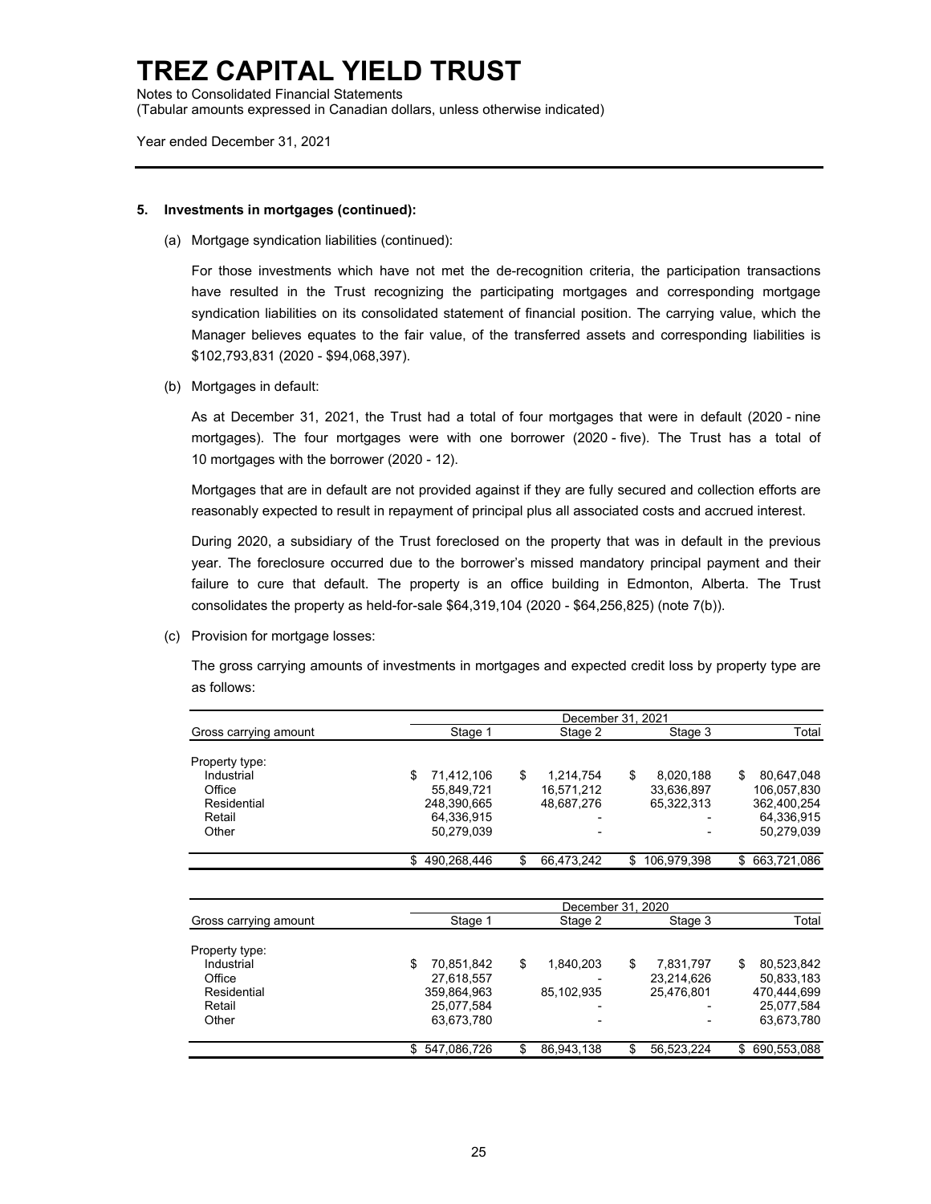# TREZ CAPITAL YIELD TRUST

Notes to Consolidated Financial Statements
(Tabular amounts expressed in Canadian dollars, unless otherwise indicated)

Year ended December 31, 2021

**5. Investments in mortgages (continued):**

(a) Mortgage syndication liabilities (continued):

For those investments which have not met the de-recognition criteria, the participation transactions have resulted in the Trust recognizing the participating mortgages and corresponding mortgage syndication liabilities on its consolidated statement of financial position. The carrying value, which the Manager believes equates to the fair value, of the transferred assets and corresponding liabilities is $102,793,831 (2020 - $94,068,397).

(b) Mortgages in default:

As at December 31, 2021, the Trust had a total of four mortgages that were in default (2020 - nine mortgages). The four mortgages were with one borrower (2020 - five). The Trust has a total of 10 mortgages with the borrower (2020 - 12).

Mortgages that are in default are not provided against if they are fully secured and collection efforts are reasonably expected to result in repayment of principal plus all associated costs and accrued interest.

During 2020, a subsidiary of the Trust foreclosed on the property that was in default in the previous year. The foreclosure occurred due to the borrower's missed mandatory principal payment and their failure to cure that default. The property is an office building in Edmonton, Alberta. The Trust consolidates the property as held-for-sale $64,319,104 (2020 - $64,256,825) (note 7(b)).

(c) Provision for mortgage losses:

The gross carrying amounts of investments in mortgages and expected credit loss by property type are as follows:

| | December 31, 2021 | | | |
|---|---|---|---|---|
| Gross carrying amount | Stage 1 | Stage 2 | Stage 3 | Total |
| Property type: | | | | |
| Industrial | $ 71,412,106 | $ 1,214,754 | $ 8,020,188 | $ 80,647,048 |
| Office | 55,849,721 | 16,571,212 | 33,636,897 | 106,057,830 |
| Residential | 248,390,665 | 48,687,276 | 65,322,313 | 362,400,254 |
| Retail | 64,336,915 | - | - | 64,336,915 |
| Other | 50,279,039 | - | - | 50,279,039 |
| | $ 490,268,446 | $ 66,473,242 | $ 106,979,398 | $ 663,721,086 |

| | December 31, 2020 | | | |
|---|---|---|---|---|
| Gross carrying amount | Stage 1 | Stage 2 | Stage 3 | Total |
| Property type: | | | | |
| Industrial | $ 70,851,842 | $ 1,840,203 | $ 7,831,797 | $ 80,523,842 |
| Office | 27,618,557 | - | 23,214,626 | 50,833,183 |
| Residential | 359,864,963 | 85,102,935 | 25,476,801 | 470,444,699 |
| Retail | 25,077,584 | - | - | 25,077,584 |
| Other | 63,673,780 | - | - | 63,673,780 |
| | $ 547,086,726 | $ 86,943,138 | $ 56,523,224 | $ 690,553,088 |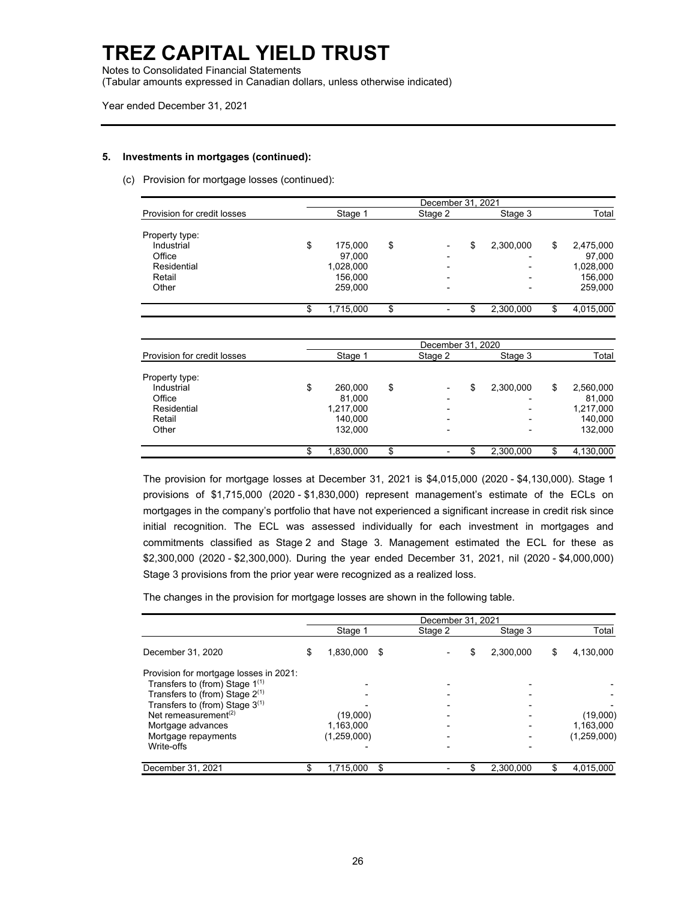**5. Investments in mortgages (continued):**

(c) Provision for mortgage losses (continued):

| Provision for credit losses | December 31, 2021 | | | |
|---|---|---|---|---|
| | Stage 1 | Stage 2 | Stage 3 | Total |
| Property type: | | | | |
| Industrial | $ 175,000 | $ - | $ 2,300,000 | $ 2,475,000 |
| Office | 97,000 | - | - | 97,000 |
| Residential | 1,028,000 | - | - | 1,028,000 |
| Retail | 156,000 | - | - | 156,000 |
| Other | 259,000 | - | - | 259,000 |
| | $ 1,715,000 | $ - | $ 2,300,000 | $ 4,015,000 |

| Provision for credit losses | December 31, 2020 | | | |
|---|---|---|---|---|
| | Stage 1 | Stage 2 | Stage 3 | Total |
| Property type: | | | | |
| Industrial | $ 260,000 | $ - | $ 2,300,000 | $ 2,560,000 |
| Office | 81,000 | - | - | 81,000 |
| Residential | 1,217,000 | - | - | 1,217,000 |
| Retail | 140,000 | - | - | 140,000 |
| Other | 132,000 | - | - | 132,000 |
| | $ 1,830,000 | $ - | $ 2,300,000 | $ 4,130,000 |

The provision for mortgage losses at December 31, 2021 is $4,015,000 (2020 - $4,130,000). Stage 1 provisions of $1,715,000 (2020 - $1,830,000) represent management's estimate of the ECLs on mortgages in the company's portfolio that have not experienced a significant increase in credit risk since initial recognition. The ECL was assessed individually for each investment in mortgages and commitments classified as Stage 2 and Stage 3. Management estimated the ECL for these as $2,300,000 (2020 - $2,300,000). During the year ended December 31, 2021, nil (2020 - $4,000,000) Stage 3 provisions from the prior year were recognized as a realized loss.

The changes in the provision for mortgage losses are shown in the following table.

| | December 31, 2021 | | | |
|---|---|---|---|---|
| | Stage 1 | Stage 2 | Stage 3 | Total |
| December 31, 2020 | $ 1,830,000 | $ - | $ 2,300,000 | $ 4,130,000 |
| Provision for mortgage losses in 2021: | | | | |
| Transfers to (from) Stage 1[(1)] | - | - | - | - |
| Transfers to (from) Stage 2[(1)] | - | - | - | - |
| Transfers to (from) Stage 3[(1)] | - | - | - | - |
| Net remeasurement[(2)] | (19,000) | - | - | (19,000) |
| Mortgage advances | 1,163,000 | - | - | 1,163,000 |
| Mortgage repayments | (1,259,000) | - | - | (1,259,000) |
| Write-offs | - | - | - | - |
| December 31, 2021 | $ 1,715,000 | $ - | $ 2,300,000 | $ 4,015,000 |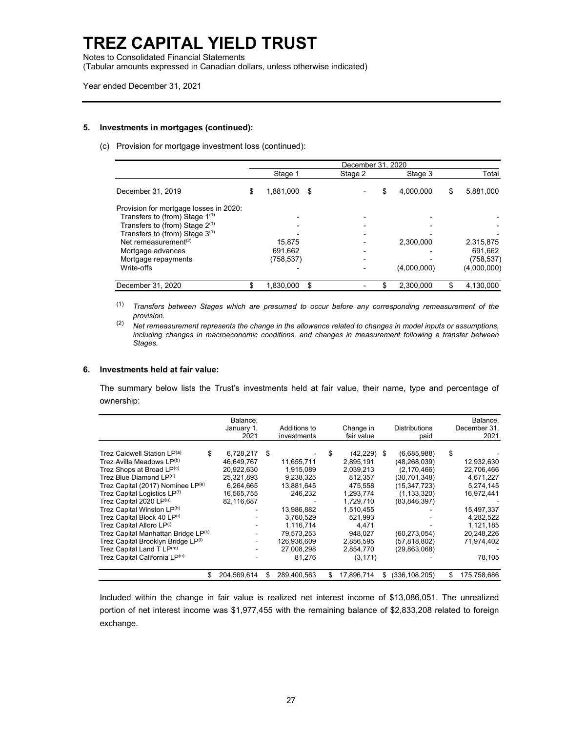### 5. Investments in mortgages (continued):

(c) Provision for mortgage investment loss (continued):

| | December 31, 2020 | | | |
|---|---|---|---|---|
| | Stage 1 | Stage 2 | Stage 3 | Total |
| December 31, 2019 | $ 1,881,000 | $ - | $ 4,000,000 | $ 5,881,000 |
| Provision for mortgage losses in 2020: | | | | |
| Transfers to (from) Stage 1[(1)] | - | - | - | - |
| Transfers to (from) Stage 2[(1)] | - | - | - | - |
| Transfers to (from) Stage 3[(1)] | - | - | - | - |
| Net remeasurement[(2)] | 15,875 | - | 2,300,000 | 2,315,875 |
| Mortgage advances | 691,662 | - | - | 691,662 |
| Mortgage repayments | (758,537) | - | - | (758,537) |
| Write-offs | - | - | (4,000,000) | (4,000,000) |
| December 31, 2020 | $ 1,830,000 | $ - | $ 2,300,000 | $ 4,130,000 |

(1) *Transfers between Stages which are presumed to occur before any corresponding remeasurement of the provision.*

(2) *Net remeasurement represents the change in the allowance related to changes in model inputs or assumptions, including changes in macroeconomic conditions, and changes in measurement following a transfer between Stages.*

### 6. Investments held at fair value:

The summary below lists the Trust's investments held at fair value, their name, type and percentage of ownership:

| | Balance, January 1, 2021 | Additions to investments | Change in fair value | Distributions paid | Balance, December 31, 2021 |
|---|---|---|---|---|---|
| Trez Caldwell Station LP[(a)] | $ 6,728,217 | $ - | $ (42,229) | $ (6,685,988) | $ - |
| Trez Avilla Meadows LP[(b)] | 46,649,767 | 11,655,711 | 2,895,191 | (48,268,039) | 12,932,630 |
| Trez Shops at Broad LP[(c)] | 20,922,630 | 1,915,089 | 2,039,213 | (2,170,466) | 22,706,466 |
| Trez Blue Diamond LP[(d)] | 25,321,893 | 9,238,325 | 812,357 | (30,701,348) | 4,671,227 |
| Trez Capital (2017) Nominee LP[(e)] | 6,264,665 | 13,881,645 | 475,558 | (15,347,723) | 5,274,145 |
| Trez Capital Logistics LP[(f)] | 16,565,755 | 246,232 | 1,293,774 | (1,133,320) | 16,972,441 |
| Trez Capital 2020 LP[(g)] | 82,116,687 | - | 1,729,710 | (83,846,397) | - |
| Trez Capital Winston LP[(h)] | - | 13,986,882 | 1,510,455 | - | 15,497,337 |
| Trez Capital Block 40 LP[(i)] | - | 3,760,529 | 521,993 | - | 4,282,522 |
| Trez Capital Alloro LP[(j)] | - | 1,116,714 | 4,471 | - | 1,121,185 |
| Trez Capital Manhattan Bridge LP[(k)] | - | 79,573,253 | 948,027 | (60,273,054) | 20,248,226 |
| Trez Capital Brooklyn Bridge LP[(l)] | - | 126,936,609 | 2,856,595 | (57,818,802) | 71,974,402 |
| Trez Capital Land T LP[(m)] | - | 27,008,298 | 2,854,770 | (29,863,068) | - |
| Trez Capital California LP[(n)] | - | 81,276 | (3,171) | - | 78,105 |
| | $ 204,569,614 | $ 289,400,563 | $ 17,896,714 | $ (336,108,205) | $ 175,758,686 |

Included within the change in fair value is realized net interest income of $13,086,051. The unrealized portion of net interest income was $1,977,455 with the remaining balance of $2,833,208 related to foreign exchange.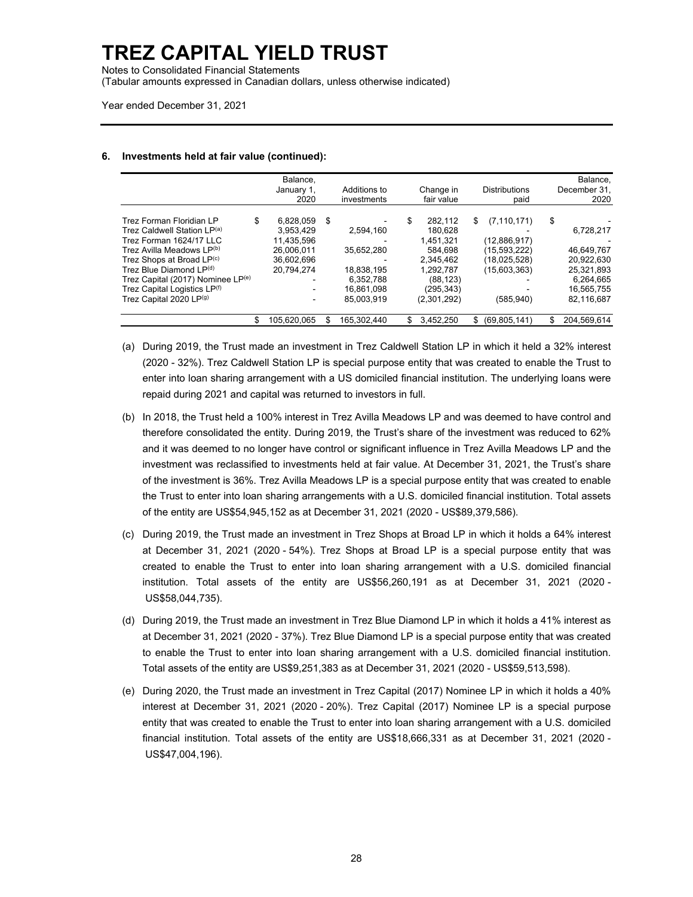# TREZ CAPITAL YIELD TRUST

Notes to Consolidated Financial Statements
(Tabular amounts expressed in Canadian dollars, unless otherwise indicated)

Year ended December 31, 2021

## 6. Investments held at fair value (continued):

| | Balance, January 1, 2020 | Additions to investments | Change in fair value | Distributions paid | Balance, December 31, 2020 |
|---|---|---|---|---|---|
| Trez Forman Floridian LP | $ 6,828,059 | $ - | $ 282,112 | $ (7,110,171) | $ - |
| Trez Caldwell Station LP[(a)] | 3,953,429 | 2,594,160 | 180,628 | - | 6,728,217 |
| Trez Forman 1624/17 LLC | 11,435,596 | - | 1,451,321 | (12,886,917) | - |
| Trez Avilla Meadows LP[(b)] | 26,006,011 | 35,652,280 | 584,698 | (15,593,222) | 46,649,767 |
| Trez Shops at Broad LP[(c)] | 36,602,696 | - | 2,345,462 | (18,025,528) | 20,922,630 |
| Trez Blue Diamond LP[(d)] | 20,794,274 | 18,838,195 | 1,292,787 | (15,603,363) | 25,321,893 |
| Trez Capital (2017) Nominee LP[(e)] | - | 6,352,788 | (88,123) | - | 6,264,665 |
| Trez Capital Logistics LP[(f)] | - | 16,861,098 | (295,343) | - | 16,565,755 |
| Trez Capital 2020 LP[(g)] | - | 85,003,919 | (2,301,292) | (585,940) | 82,116,687 |
| | $ 105,620,065 | $ 165,302,440 | $ 3,452,250 | $ (69,805,141) | $ 204,569,614 |

(a) During 2019, the Trust made an investment in Trez Caldwell Station LP in which it held a 32% interest (2020 - 32%). Trez Caldwell Station LP is special purpose entity that was created to enable the Trust to enter into loan sharing arrangement with a US domiciled financial institution. The underlying loans were repaid during 2021 and capital was returned to investors in full.

(b) In 2018, the Trust held a 100% interest in Trez Avilla Meadows LP and was deemed to have control and therefore consolidated the entity. During 2019, the Trust's share of the investment was reduced to 62% and it was deemed to no longer have control or significant influence in Trez Avilla Meadows LP and the investment was reclassified to investments held at fair value. At December 31, 2021, the Trust's share of the investment is 36%. Trez Avilla Meadows LP is a special purpose entity that was created to enable the Trust to enter into loan sharing arrangements with a U.S. domiciled financial institution. Total assets of the entity are US$54,945,152 as at December 31, 2021 (2020 - US$89,379,586).

(c) During 2019, the Trust made an investment in Trez Shops at Broad LP in which it holds a 64% interest at December 31, 2021 (2020 - 54%). Trez Shops at Broad LP is a special purpose entity that was created to enable the Trust to enter into loan sharing arrangement with a U.S. domiciled financial institution. Total assets of the entity are US$56,260,191 as at December 31, 2021 (2020 - US$58,044,735).

(d) During 2019, the Trust made an investment in Trez Blue Diamond LP in which it holds a 41% interest as at December 31, 2021 (2020 - 37%). Trez Blue Diamond LP is a special purpose entity that was created to enable the Trust to enter into loan sharing arrangement with a U.S. domiciled financial institution. Total assets of the entity are US$9,251,383 as at December 31, 2021 (2020 - US$59,513,598).

(e) During 2020, the Trust made an investment in Trez Capital (2017) Nominee LP in which it holds a 40% interest at December 31, 2021 (2020 - 20%). Trez Capital (2017) Nominee LP is a special purpose entity that was created to enable the Trust to enter into loan sharing arrangement with a U.S. domiciled financial institution. Total assets of the entity are US$18,666,331 as at December 31, 2021 (2020 - US$47,004,196).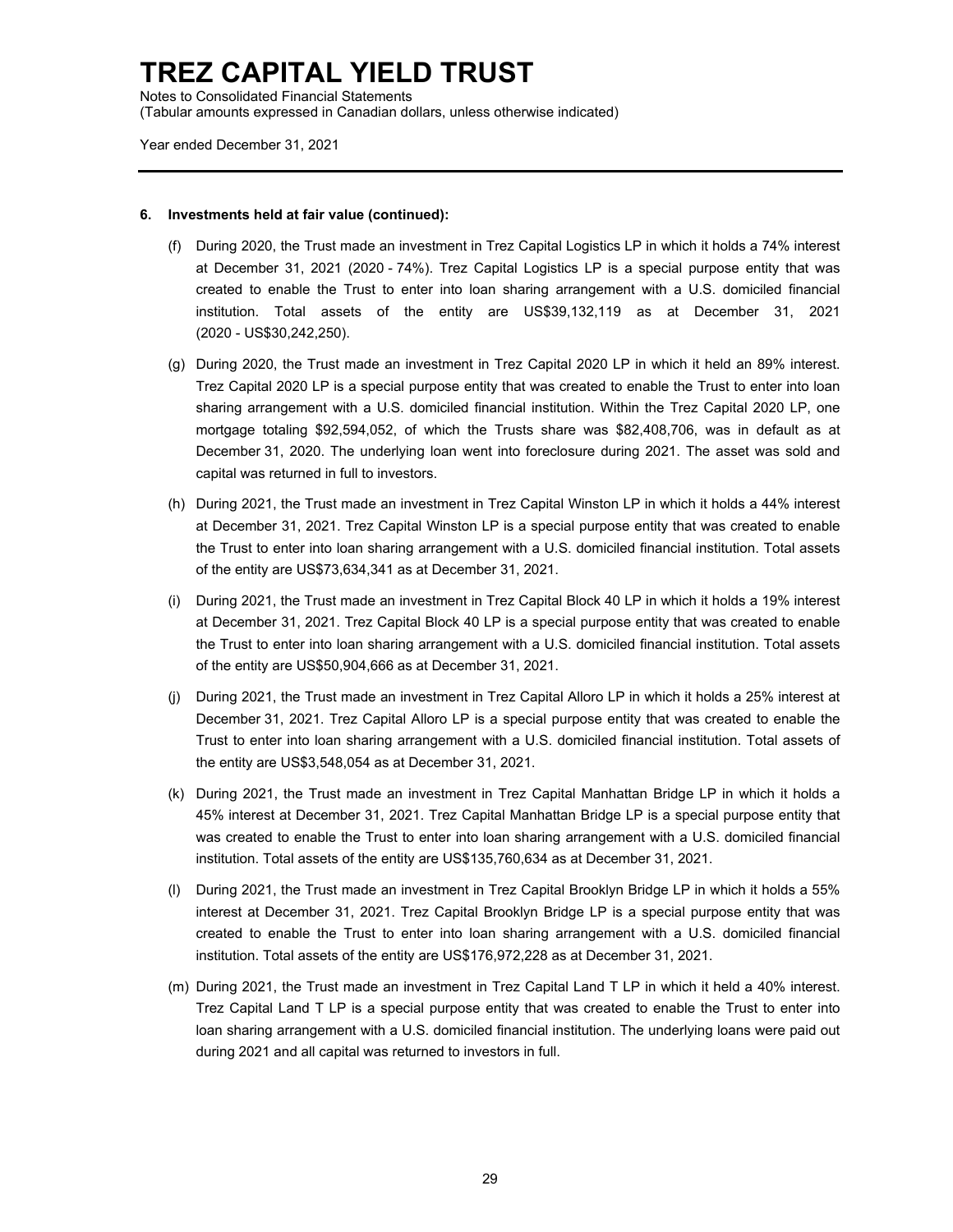# TREZ CAPITAL YIELD TRUST

Notes to Consolidated Financial Statements
(Tabular amounts expressed in Canadian dollars, unless otherwise indicated)

Year ended December 31, 2021

---

**6. Investments held at fair value (continued):**

(f) During 2020, the Trust made an investment in Trez Capital Logistics LP in which it holds a 74% interest at December 31, 2021 (2020 - 74%). Trez Capital Logistics LP is a special purpose entity that was created to enable the Trust to enter into loan sharing arrangement with a U.S. domiciled financial institution. Total assets of the entity are US$39,132,119 as at December 31, 2021 (2020 - US$30,242,250).

(g) During 2020, the Trust made an investment in Trez Capital 2020 LP in which it held an 89% interest. Trez Capital 2020 LP is a special purpose entity that was created to enable the Trust to enter into loan sharing arrangement with a U.S. domiciled financial institution. Within the Trez Capital 2020 LP, one mortgage totaling $92,594,052, of which the Trusts share was $82,408,706, was in default as at December 31, 2020. The underlying loan went into foreclosure during 2021. The asset was sold and capital was returned in full to investors.

(h) During 2021, the Trust made an investment in Trez Capital Winston LP in which it holds a 44% interest at December 31, 2021. Trez Capital Winston LP is a special purpose entity that was created to enable the Trust to enter into loan sharing arrangement with a U.S. domiciled financial institution. Total assets of the entity are US$73,634,341 as at December 31, 2021.

(i) During 2021, the Trust made an investment in Trez Capital Block 40 LP in which it holds a 19% interest at December 31, 2021. Trez Capital Block 40 LP is a special purpose entity that was created to enable the Trust to enter into loan sharing arrangement with a U.S. domiciled financial institution. Total assets of the entity are US$50,904,666 as at December 31, 2021.

(j) During 2021, the Trust made an investment in Trez Capital Alloro LP in which it holds a 25% interest at December 31, 2021. Trez Capital Alloro LP is a special purpose entity that was created to enable the Trust to enter into loan sharing arrangement with a U.S. domiciled financial institution. Total assets of the entity are US$3,548,054 as at December 31, 2021.

(k) During 2021, the Trust made an investment in Trez Capital Manhattan Bridge LP in which it holds a 45% interest at December 31, 2021. Trez Capital Manhattan Bridge LP is a special purpose entity that was created to enable the Trust to enter into loan sharing arrangement with a U.S. domiciled financial institution. Total assets of the entity are US$135,760,634 as at December 31, 2021.

(l) During 2021, the Trust made an investment in Trez Capital Brooklyn Bridge LP in which it holds a 55% interest at December 31, 2021. Trez Capital Brooklyn Bridge LP is a special purpose entity that was created to enable the Trust to enter into loan sharing arrangement with a U.S. domiciled financial institution. Total assets of the entity are US$176,972,228 as at December 31, 2021.

(m) During 2021, the Trust made an investment in Trez Capital Land T LP in which it held a 40% interest. Trez Capital Land T LP is a special purpose entity that was created to enable the Trust to enter into loan sharing arrangement with a U.S. domiciled financial institution. The underlying loans were paid out during 2021 and all capital was returned to investors in full.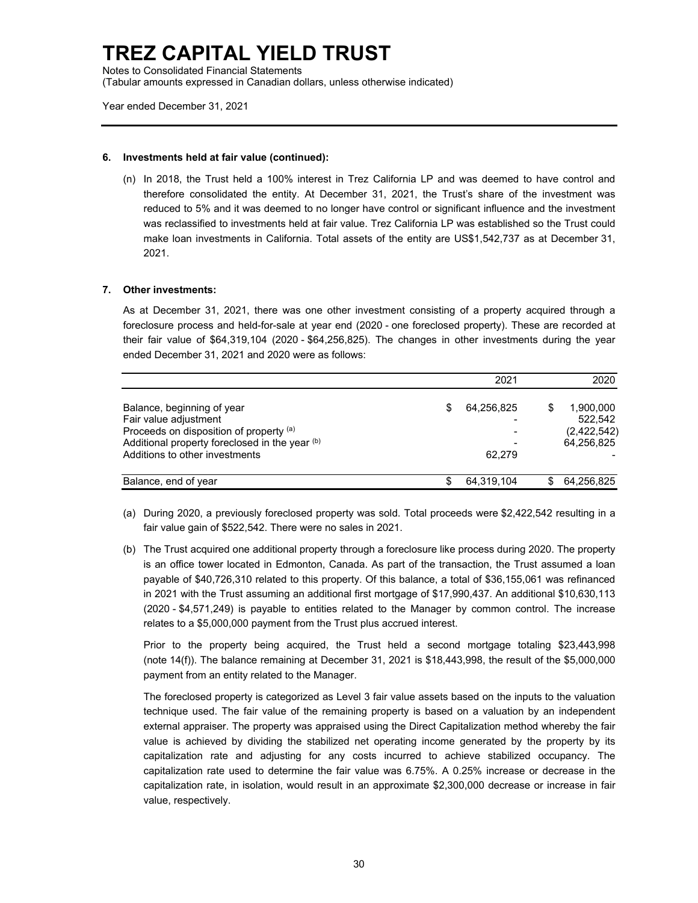# TREZ CAPITAL YIELD TRUST

Notes to Consolidated Financial Statements
(Tabular amounts expressed in Canadian dollars, unless otherwise indicated)

Year ended December 31, 2021

**6. Investments held at fair value (continued):**

(n) In 2018, the Trust held a 100% interest in Trez California LP and was deemed to have control and therefore consolidated the entity. At December 31, 2021, the Trust's share of the investment was reduced to 5% and it was deemed to no longer have control or significant influence and the investment was reclassified to investments held at fair value. Trez California LP was established so the Trust could make loan investments in California. Total assets of the entity are US$1,542,737 as at December 31, 2021.

**7. Other investments:**

As at December 31, 2021, there was one other investment consisting of a property acquired through a foreclosure process and held-for-sale at year end (2020 - one foreclosed property). These are recorded at their fair value of $64,319,104 (2020 - $64,256,825). The changes in other investments during the year ended December 31, 2021 and 2020 were as follows:

| | 2021 | 2020 |
|---|---|---|
| Balance, beginning of year | $ 64,256,825 | $ 1,900,000 |
| Fair value adjustment | - | 522,542 |
| Proceeds on disposition of property [(a)] | - | (2,422,542) |
| Additional property foreclosed in the year [(b)] | - | 64,256,825 |
| Additions to other investments | 62,279 | - |
| Balance, end of year | $ 64,319,104 | $ 64,256,825 |

(a) During 2020, a previously foreclosed property was sold. Total proceeds were $2,422,542 resulting in a fair value gain of $522,542. There were no sales in 2021.

(b) The Trust acquired one additional property through a foreclosure like process during 2020. The property is an office tower located in Edmonton, Canada. As part of the transaction, the Trust assumed a loan payable of $40,726,310 related to this property. Of this balance, a total of $36,155,061 was refinanced in 2021 with the Trust assuming an additional first mortgage of $17,990,437. An additional $10,630,113 (2020 - $4,571,249) is payable to entities related to the Manager by common control. The increase relates to a $5,000,000 payment from the Trust plus accrued interest.

Prior to the property being acquired, the Trust held a second mortgage totaling $23,443,998 (note 14(f)). The balance remaining at December 31, 2021 is $18,443,998, the result of the $5,000,000 payment from an entity related to the Manager.

The foreclosed property is categorized as Level 3 fair value assets based on the inputs to the valuation technique used. The fair value of the remaining property is based on a valuation by an independent external appraiser. The property was appraised using the Direct Capitalization method whereby the fair value is achieved by dividing the stabilized net operating income generated by the property by its capitalization rate and adjusting for any costs incurred to achieve stabilized occupancy. The capitalization rate used to determine the fair value was 6.75%. A 0.25% increase or decrease in the capitalization rate, in isolation, would result in an approximate $2,300,000 decrease or increase in fair value, respectively.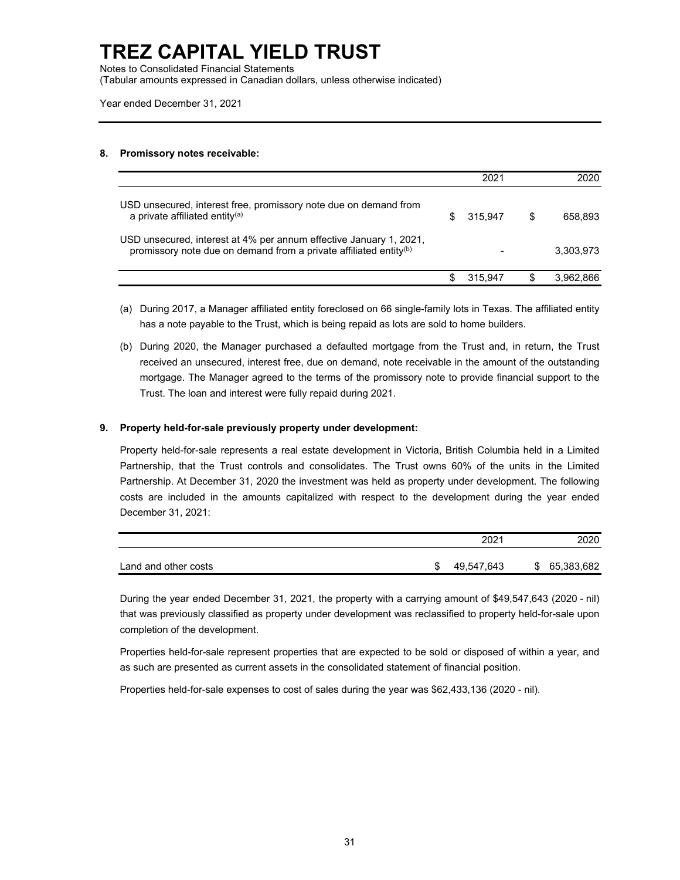# TREZ CAPITAL YIELD TRUST

Notes to Consolidated Financial Statements
(Tabular amounts expressed in Canadian dollars, unless otherwise indicated)

Year ended December 31, 2021

## 8. Promissory notes receivable:

| | 2021 | 2020 |
|---|---|---|
| USD unsecured, interest free, promissory note due on demand from a private affiliated entity[(a)] | $ 315,947 | $ 658,893 |
| USD unsecured, interest at 4% per annum effective January 1, 2021, promissory note due on demand from a private affiliated entity[(b)] | - | 3,303,973 |
| | $ 315,947 | $ 3,962,866 |

(a) During 2017, a Manager affiliated entity foreclosed on 66 single-family lots in Texas. The affiliated entity has a note payable to the Trust, which is being repaid as lots are sold to home builders.

(b) During 2020, the Manager purchased a defaulted mortgage from the Trust and, in return, the Trust received an unsecured, interest free, due on demand, note receivable in the amount of the outstanding mortgage. The Manager agreed to the terms of the promissory note to provide financial support to the Trust. The loan and interest were fully repaid during 2021.

## 9. Property held-for-sale previously property under development:

Property held-for-sale represents a real estate development in Victoria, British Columbia held in a Limited Partnership, that the Trust controls and consolidates. The Trust owns 60% of the units in the Limited Partnership. At December 31, 2020 the investment was held as property under development. The following costs are included in the amounts capitalized with respect to the development during the year ended December 31, 2021:

| | 2021 | 2020 |
|---|---|---|
| Land and other costs | $ 49,547,643 | $ 65,383,682 |

During the year ended December 31, 2021, the property with a carrying amount of $49,547,643 (2020 - nil) that was previously classified as property under development was reclassified to property held-for-sale upon completion of the development.

Properties held-for-sale represent properties that are expected to be sold or disposed of within a year, and as such are presented as current assets in the consolidated statement of financial position.

Properties held-for-sale expenses to cost of sales during the year was $62,433,136 (2020 - nil).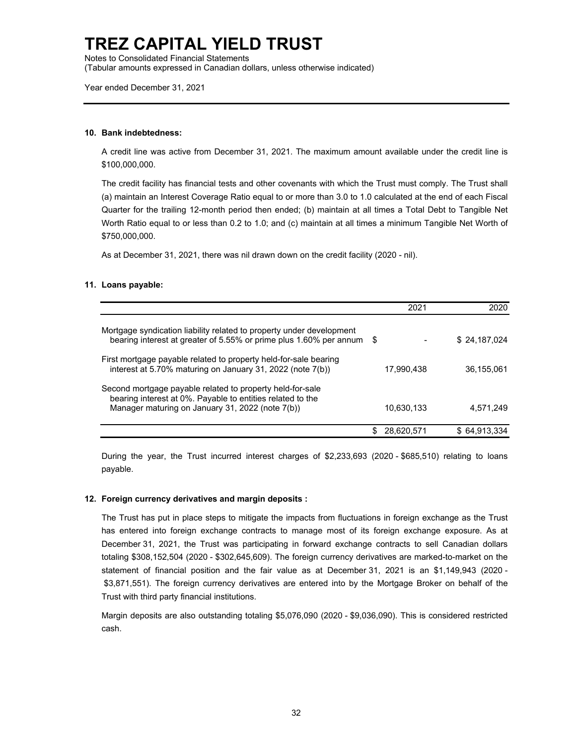## 10. Bank indebtedness:

A credit line was active from December 31, 2021. The maximum amount available under the credit line is $100,000,000.

The credit facility has financial tests and other covenants with which the Trust must comply. The Trust shall (a) maintain an Interest Coverage Ratio equal to or more than 3.0 to 1.0 calculated at the end of each Fiscal Quarter for the trailing 12-month period then ended; (b) maintain at all times a Total Debt to Tangible Net Worth Ratio equal to or less than 0.2 to 1.0; and (c) maintain at all times a minimum Tangible Net Worth of $750,000,000.

As at December 31, 2021, there was nil drawn down on the credit facility (2020 - nil).

## 11. Loans payable:

| | 2021 | 2020 |
|---|---|---|
| Mortgage syndication liability related to property under development bearing interest at greater of 5.55% or prime plus 1.60% per annum | $ - | $ 24,187,024 |
| First mortgage payable related to property held-for-sale bearing interest at 5.70% maturing on January 31, 2022 (note 7(b)) | 17,990,438 | 36,155,061 |
| Second mortgage payable related to property held-for-sale bearing interest at 0%. Payable to entities related to the Manager maturing on January 31, 2022 (note 7(b)) | 10,630,133 | 4,571,249 |
| | $ 28,620,571 | $ 64,913,334 |

During the year, the Trust incurred interest charges of $2,233,693 (2020 - $685,510) relating to loans payable.

## 12. Foreign currency derivatives and margin deposits :

The Trust has put in place steps to mitigate the impacts from fluctuations in foreign exchange as the Trust has entered into foreign exchange contracts to manage most of its foreign exchange exposure. As at December 31, 2021, the Trust was participating in forward exchange contracts to sell Canadian dollars totaling $308,152,504 (2020 - $302,645,609). The foreign currency derivatives are marked-to-market on the statement of financial position and the fair value as at December 31, 2021 is an $1,149,943 (2020 - $3,871,551). The foreign currency derivatives are entered into by the Mortgage Broker on behalf of the Trust with third party financial institutions.

Margin deposits are also outstanding totaling $5,076,090 (2020 - $9,036,090). This is considered restricted cash.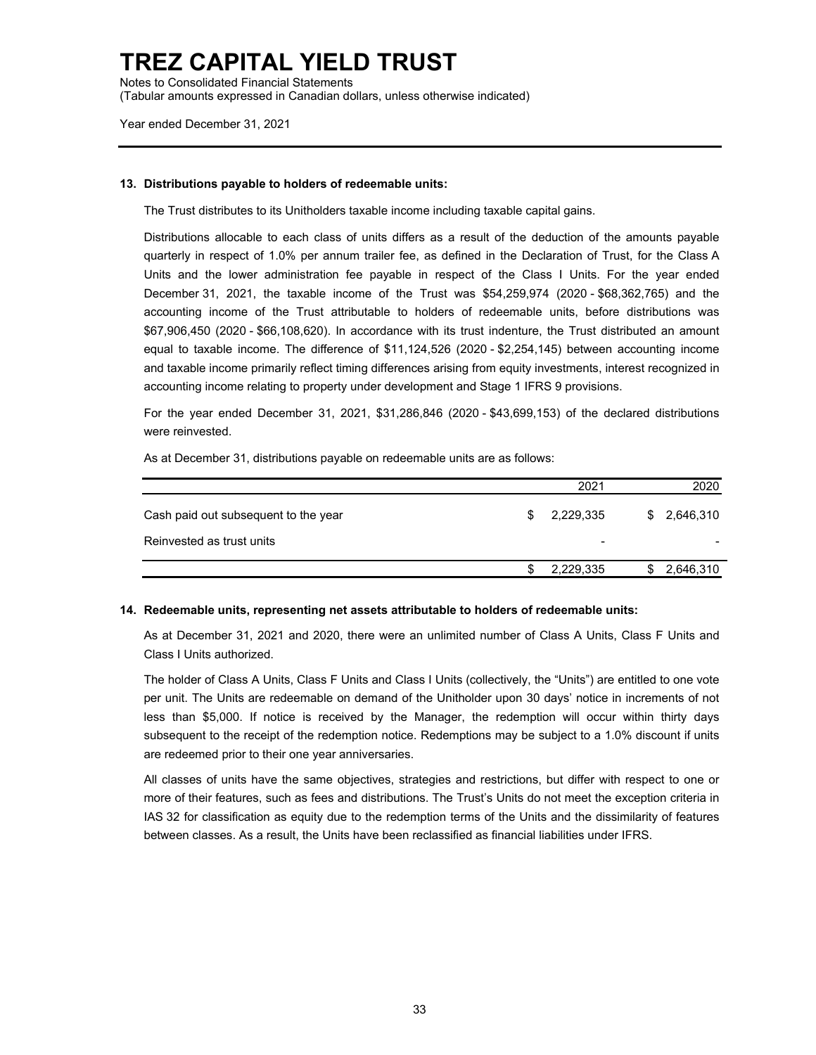### 13. Distributions payable to holders of redeemable units:

The Trust distributes to its Unitholders taxable income including taxable capital gains.

Distributions allocable to each class of units differs as a result of the deduction of the amounts payable quarterly in respect of 1.0% per annum trailer fee, as defined in the Declaration of Trust, for the Class A Units and the lower administration fee payable in respect of the Class I Units. For the year ended December 31, 2021, the taxable income of the Trust was $54,259,974 (2020 - $68,362,765) and the accounting income of the Trust attributable to holders of redeemable units, before distributions was $67,906,450 (2020 - $66,108,620). In accordance with its trust indenture, the Trust distributed an amount equal to taxable income. The difference of $11,124,526 (2020 - $2,254,145) between accounting income and taxable income primarily reflect timing differences arising from equity investments, interest recognized in accounting income relating to property under development and Stage 1 IFRS 9 provisions.

For the year ended December 31, 2021, $31,286,846 (2020 - $43,699,153) of the declared distributions were reinvested.

As at December 31, distributions payable on redeemable units are as follows:

| | 2021 | 2020 |
|---|---|---|
| Cash paid out subsequent to the year | $ 2,229,335 | $ 2,646,310 |
| Reinvested as trust units | - | - |
| | $ 2,229,335 | $ 2,646,310 |

### 14. Redeemable units, representing net assets attributable to holders of redeemable units:

As at December 31, 2021 and 2020, there were an unlimited number of Class A Units, Class F Units and Class I Units authorized.

The holder of Class A Units, Class F Units and Class I Units (collectively, the "Units") are entitled to one vote per unit. The Units are redeemable on demand of the Unitholder upon 30 days' notice in increments of not less than $5,000. If notice is received by the Manager, the redemption will occur within thirty days subsequent to the receipt of the redemption notice. Redemptions may be subject to a 1.0% discount if units are redeemed prior to their one year anniversaries.

All classes of units have the same objectives, strategies and restrictions, but differ with respect to one or more of their features, such as fees and distributions. The Trust's Units do not meet the exception criteria in IAS 32 for classification as equity due to the redemption terms of the Units and the dissimilarity of features between classes. As a result, the Units have been reclassified as financial liabilities under IFRS.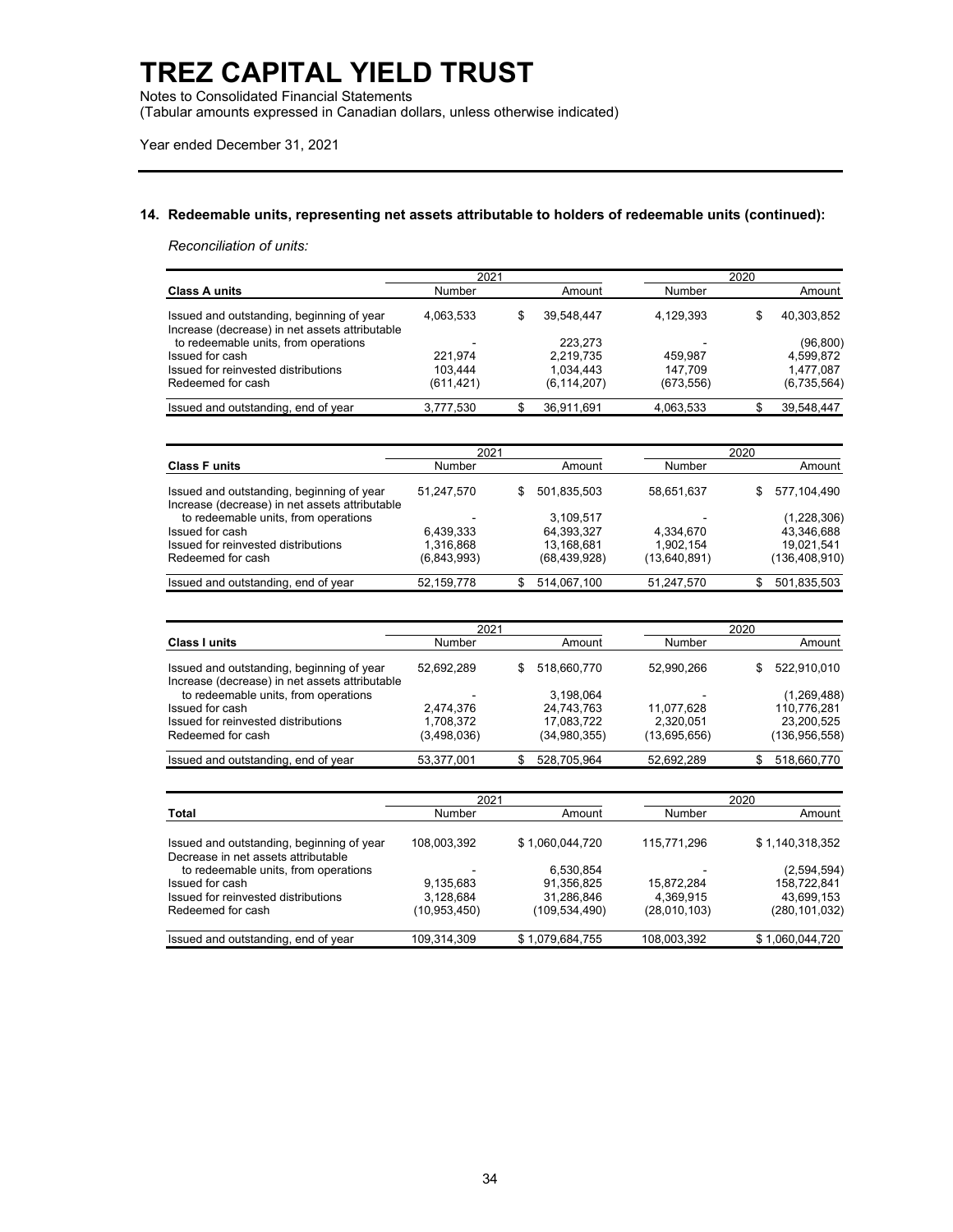# TREZ CAPITAL YIELD TRUST

Notes to Consolidated Financial Statements
(Tabular amounts expressed in Canadian dollars, unless otherwise indicated)

Year ended December 31, 2021

## 14. Redeemable units, representing net assets attributable to holders of redeemable units (continued):

*Reconciliation of units:*

| | 2021 | | 2020 | |
|---|---|---|---|---|
| **Class A units** | Number | Amount | Number | Amount |
| Issued and outstanding, beginning of year | 4,063,533 | $ 39,548,447 | 4,129,393 | $ 40,303,852 |
| Increase (decrease) in net assets attributable to redeemable units, from operations | - | 223,273 | - | (96,800) |
| Issued for cash | 221,974 | 2,219,735 | 459,987 | 4,599,872 |
| Issued for reinvested distributions | 103,444 | 1,034,443 | 147,709 | 1,477,087 |
| Redeemed for cash | (611,421) | (6,114,207) | (673,556) | (6,735,564) |
| Issued and outstanding, end of year | 3,777,530 | $ 36,911,691 | 4,063,533 | $ 39,548,447 |

| | 2021 | | 2020 | |
|---|---|---|---|---|
| **Class F units** | Number | Amount | Number | Amount |
| Issued and outstanding, beginning of year | 51,247,570 | $ 501,835,503 | 58,651,637 | $ 577,104,490 |
| Increase (decrease) in net assets attributable to redeemable units, from operations | - | 3,109,517 | - | (1,228,306) |
| Issued for cash | 6,439,333 | 64,393,327 | 4,334,670 | 43,346,688 |
| Issued for reinvested distributions | 1,316,868 | 13,168,681 | 1,902,154 | 19,021,541 |
| Redeemed for cash | (6,843,993) | (68,439,928) | (13,640,891) | (136,408,910) |
| Issued and outstanding, end of year | 52,159,778 | $ 514,067,100 | 51,247,570 | $ 501,835,503 |

| | 2021 | | 2020 | |
|---|---|---|---|---|
| **Class I units** | Number | Amount | Number | Amount |
| Issued and outstanding, beginning of year | 52,692,289 | $ 518,660,770 | 52,990,266 | $ 522,910,010 |
| Increase (decrease) in net assets attributable to redeemable units, from operations | - | 3,198,064 | - | (1,269,488) |
| Issued for cash | 2,474,376 | 24,743,763 | 11,077,628 | 110,776,281 |
| Issued for reinvested distributions | 1,708,372 | 17,083,722 | 2,320,051 | 23,200,525 |
| Redeemed for cash | (3,498,036) | (34,980,355) | (13,695,656) | (136,956,558) |
| Issued and outstanding, end of year | 53,377,001 | $ 528,705,964 | 52,692,289 | $ 518,660,770 |

| | 2021 | | 2020 | |
|---|---|---|---|---|
| **Total** | Number | Amount | Number | Amount |
| Issued and outstanding, beginning of year | 108,003,392 | $ 1,060,044,720 | 115,771,296 | $ 1,140,318,352 |
| Decrease in net assets attributable to redeemable units, from operations | - | 6,530,854 | - | (2,594,594) |
| Issued for cash | 9,135,683 | 91,356,825 | 15,872,284 | 158,722,841 |
| Issued for reinvested distributions | 3,128,684 | 31,286,846 | 4,369,915 | 43,699,153 |
| Redeemed for cash | (10,953,450) | (109,534,490) | (28,010,103) | (280,101,032) |
| Issued and outstanding, end of year | 109,314,309 | $ 1,079,684,755 | 108,003,392 | $ 1,060,044,720 |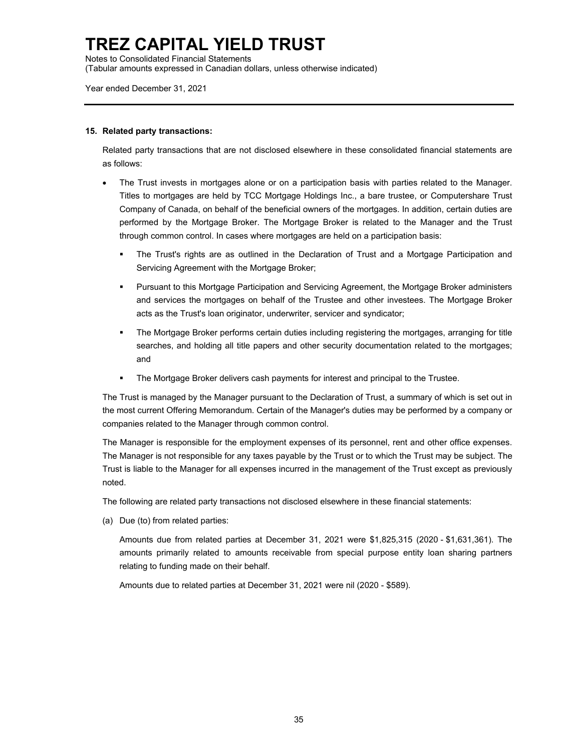## 15. Related party transactions:

Related party transactions that are not disclosed elsewhere in these consolidated financial statements are as follows:

- The Trust invests in mortgages alone or on a participation basis with parties related to the Manager. Titles to mortgages are held by TCC Mortgage Holdings Inc., a bare trustee, or Computershare Trust Company of Canada, on behalf of the beneficial owners of the mortgages. In addition, certain duties are performed by the Mortgage Broker. The Mortgage Broker is related to the Manager and the Trust through common control. In cases where mortgages are held on a participation basis:
  - The Trust's rights are as outlined in the Declaration of Trust and a Mortgage Participation and Servicing Agreement with the Mortgage Broker;
  - Pursuant to this Mortgage Participation and Servicing Agreement, the Mortgage Broker administers and services the mortgages on behalf of the Trustee and other investees. The Mortgage Broker acts as the Trust's loan originator, underwriter, servicer and syndicator;
  - The Mortgage Broker performs certain duties including registering the mortgages, arranging for title searches, and holding all title papers and other security documentation related to the mortgages; and
  - The Mortgage Broker delivers cash payments for interest and principal to the Trustee.

The Trust is managed by the Manager pursuant to the Declaration of Trust, a summary of which is set out in the most current Offering Memorandum. Certain of the Manager's duties may be performed by a company or companies related to the Manager through common control.

The Manager is responsible for the employment expenses of its personnel, rent and other office expenses. The Manager is not responsible for any taxes payable by the Trust or to which the Trust may be subject. The Trust is liable to the Manager for all expenses incurred in the management of the Trust except as previously noted.

The following are related party transactions not disclosed elsewhere in these financial statements:

(a) Due (to) from related parties:

Amounts due from related parties at December 31, 2021 were $1,825,315 (2020 - $1,631,361). The amounts primarily related to amounts receivable from special purpose entity loan sharing partners relating to funding made on their behalf.

Amounts due to related parties at December 31, 2021 were nil (2020 - $589).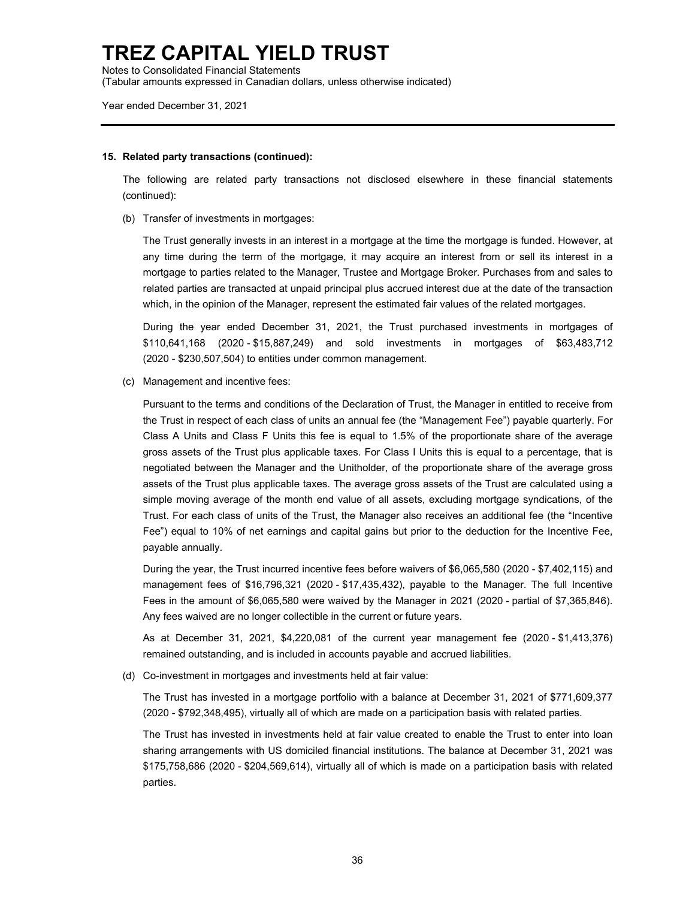**15. Related party transactions (continued):**

The following are related party transactions not disclosed elsewhere in these financial statements (continued):

(b) Transfer of investments in mortgages:

The Trust generally invests in an interest in a mortgage at the time the mortgage is funded. However, at any time during the term of the mortgage, it may acquire an interest from or sell its interest in a mortgage to parties related to the Manager, Trustee and Mortgage Broker. Purchases from and sales to related parties are transacted at unpaid principal plus accrued interest due at the date of the transaction which, in the opinion of the Manager, represent the estimated fair values of the related mortgages.

During the year ended December 31, 2021, the Trust purchased investments in mortgages of $110,641,168 (2020 - $15,887,249) and sold investments in mortgages of $63,483,712 (2020 - $230,507,504) to entities under common management.

(c) Management and incentive fees:

Pursuant to the terms and conditions of the Declaration of Trust, the Manager in entitled to receive from the Trust in respect of each class of units an annual fee (the "Management Fee") payable quarterly. For Class A Units and Class F Units this fee is equal to 1.5% of the proportionate share of the average gross assets of the Trust plus applicable taxes. For Class I Units this is equal to a percentage, that is negotiated between the Manager and the Unitholder, of the proportionate share of the average gross assets of the Trust plus applicable taxes. The average gross assets of the Trust are calculated using a simple moving average of the month end value of all assets, excluding mortgage syndications, of the Trust. For each class of units of the Trust, the Manager also receives an additional fee (the "Incentive Fee") equal to 10% of net earnings and capital gains but prior to the deduction for the Incentive Fee, payable annually.

During the year, the Trust incurred incentive fees before waivers of $6,065,580 (2020 - $7,402,115) and management fees of $16,796,321 (2020 - $17,435,432), payable to the Manager. The full Incentive Fees in the amount of $6,065,580 were waived by the Manager in 2021 (2020 - partial of $7,365,846). Any fees waived are no longer collectible in the current or future years.

As at December 31, 2021, $4,220,081 of the current year management fee (2020 - $1,413,376) remained outstanding, and is included in accounts payable and accrued liabilities.

(d) Co-investment in mortgages and investments held at fair value:

The Trust has invested in a mortgage portfolio with a balance at December 31, 2021 of $771,609,377 (2020 - $792,348,495), virtually all of which are made on a participation basis with related parties.

The Trust has invested in investments held at fair value created to enable the Trust to enter into loan sharing arrangements with US domiciled financial institutions. The balance at December 31, 2021 was $175,758,686 (2020 - $204,569,614), virtually all of which is made on a participation basis with related parties.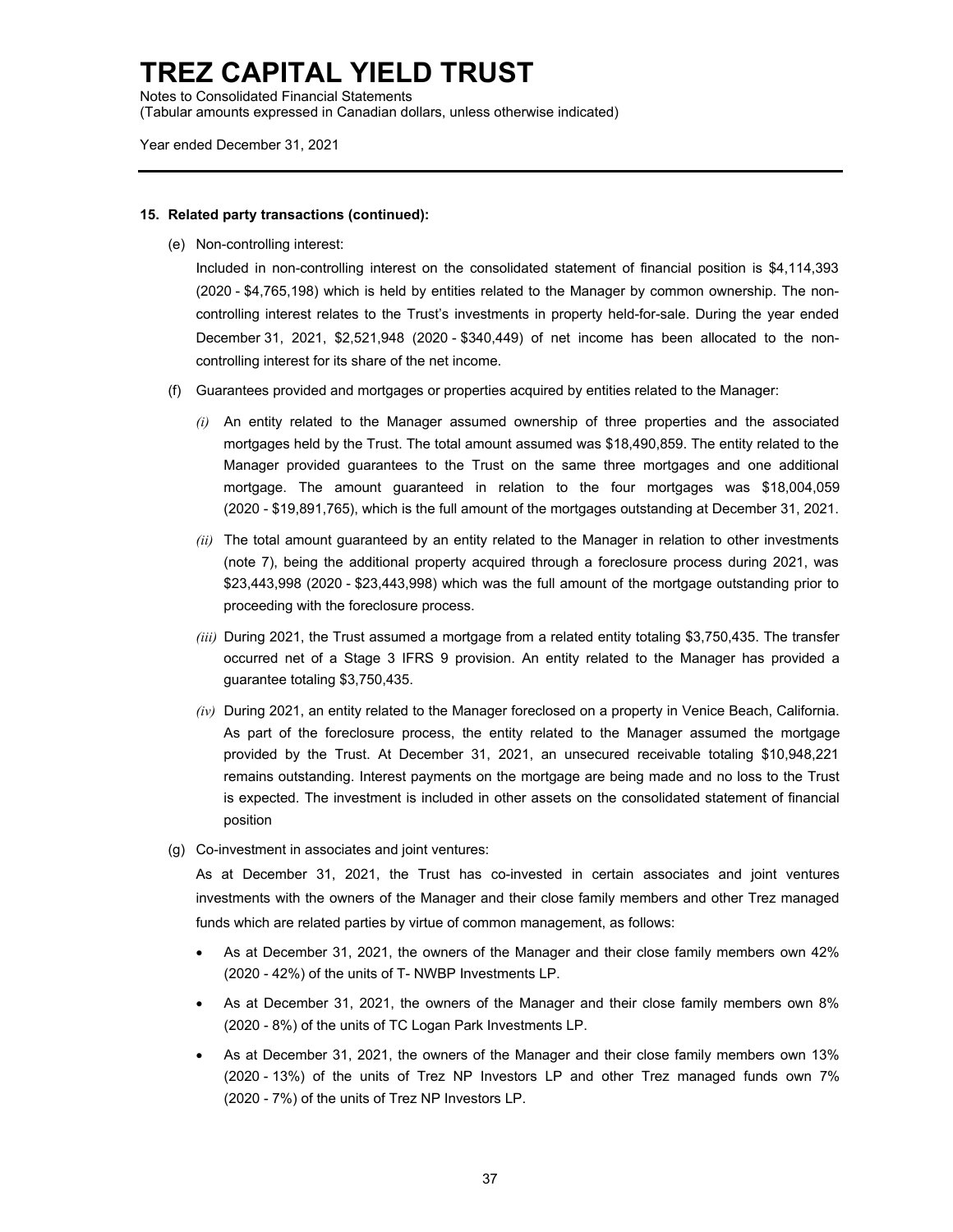## 15. Related party transactions (continued):

(e) Non-controlling interest:

Included in non-controlling interest on the consolidated statement of financial position is $4,114,393 (2020 - $4,765,198) which is held by entities related to the Manager by common ownership. The non-controlling interest relates to the Trust's investments in property held-for-sale. During the year ended December 31, 2021, $2,521,948 (2020 - $340,449) of net income has been allocated to the non-controlling interest for its share of the net income.

(f) Guarantees provided and mortgages or properties acquired by entities related to the Manager:

*(i)* An entity related to the Manager assumed ownership of three properties and the associated mortgages held by the Trust. The total amount assumed was $18,490,859. The entity related to the Manager provided guarantees to the Trust on the same three mortgages and one additional mortgage. The amount guaranteed in relation to the four mortgages was $18,004,059 (2020 - $19,891,765), which is the full amount of the mortgages outstanding at December 31, 2021.

*(ii)* The total amount guaranteed by an entity related to the Manager in relation to other investments (note 7), being the additional property acquired through a foreclosure process during 2021, was $23,443,998 (2020 - $23,443,998) which was the full amount of the mortgage outstanding prior to proceeding with the foreclosure process.

*(iii)* During 2021, the Trust assumed a mortgage from a related entity totaling $3,750,435. The transfer occurred net of a Stage 3 IFRS 9 provision. An entity related to the Manager has provided a guarantee totaling $3,750,435.

*(iv)* During 2021, an entity related to the Manager foreclosed on a property in Venice Beach, California. As part of the foreclosure process, the entity related to the Manager assumed the mortgage provided by the Trust. At December 31, 2021, an unsecured receivable totaling $10,948,221 remains outstanding. Interest payments on the mortgage are being made and no loss to the Trust is expected. The investment is included in other assets on the consolidated statement of financial position

(g) Co-investment in associates and joint ventures:

As at December 31, 2021, the Trust has co-invested in certain associates and joint ventures investments with the owners of the Manager and their close family members and other Trez managed funds which are related parties by virtue of common management, as follows:

- As at December 31, 2021, the owners of the Manager and their close family members own 42% (2020 - 42%) of the units of T- NWBP Investments LP.
- As at December 31, 2021, the owners of the Manager and their close family members own 8% (2020 - 8%) of the units of TC Logan Park Investments LP.
- As at December 31, 2021, the owners of the Manager and their close family members own 13% (2020 - 13%) of the units of Trez NP Investors LP and other Trez managed funds own 7% (2020 - 7%) of the units of Trez NP Investors LP.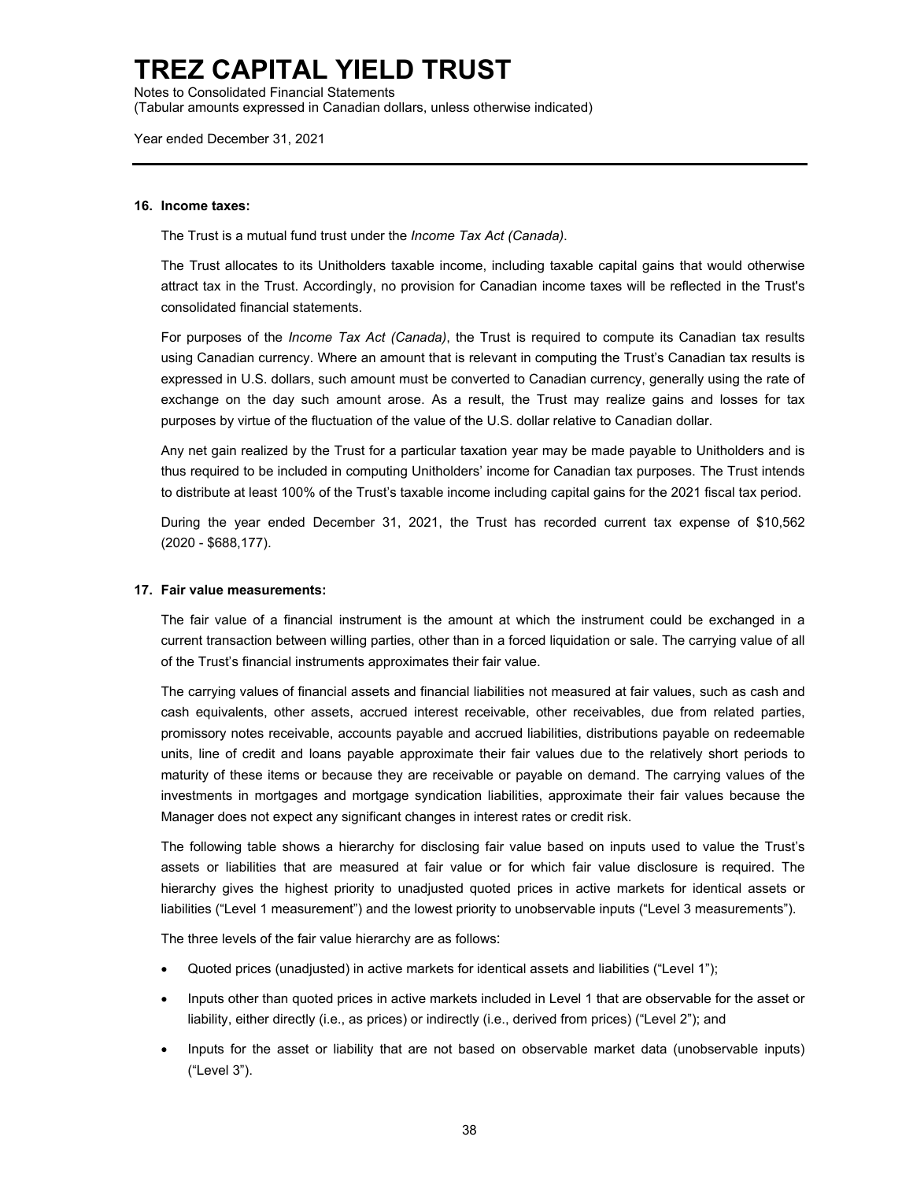### 16. Income taxes:

The Trust is a mutual fund trust under the *Income Tax Act (Canada)*.

The Trust allocates to its Unitholders taxable income, including taxable capital gains that would otherwise attract tax in the Trust. Accordingly, no provision for Canadian income taxes will be reflected in the Trust's consolidated financial statements.

For purposes of the *Income Tax Act (Canada)*, the Trust is required to compute its Canadian tax results using Canadian currency. Where an amount that is relevant in computing the Trust's Canadian tax results is expressed in U.S. dollars, such amount must be converted to Canadian currency, generally using the rate of exchange on the day such amount arose. As a result, the Trust may realize gains and losses for tax purposes by virtue of the fluctuation of the value of the U.S. dollar relative to Canadian dollar.

Any net gain realized by the Trust for a particular taxation year may be made payable to Unitholders and is thus required to be included in computing Unitholders' income for Canadian tax purposes. The Trust intends to distribute at least 100% of the Trust's taxable income including capital gains for the 2021 fiscal tax period.

During the year ended December 31, 2021, the Trust has recorded current tax expense of $10,562 (2020 - $688,177).

### 17. Fair value measurements:

The fair value of a financial instrument is the amount at which the instrument could be exchanged in a current transaction between willing parties, other than in a forced liquidation or sale. The carrying value of all of the Trust's financial instruments approximates their fair value.

The carrying values of financial assets and financial liabilities not measured at fair values, such as cash and cash equivalents, other assets, accrued interest receivable, other receivables, due from related parties, promissory notes receivable, accounts payable and accrued liabilities, distributions payable on redeemable units, line of credit and loans payable approximate their fair values due to the relatively short periods to maturity of these items or because they are receivable or payable on demand. The carrying values of the investments in mortgages and mortgage syndication liabilities, approximate their fair values because the Manager does not expect any significant changes in interest rates or credit risk.

The following table shows a hierarchy for disclosing fair value based on inputs used to value the Trust's assets or liabilities that are measured at fair value or for which fair value disclosure is required. The hierarchy gives the highest priority to unadjusted quoted prices in active markets for identical assets or liabilities ("Level 1 measurement") and the lowest priority to unobservable inputs ("Level 3 measurements").

The three levels of the fair value hierarchy are as follows:

- Quoted prices (unadjusted) in active markets for identical assets and liabilities ("Level 1");
- Inputs other than quoted prices in active markets included in Level 1 that are observable for the asset or liability, either directly (i.e., as prices) or indirectly (i.e., derived from prices) ("Level 2"); and
- Inputs for the asset or liability that are not based on observable market data (unobservable inputs) ("Level 3").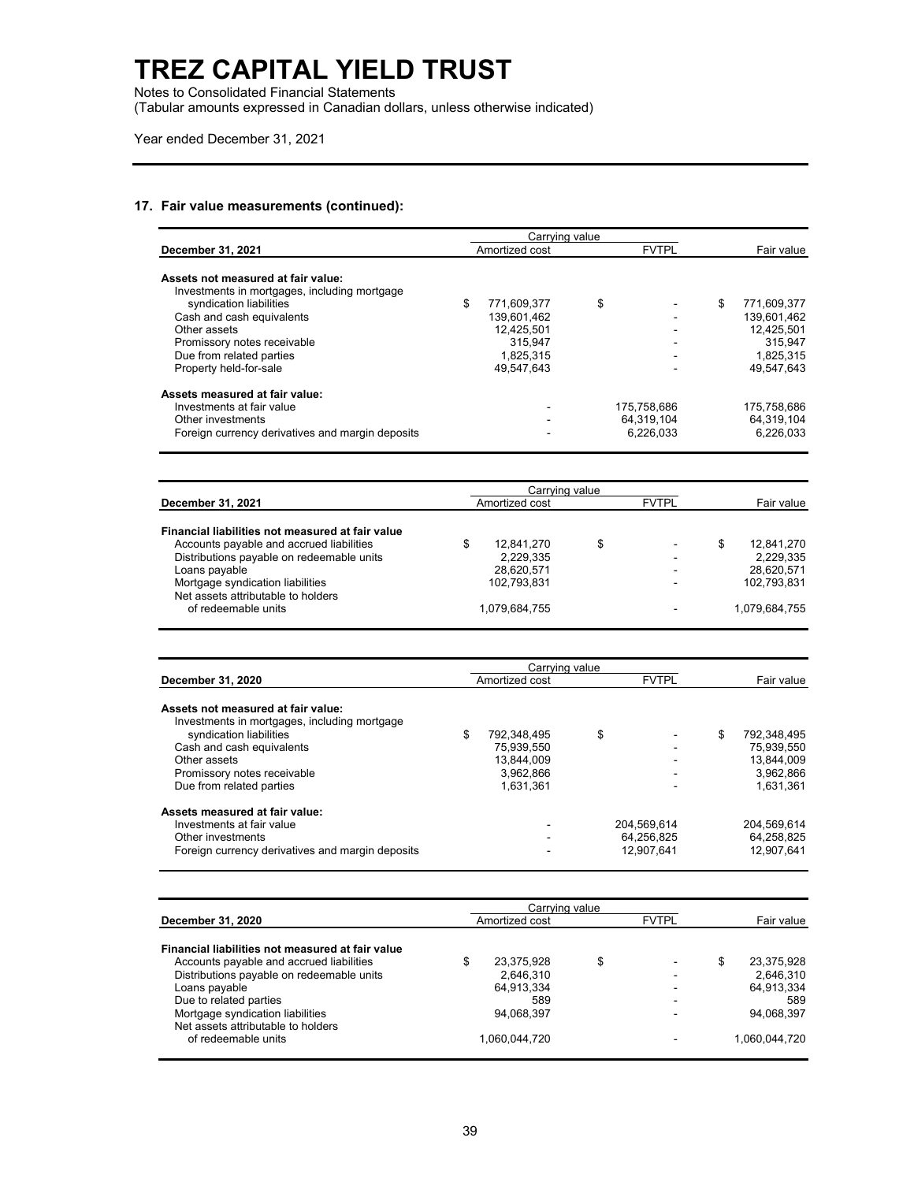# TREZ CAPITAL YIELD TRUST

Notes to Consolidated Financial Statements
(Tabular amounts expressed in Canadian dollars, unless otherwise indicated)

Year ended December 31, 2021

## 17. Fair value measurements (continued):

| | Carrying value | | |
|---|---|---|---|
| **December 31, 2021** | Amortized cost | FVTPL | Fair value |
| **Assets not measured at fair value:** | | | |
| Investments in mortgages, including mortgage syndication liabilities | $ 771,609,377 | $ - | $ 771,609,377 |
| Cash and cash equivalents | 139,601,462 | - | 139,601,462 |
| Other assets | 12,425,501 | - | 12,425,501 |
| Promissory notes receivable | 315,947 | - | 315,947 |
| Due from related parties | 1,825,315 | - | 1,825,315 |
| Property held-for-sale | 49,547,643 | - | 49,547,643 |
| **Assets measured at fair value:** | | | |
| Investments at fair value | - | 175,758,686 | 175,758,686 |
| Other investments | - | 64,319,104 | 64,319,104 |
| Foreign currency derivatives and margin deposits | - | 6,226,033 | 6,226,033 |

| | Carrying value | | |
|---|---|---|---|
| **December 31, 2021** | Amortized cost | FVTPL | Fair value |
| **Financial liabilities not measured at fair value** | | | |
| Accounts payable and accrued liabilities | $ 12,841,270 | $ - | $ 12,841,270 |
| Distributions payable on redeemable units | 2,229,335 | - | 2,229,335 |
| Loans payable | 28,620,571 | - | 28,620,571 |
| Mortgage syndication liabilities | 102,793,831 | - | 102,793,831 |
| Net assets attributable to holders of redeemable units | 1,079,684,755 | - | 1,079,684,755 |

| | Carrying value | | |
|---|---|---|---|
| **December 31, 2020** | Amortized cost | FVTPL | Fair value |
| **Assets not measured at fair value:** | | | |
| Investments in mortgages, including mortgage syndication liabilities | $ 792,348,495 | $ - | $ 792,348,495 |
| Cash and cash equivalents | 75,939,550 | - | 75,939,550 |
| Other assets | 13,844,009 | - | 13,844,009 |
| Promissory notes receivable | 3,962,866 | - | 3,962,866 |
| Due from related parties | 1,631,361 | - | 1,631,361 |
| **Assets measured at fair value:** | | | |
| Investments at fair value | - | 204,569,614 | 204,569,614 |
| Other investments | - | 64,256,825 | 64,258,825 |
| Foreign currency derivatives and margin deposits | - | 12,907,641 | 12,907,641 |

| | Carrying value | | |
|---|---|---|---|
| **December 31, 2020** | Amortized cost | FVTPL | Fair value |
| **Financial liabilities not measured at fair value** | | | |
| Accounts payable and accrued liabilities | $ 23,375,928 | $ - | $ 23,375,928 |
| Distributions payable on redeemable units | 2,646,310 | - | 2,646,310 |
| Loans payable | 64,913,334 | - | 64,913,334 |
| Due to related parties | 589 | - | 589 |
| Mortgage syndication liabilities | 94,068,397 | - | 94,068,397 |
| Net assets attributable to holders of redeemable units | 1,060,044,720 | - | 1,060,044,720 |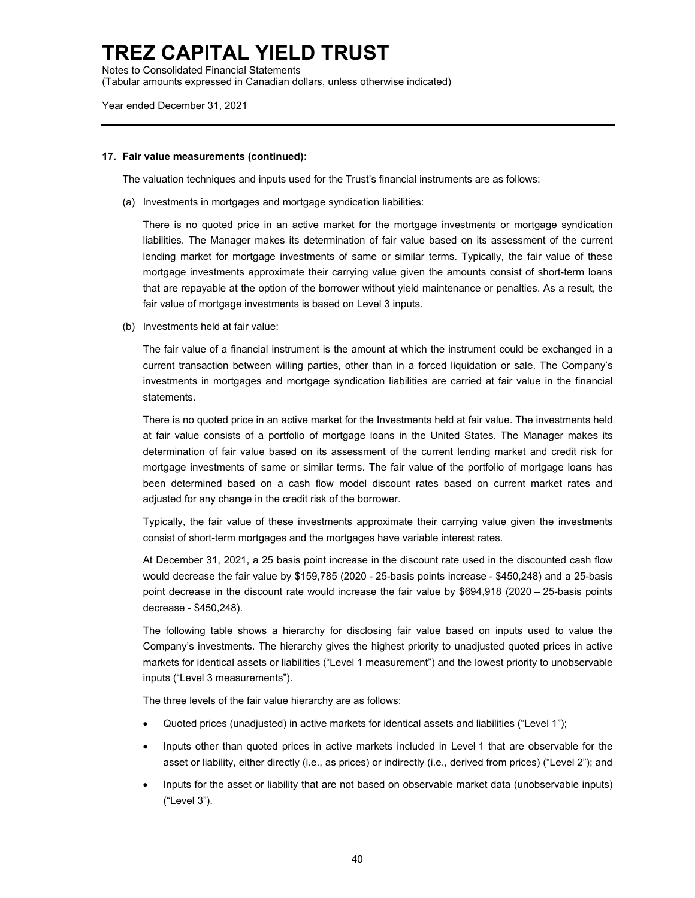**17. Fair value measurements (continued):**

The valuation techniques and inputs used for the Trust's financial instruments are as follows:

(a) Investments in mortgages and mortgage syndication liabilities:

There is no quoted price in an active market for the mortgage investments or mortgage syndication liabilities. The Manager makes its determination of fair value based on its assessment of the current lending market for mortgage investments of same or similar terms. Typically, the fair value of these mortgage investments approximate their carrying value given the amounts consist of short-term loans that are repayable at the option of the borrower without yield maintenance or penalties. As a result, the fair value of mortgage investments is based on Level 3 inputs.

(b) Investments held at fair value:

The fair value of a financial instrument is the amount at which the instrument could be exchanged in a current transaction between willing parties, other than in a forced liquidation or sale. The Company's investments in mortgages and mortgage syndication liabilities are carried at fair value in the financial statements.

There is no quoted price in an active market for the Investments held at fair value. The investments held at fair value consists of a portfolio of mortgage loans in the United States. The Manager makes its determination of fair value based on its assessment of the current lending market and credit risk for mortgage investments of same or similar terms. The fair value of the portfolio of mortgage loans has been determined based on a cash flow model discount rates based on current market rates and adjusted for any change in the credit risk of the borrower.

Typically, the fair value of these investments approximate their carrying value given the investments consist of short-term mortgages and the mortgages have variable interest rates.

At December 31, 2021, a 25 basis point increase in the discount rate used in the discounted cash flow would decrease the fair value by $159,785 (2020 - 25-basis points increase - $450,248) and a 25-basis point decrease in the discount rate would increase the fair value by $694,918 (2020 – 25-basis points decrease - $450,248).

The following table shows a hierarchy for disclosing fair value based on inputs used to value the Company's investments. The hierarchy gives the highest priority to unadjusted quoted prices in active markets for identical assets or liabilities ("Level 1 measurement") and the lowest priority to unobservable inputs ("Level 3 measurements").

The three levels of the fair value hierarchy are as follows:

- Quoted prices (unadjusted) in active markets for identical assets and liabilities ("Level 1");
- Inputs other than quoted prices in active markets included in Level 1 that are observable for the asset or liability, either directly (i.e., as prices) or indirectly (i.e., derived from prices) ("Level 2"); and
- Inputs for the asset or liability that are not based on observable market data (unobservable inputs) ("Level 3").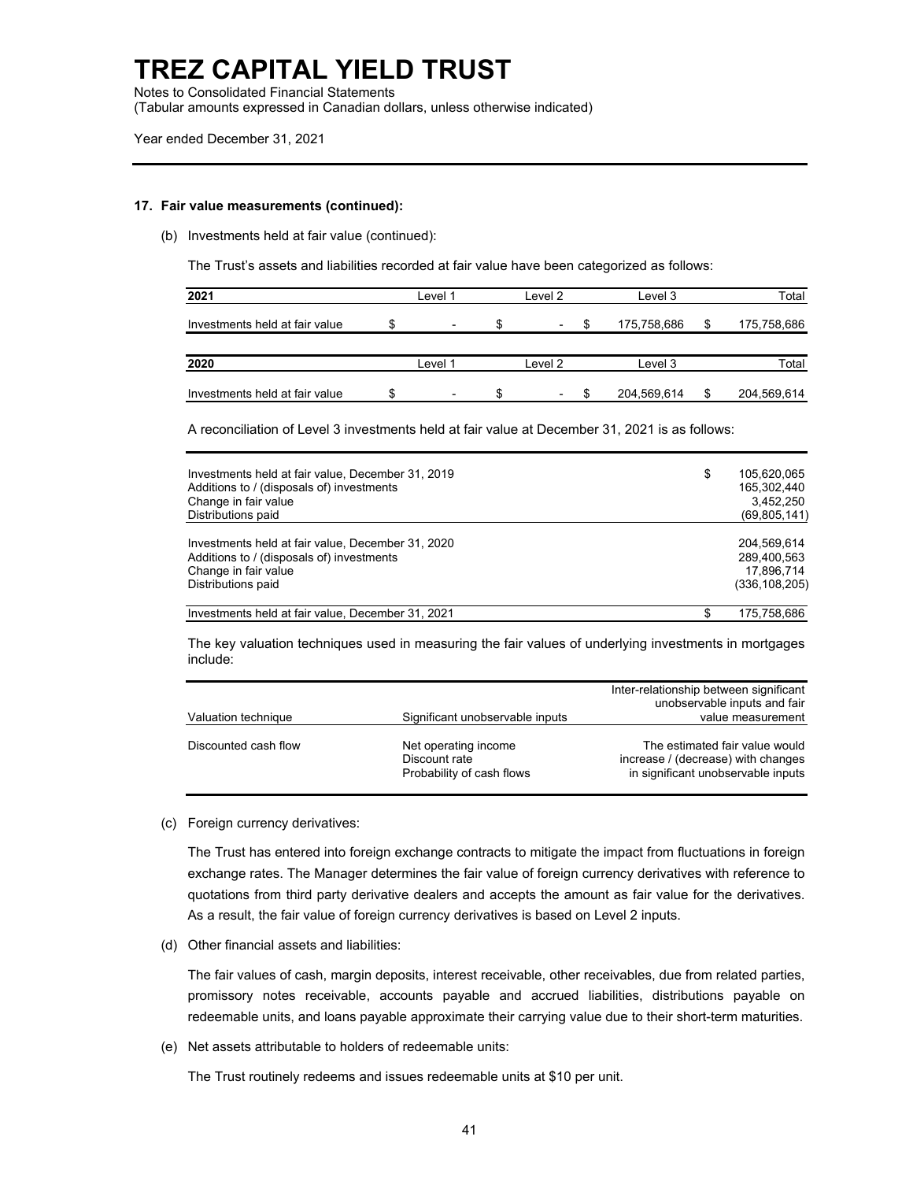# TREZ CAPITAL YIELD TRUST

Notes to Consolidated Financial Statements
(Tabular amounts expressed in Canadian dollars, unless otherwise indicated)

Year ended December 31, 2021

**17. Fair value measurements (continued):**

(b) Investments held at fair value (continued):

The Trust's assets and liabilities recorded at fair value have been categorized as follows:

| 2021 | Level 1 | Level 2 | Level 3 | Total |
|---|---|---|---|---|
| Investments held at fair value | $ - | $ - | $ 175,758,686 | $ 175,758,686 |

| 2020 | Level 1 | Level 2 | Level 3 | Total |
|---|---|---|---|---|
| Investments held at fair value | $ - | $ - | $ 204,569,614 | $ 204,569,614 |

A reconciliation of Level 3 investments held at fair value at December 31, 2021 is as follows:

| | |
|---|---|
| Investments held at fair value, December 31, 2019 | $ 105,620,065 |
| Additions to / (disposals of) investments | 165,302,440 |
| Change in fair value | 3,452,250 |
| Distributions paid | (69,805,141) |
| Investments held at fair value, December 31, 2020 | 204,569,614 |
| Additions to / (disposals of) investments | 289,400,563 |
| Change in fair value | 17,896,714 |
| Distributions paid | (336,108,205) |
| Investments held at fair value, December 31, 2021 | $ 175,758,686 |

The key valuation techniques used in measuring the fair values of underlying investments in mortgages include:

| Valuation technique | Significant unobservable inputs | Inter-relationship between significant unobservable inputs and fair value measurement |
|---|---|---|
| Discounted cash flow | Net operating income<br>Discount rate<br>Probability of cash flows | The estimated fair value would increase / (decrease) with changes in significant unobservable inputs |

(c) Foreign currency derivatives:

The Trust has entered into foreign exchange contracts to mitigate the impact from fluctuations in foreign exchange rates. The Manager determines the fair value of foreign currency derivatives with reference to quotations from third party derivative dealers and accepts the amount as fair value for the derivatives. As a result, the fair value of foreign currency derivatives is based on Level 2 inputs.

(d) Other financial assets and liabilities:

The fair values of cash, margin deposits, interest receivable, other receivables, due from related parties, promissory notes receivable, accounts payable and accrued liabilities, distributions payable on redeemable units, and loans payable approximate their carrying value due to their short-term maturities.

(e) Net assets attributable to holders of redeemable units:

The Trust routinely redeems and issues redeemable units at $10 per unit.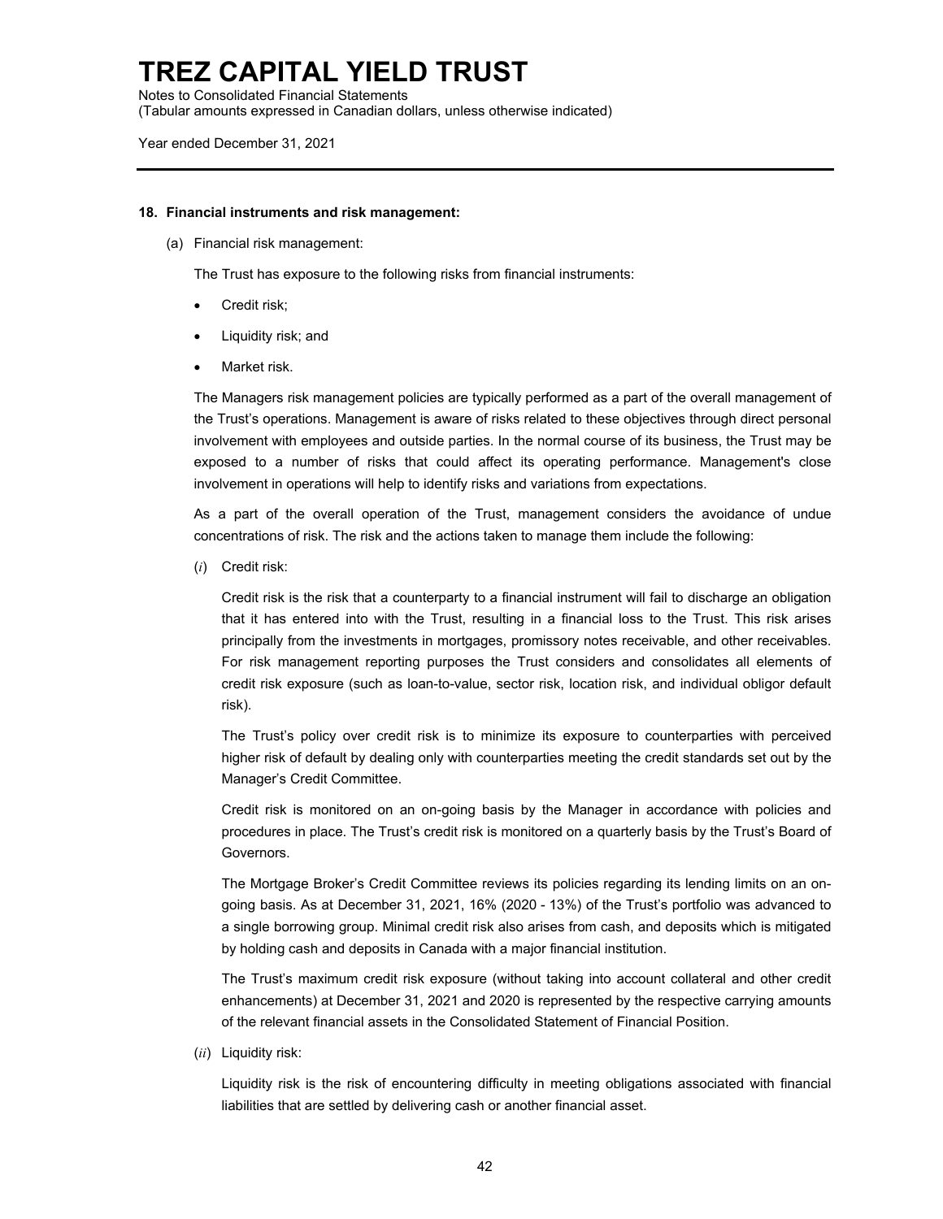## 18. Financial instruments and risk management:

(a) Financial risk management:

The Trust has exposure to the following risks from financial instruments:

- Credit risk;
- Liquidity risk; and
- Market risk.

The Managers risk management policies are typically performed as a part of the overall management of the Trust's operations. Management is aware of risks related to these objectives through direct personal involvement with employees and outside parties. In the normal course of its business, the Trust may be exposed to a number of risks that could affect its operating performance. Management's close involvement in operations will help to identify risks and variations from expectations.

As a part of the overall operation of the Trust, management considers the avoidance of undue concentrations of risk. The risk and the actions taken to manage them include the following:

(*i*) Credit risk:

Credit risk is the risk that a counterparty to a financial instrument will fail to discharge an obligation that it has entered into with the Trust, resulting in a financial loss to the Trust. This risk arises principally from the investments in mortgages, promissory notes receivable, and other receivables. For risk management reporting purposes the Trust considers and consolidates all elements of credit risk exposure (such as loan-to-value, sector risk, location risk, and individual obligor default risk).

The Trust's policy over credit risk is to minimize its exposure to counterparties with perceived higher risk of default by dealing only with counterparties meeting the credit standards set out by the Manager's Credit Committee.

Credit risk is monitored on an on-going basis by the Manager in accordance with policies and procedures in place. The Trust's credit risk is monitored on a quarterly basis by the Trust's Board of Governors.

The Mortgage Broker's Credit Committee reviews its policies regarding its lending limits on an on-going basis. As at December 31, 2021, 16% (2020 - 13%) of the Trust's portfolio was advanced to a single borrowing group. Minimal credit risk also arises from cash, and deposits which is mitigated by holding cash and deposits in Canada with a major financial institution.

The Trust's maximum credit risk exposure (without taking into account collateral and other credit enhancements) at December 31, 2021 and 2020 is represented by the respective carrying amounts of the relevant financial assets in the Consolidated Statement of Financial Position.

(*ii*) Liquidity risk:

Liquidity risk is the risk of encountering difficulty in meeting obligations associated with financial liabilities that are settled by delivering cash or another financial asset.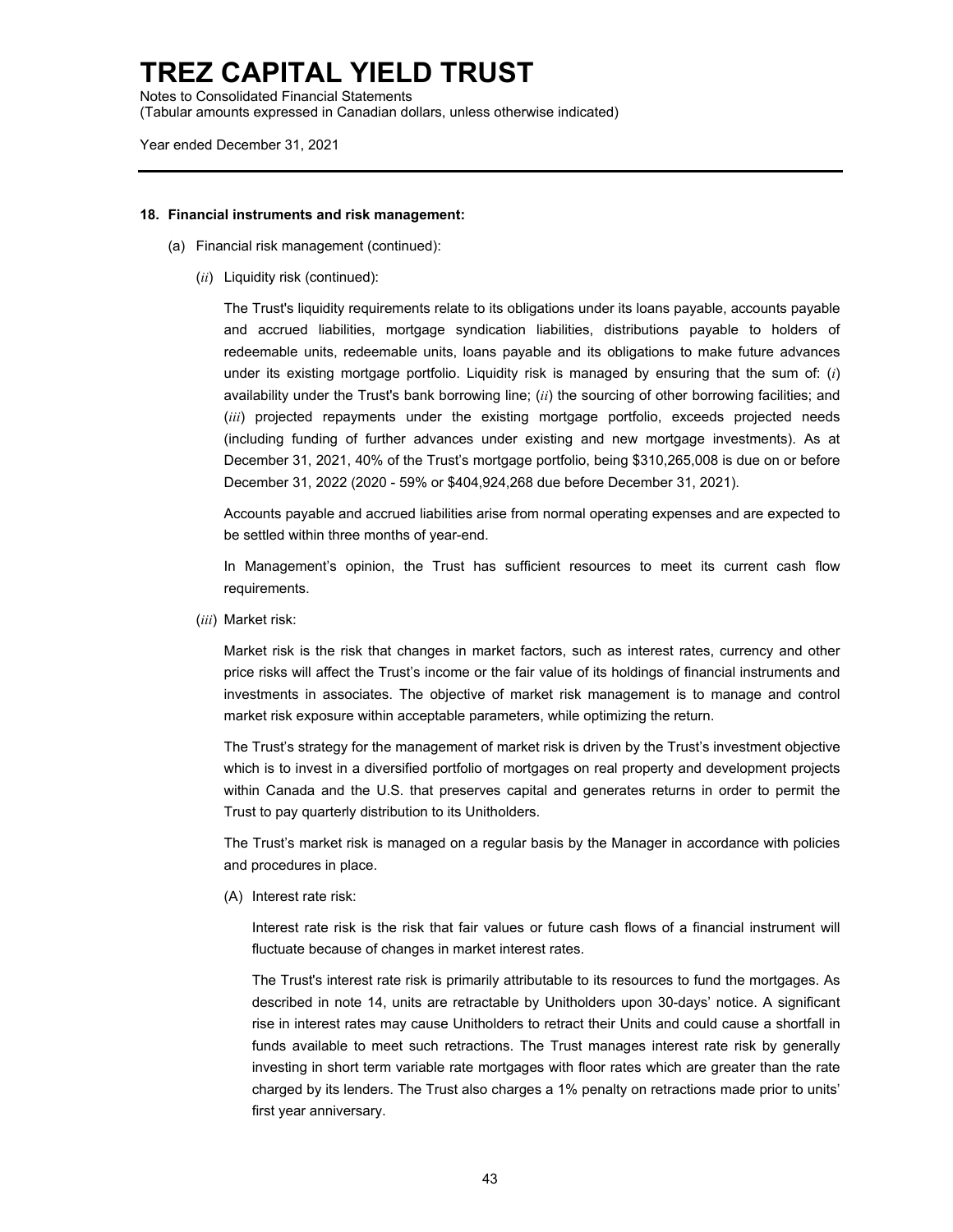# TREZ CAPITAL YIELD TRUST

Notes to Consolidated Financial Statements
(Tabular amounts expressed in Canadian dollars, unless otherwise indicated)

Year ended December 31, 2021

**18. Financial instruments and risk management:**

(a) Financial risk management (continued):

(*ii*) Liquidity risk (continued):

The Trust's liquidity requirements relate to its obligations under its loans payable, accounts payable and accrued liabilities, mortgage syndication liabilities, distributions payable to holders of redeemable units, redeemable units, loans payable and its obligations to make future advances under its existing mortgage portfolio. Liquidity risk is managed by ensuring that the sum of: (*i*) availability under the Trust's bank borrowing line; (*ii*) the sourcing of other borrowing facilities; and (*iii*) projected repayments under the existing mortgage portfolio, exceeds projected needs (including funding of further advances under existing and new mortgage investments). As at December 31, 2021, 40% of the Trust's mortgage portfolio, being $310,265,008 is due on or before December 31, 2022 (2020 - 59% or $404,924,268 due before December 31, 2021).

Accounts payable and accrued liabilities arise from normal operating expenses and are expected to be settled within three months of year-end.

In Management's opinion, the Trust has sufficient resources to meet its current cash flow requirements.

(*iii*) Market risk:

Market risk is the risk that changes in market factors, such as interest rates, currency and other price risks will affect the Trust's income or the fair value of its holdings of financial instruments and investments in associates. The objective of market risk management is to manage and control market risk exposure within acceptable parameters, while optimizing the return.

The Trust's strategy for the management of market risk is driven by the Trust's investment objective which is to invest in a diversified portfolio of mortgages on real property and development projects within Canada and the U.S. that preserves capital and generates returns in order to permit the Trust to pay quarterly distribution to its Unitholders.

The Trust's market risk is managed on a regular basis by the Manager in accordance with policies and procedures in place.

(A) Interest rate risk:

Interest rate risk is the risk that fair values or future cash flows of a financial instrument will fluctuate because of changes in market interest rates.

The Trust's interest rate risk is primarily attributable to its resources to fund the mortgages. As described in note 14, units are retractable by Unitholders upon 30-days' notice. A significant rise in interest rates may cause Unitholders to retract their Units and could cause a shortfall in funds available to meet such retractions. The Trust manages interest rate risk by generally investing in short term variable rate mortgages with floor rates which are greater than the rate charged by its lenders. The Trust also charges a 1% penalty on retractions made prior to units' first year anniversary.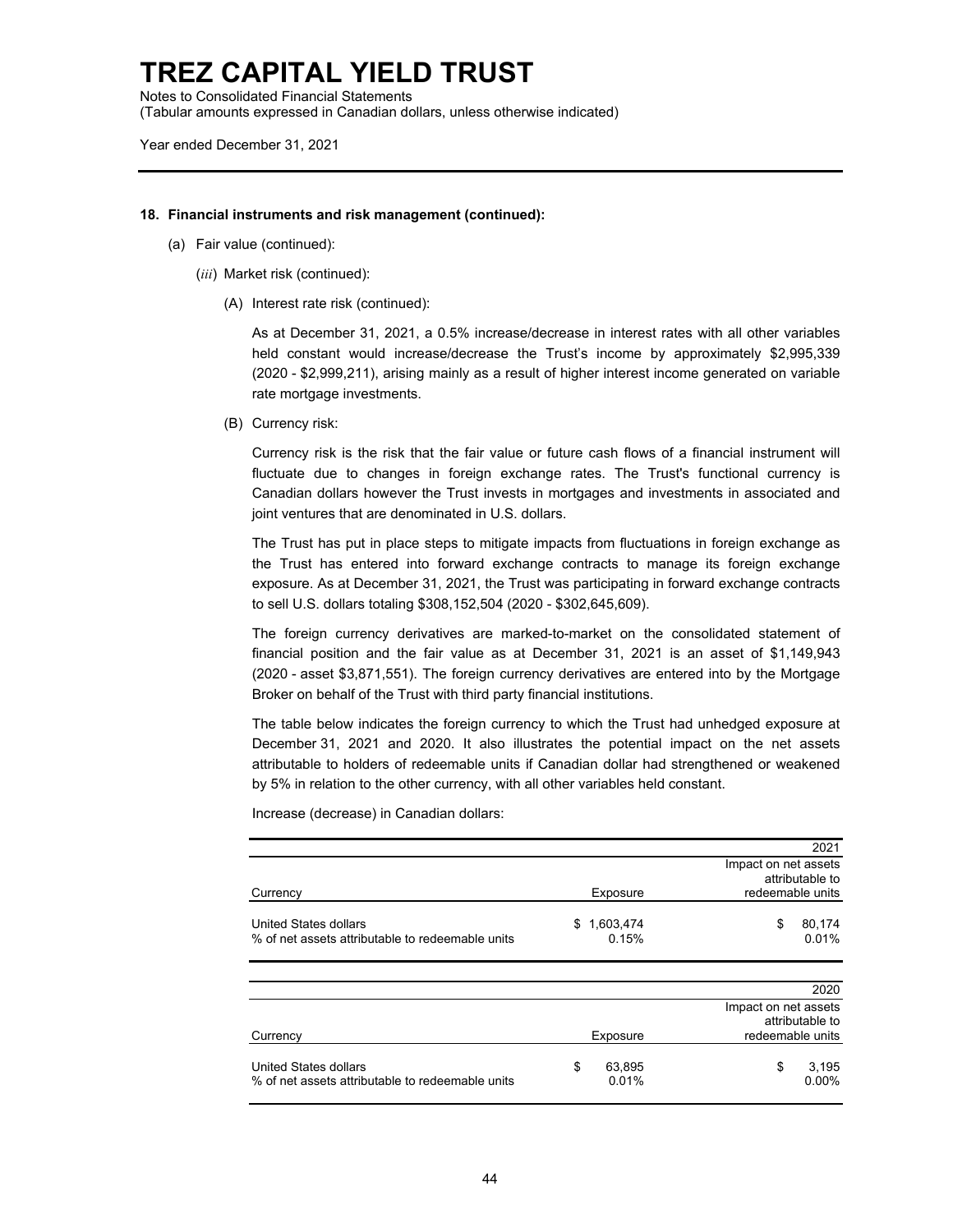# TREZ CAPITAL YIELD TRUST

Notes to Consolidated Financial Statements
(Tabular amounts expressed in Canadian dollars, unless otherwise indicated)

Year ended December 31, 2021

**18. Financial instruments and risk management (continued):**

(a) Fair value (continued):

(*iii*) Market risk (continued):

(A) Interest rate risk (continued):

As at December 31, 2021, a 0.5% increase/decrease in interest rates with all other variables held constant would increase/decrease the Trust's income by approximately $2,995,339 (2020 - $2,999,211), arising mainly as a result of higher interest income generated on variable rate mortgage investments.

(B) Currency risk:

Currency risk is the risk that the fair value or future cash flows of a financial instrument will fluctuate due to changes in foreign exchange rates. The Trust's functional currency is Canadian dollars however the Trust invests in mortgages and investments in associated and joint ventures that are denominated in U.S. dollars.

The Trust has put in place steps to mitigate impacts from fluctuations in foreign exchange as the Trust has entered into forward exchange contracts to manage its foreign exchange exposure. As at December 31, 2021, the Trust was participating in forward exchange contracts to sell U.S. dollars totaling $308,152,504 (2020 - $302,645,609).

The foreign currency derivatives are marked-to-market on the consolidated statement of financial position and the fair value as at December 31, 2021 is an asset of $1,149,943 (2020 - asset $3,871,551). The foreign currency derivatives are entered into by the Mortgage Broker on behalf of the Trust with third party financial institutions.

The table below indicates the foreign currency to which the Trust had unhedged exposure at December 31, 2021 and 2020. It also illustrates the potential impact on the net assets attributable to holders of redeemable units if Canadian dollar had strengthened or weakened by 5% in relation to the other currency, with all other variables held constant.

Increase (decrease) in Canadian dollars:

| | | 2021 |
|---|---|---|
| Currency | Exposure | Impact on net assets attributable to redeemable units |
| United States dollars | $ 1,603,474 | $ 80,174 |
| % of net assets attributable to redeemable units | 0.15% | 0.01% |

| | | 2020 |
|---|---|---|
| Currency | Exposure | Impact on net assets attributable to redeemable units |
| United States dollars | $ 63,895 | $ 3,195 |
| % of net assets attributable to redeemable units | 0.01% | 0.00% |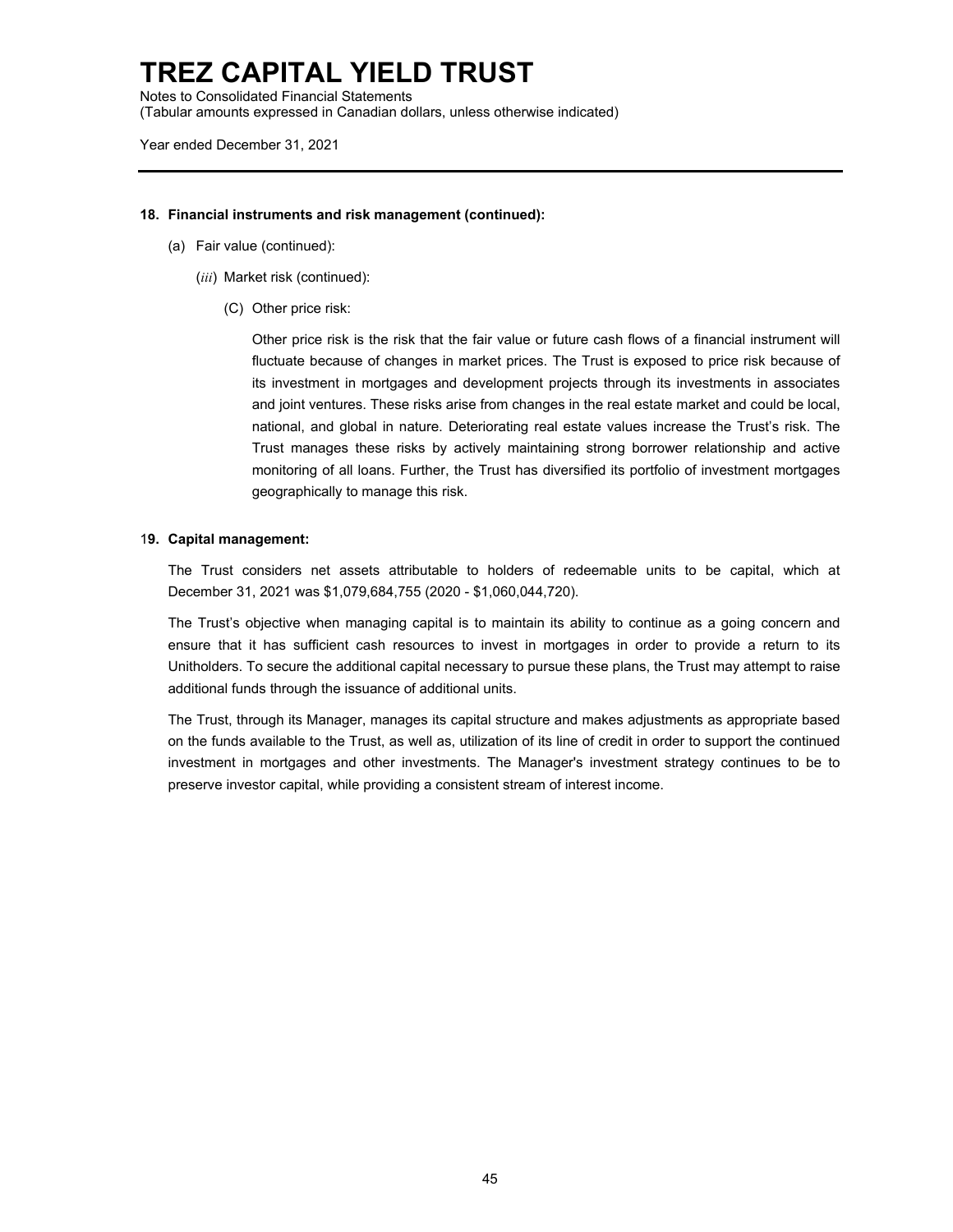**18. Financial instruments and risk management (continued):**

(a) Fair value (continued):

(*iii*) Market risk (continued):

(C) Other price risk:

Other price risk is the risk that the fair value or future cash flows of a financial instrument will fluctuate because of changes in market prices. The Trust is exposed to price risk because of its investment in mortgages and development projects through its investments in associates and joint ventures. These risks arise from changes in the real estate market and could be local, national, and global in nature. Deteriorating real estate values increase the Trust's risk. The Trust manages these risks by actively maintaining strong borrower relationship and active monitoring of all loans. Further, the Trust has diversified its portfolio of investment mortgages geographically to manage this risk.

**19. Capital management:**

The Trust considers net assets attributable to holders of redeemable units to be capital, which at December 31, 2021 was $1,079,684,755 (2020 - $1,060,044,720).

The Trust's objective when managing capital is to maintain its ability to continue as a going concern and ensure that it has sufficient cash resources to invest in mortgages in order to provide a return to its Unitholders. To secure the additional capital necessary to pursue these plans, the Trust may attempt to raise additional funds through the issuance of additional units.

The Trust, through its Manager, manages its capital structure and makes adjustments as appropriate based on the funds available to the Trust, as well as, utilization of its line of credit in order to support the continued investment in mortgages and other investments. The Manager's investment strategy continues to be to preserve investor capital, while providing a consistent stream of interest income.